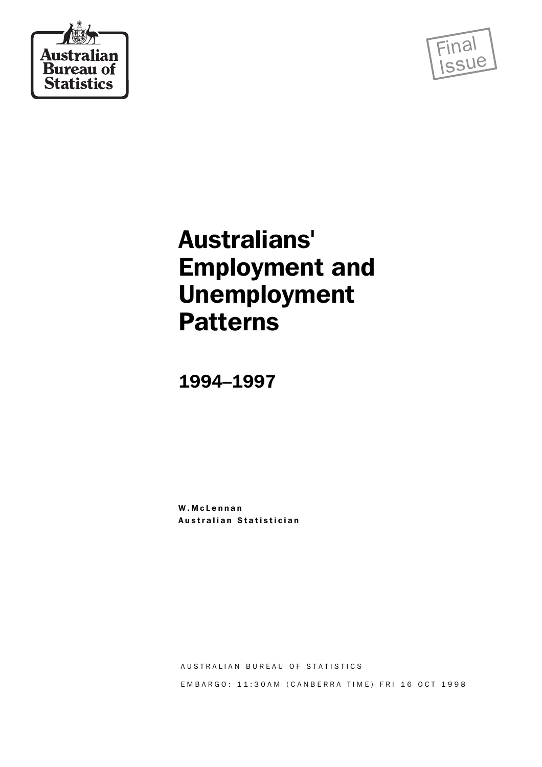Australian Bureau of Statistics

Final Issue

# Australians' Employment and Unemployment Patterns

## 1994–1997

**W. McLennan**
**Australian Statistician**

AUSTRALIAN BUREAU OF STATISTICS

EMBARGO: 11:30AM (CANBERRA TIME) FRI 16 OCT 1998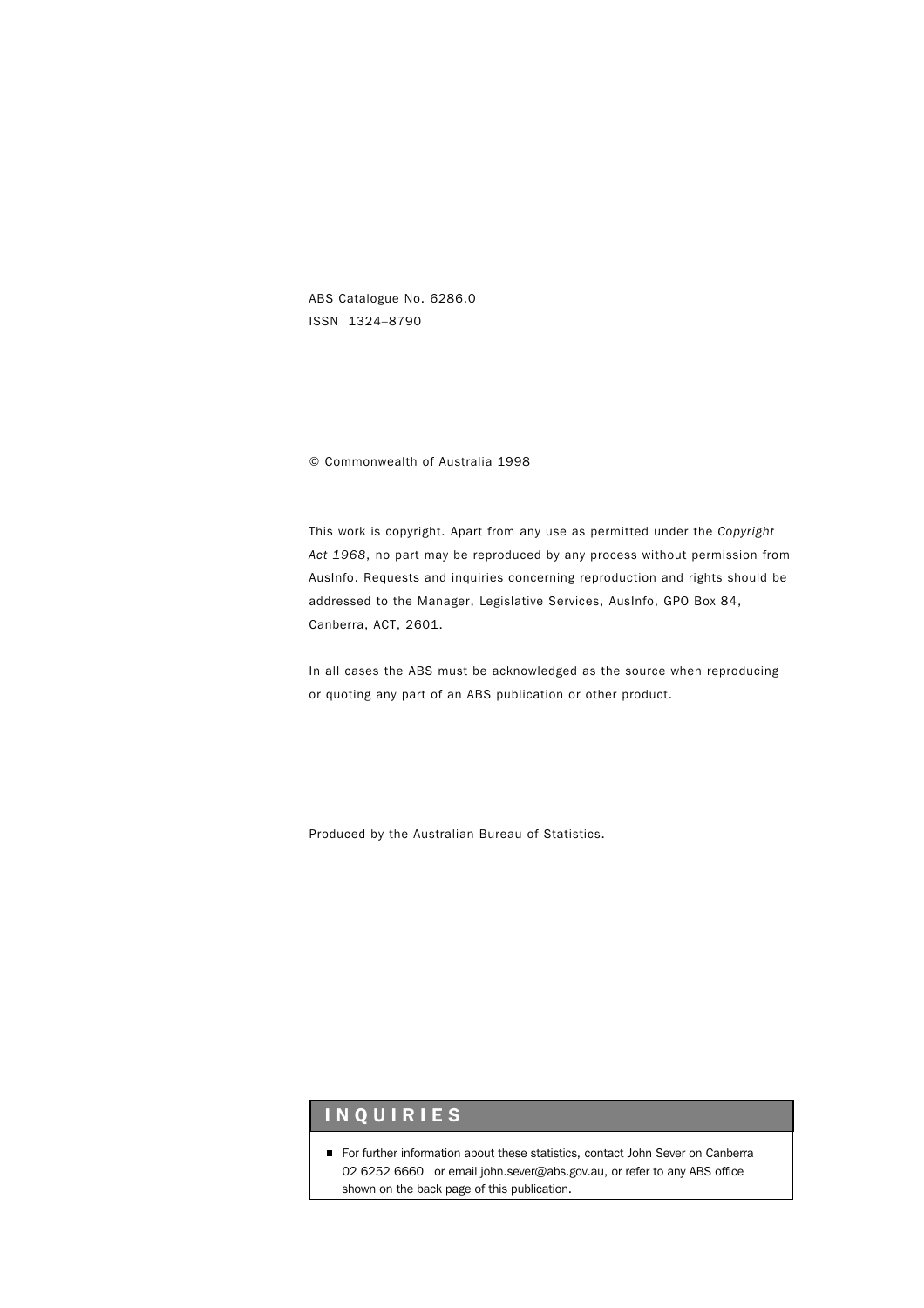ABS Catalogue No. 6286.0
ISSN 1324–8790

© Commonwealth of Australia 1998

This work is copyright. Apart from any use as permitted under the *Copyright Act 1968*, no part may be reproduced by any process without permission from AusInfo. Requests and inquiries concerning reproduction and rights should be addressed to the Manager, Legislative Services, AusInfo, GPO Box 84, Canberra, ACT, 2601.

In all cases the ABS must be acknowledged as the source when reproducing or quoting any part of an ABS publication or other product.

Produced by the Australian Bureau of Statistics.

## INQUIRIES

- For further information about these statistics, contact John Sever on Canberra 02 6252 6660 or email john.sever@abs.gov.au, or refer to any ABS office shown on the back page of this publication.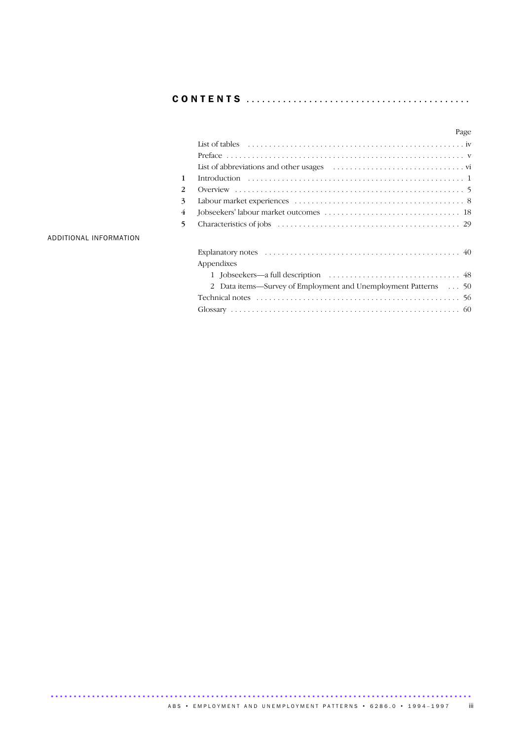# CONTENTS

| | | Page |
|---|---|---|
| | List of tables | iv |
| | Preface | v |
| | List of abbreviations and other usages | vi |
| 1 | Introduction | 1 |
| 2 | Overview | 5 |
| 3 | Labour market experiences | 8 |
| 4 | Jobseekers' labour market outcomes | 18 |
| 5 | Characteristics of jobs | 29 |

## ADDITIONAL INFORMATION

| | Page |
|---|---|
| Explanatory notes | 40 |
| Appendixes | |
| 1 Jobseekers—a full description | 48 |
| 2 Data items—Survey of Employment and Unemployment Patterns | 50 |
| Technical notes | 56 |
| Glossary | 60 |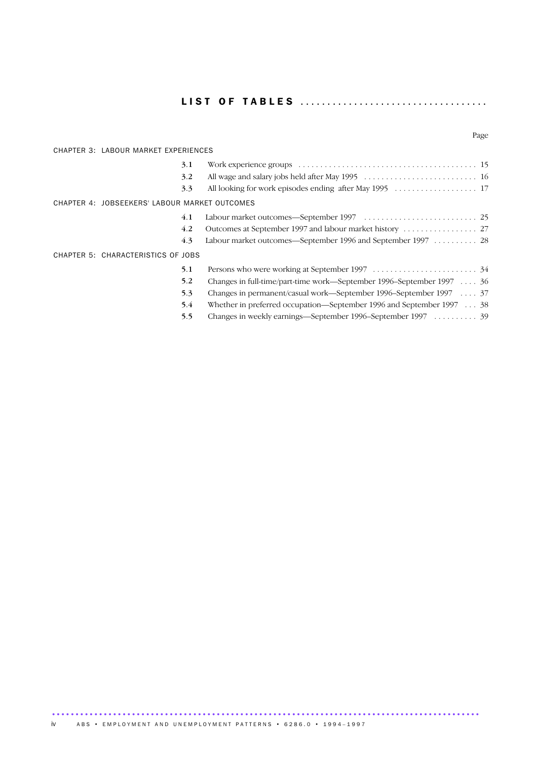# LIST OF TABLES

| | | Page |
|---|---|---|
| **CHAPTER 3: LABOUR MARKET EXPERIENCES** | | |
| 3.1 | Work experience groups | 15 |
| 3.2 | All wage and salary jobs held after May 1995 | 16 |
| 3.3 | All looking for work episodes ending after May 1995 | 17 |
| **CHAPTER 4: JOBSEEKERS' LABOUR MARKET OUTCOMES** | | |
| 4.1 | Labour market outcomes—September 1997 | 25 |
| 4.2 | Outcomes at September 1997 and labour market history | 27 |
| 4.3 | Labour market outcomes—September 1996 and September 1997 | 28 |
| **CHAPTER 5: CHARACTERISTICS OF JOBS** | | |
| 5.1 | Persons who were working at September 1997 | 34 |
| 5.2 | Changes in full-time/part-time work—September 1996–September 1997 | 36 |
| 5.3 | Changes in permanent/casual work—September 1996–September 1997 | 37 |
| 5.4 | Whether in preferred occupation—September 1996 and September 1997 | 38 |
| 5.5 | Changes in weekly earnings—September 1996–September 1997 | 39 |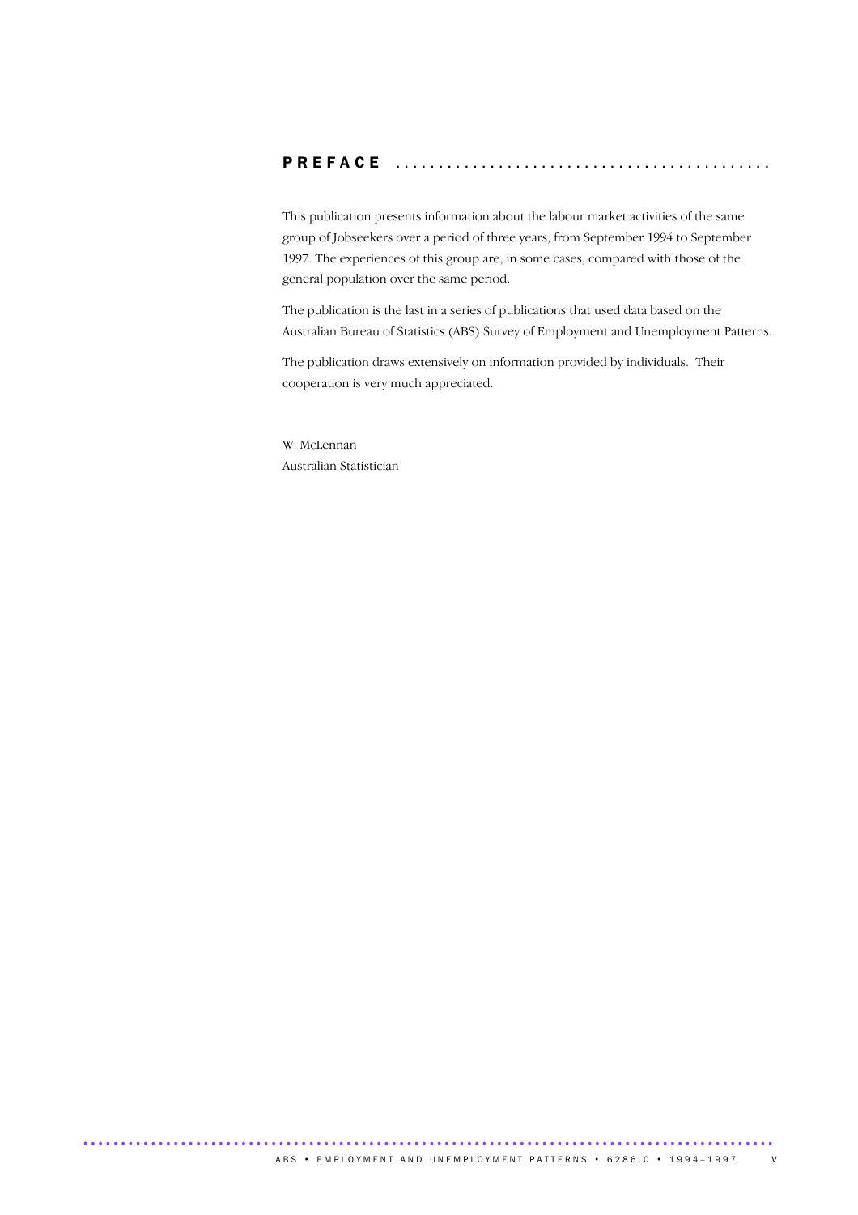# PREFACE

This publication presents information about the labour market activities of the same group of Jobseekers over a period of three years, from September 1994 to September 1997. The experiences of this group are, in some cases, compared with those of the general population over the same period.

The publication is the last in a series of publications that used data based on the Australian Bureau of Statistics (ABS) Survey of Employment and Unemployment Patterns.

The publication draws extensively on information provided by individuals. Their cooperation is very much appreciated.

W. McLennan
Australian Statistician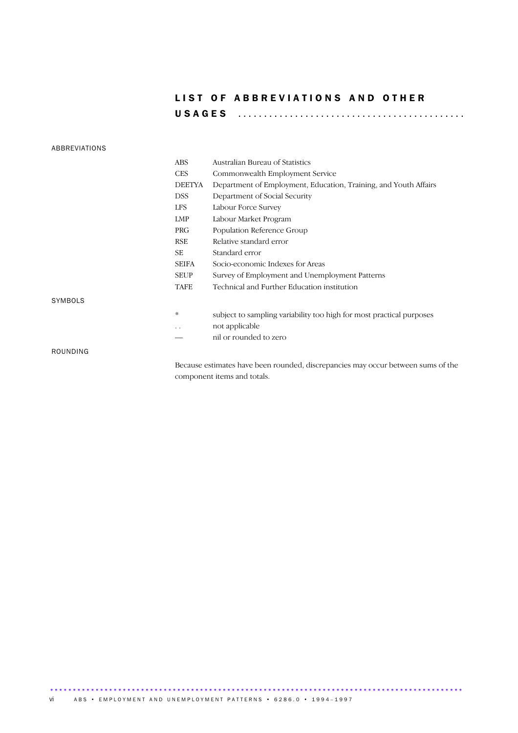# LIST OF ABBREVIATIONS AND OTHER USAGES

## ABBREVIATIONS

| | |
|---|---|
| ABS | Australian Bureau of Statistics |
| CES | Commonwealth Employment Service |
| DEETYA | Department of Employment, Education, Training, and Youth Affairs |
| DSS | Department of Social Security |
| LFS | Labour Force Survey |
| LMP | Labour Market Program |
| PRG | Population Reference Group |
| RSE | Relative standard error |
| SE | Standard error |
| SEIFA | Socio-economic Indexes for Areas |
| SEUP | Survey of Employment and Unemployment Patterns |
| TAFE | Technical and Further Education institution |

## SYMBOLS

| | |
|---|---|
| * | subject to sampling variability too high for most practical purposes |
| .. | not applicable |
| — | nil or rounded to zero |

## ROUNDING

Because estimates have been rounded, discrepancies may occur between sums of the component items and totals.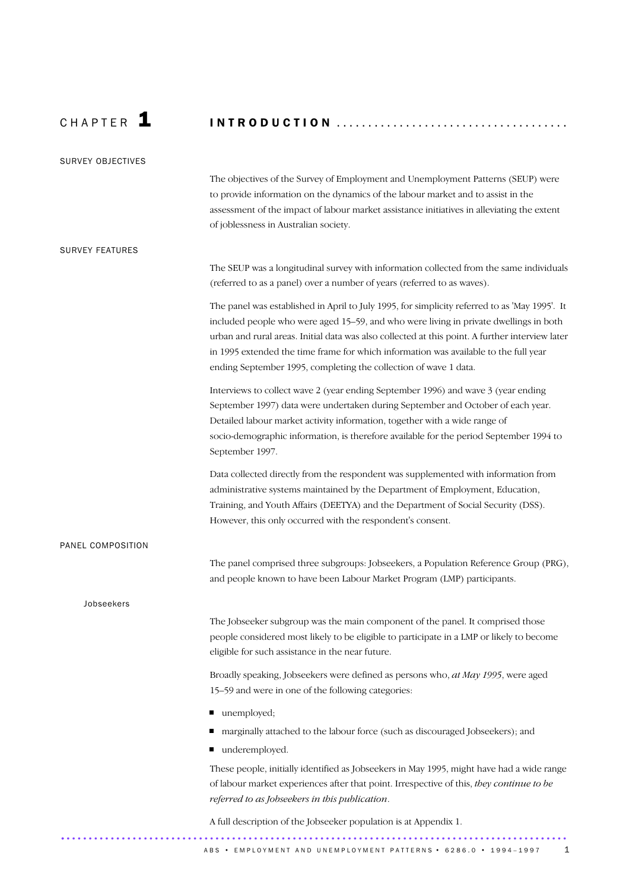# CHAPTER 1 INTRODUCTION

## SURVEY OBJECTIVES

The objectives of the Survey of Employment and Unemployment Patterns (SEUP) were to provide information on the dynamics of the labour market and to assist in the assessment of the impact of labour market assistance initiatives in alleviating the extent of joblessness in Australian society.

## SURVEY FEATURES

The SEUP was a longitudinal survey with information collected from the same individuals (referred to as a panel) over a number of years (referred to as waves).

The panel was established in April to July 1995, for simplicity referred to as 'May 1995'. It included people who were aged 15–59, and who were living in private dwellings in both urban and rural areas. Initial data was also collected at this point. A further interview later in 1995 extended the time frame for which information was available to the full year ending September 1995, completing the collection of wave 1 data.

Interviews to collect wave 2 (year ending September 1996) and wave 3 (year ending September 1997) data were undertaken during September and October of each year. Detailed labour market activity information, together with a wide range of socio-demographic information, is therefore available for the period September 1994 to September 1997.

Data collected directly from the respondent was supplemented with information from administrative systems maintained by the Department of Employment, Education, Training, and Youth Affairs (DEETYA) and the Department of Social Security (DSS). However, this only occurred with the respondent's consent.

## PANEL COMPOSITION

The panel comprised three subgroups: Jobseekers, a Population Reference Group (PRG), and people known to have been Labour Market Program (LMP) participants.

### Jobseekers

The Jobseeker subgroup was the main component of the panel. It comprised those people considered most likely to be eligible to participate in a LMP or likely to become eligible for such assistance in the near future.

Broadly speaking, Jobseekers were defined as persons who, *at May 1995*, were aged 15–59 and were in one of the following categories:

- unemployed;
- marginally attached to the labour force (such as discouraged Jobseekers); and
- underemployed.

These people, initially identified as Jobseekers in May 1995, might have had a wide range of labour market experiences after that point. Irrespective of this, *they continue to be referred to as Jobseekers in this publication*.

A full description of the Jobseeker population is at Appendix 1.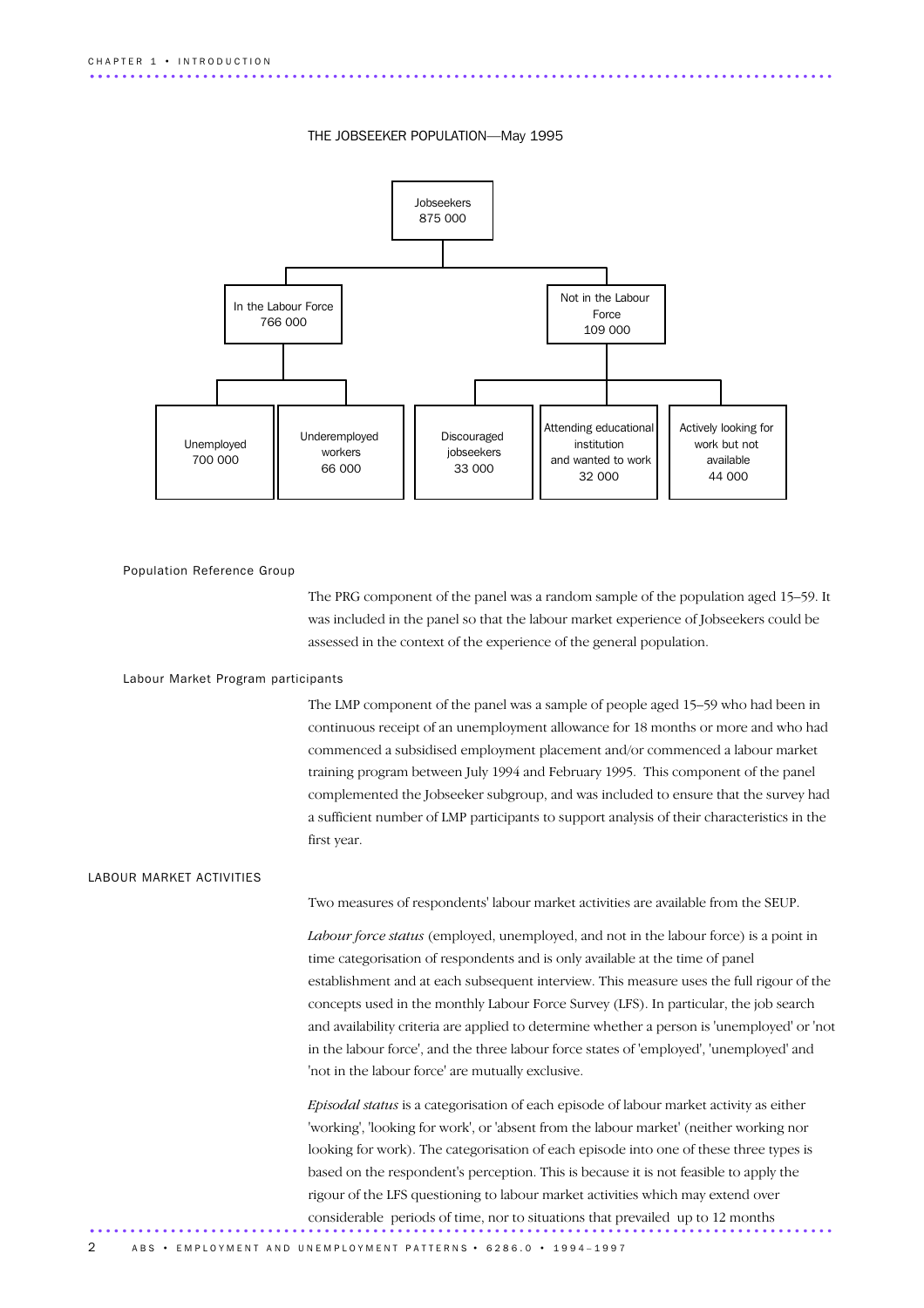THE JOBSEEKER POPULATION—May 1995

- Jobseekers 875 000
  - In the Labour Force 766 000
    - Unemployed 700 000
    - Underemployed workers 66 000
  - Not in the Labour Force 109 000
    - Discouraged jobseekers 33 000
    - Attending educational institution and wanted to work 32 000
    - Actively looking for work but not available 44 000

### Population Reference Group

The PRG component of the panel was a random sample of the population aged 15–59. It was included in the panel so that the labour market experience of Jobseekers could be assessed in the context of the experience of the general population.

### Labour Market Program participants

The LMP component of the panel was a sample of people aged 15–59 who had been in continuous receipt of an unemployment allowance for 18 months or more and who had commenced a subsidised employment placement and/or commenced a labour market training program between July 1994 and February 1995. This component of the panel complemented the Jobseeker subgroup, and was included to ensure that the survey had a sufficient number of LMP participants to support analysis of their characteristics in the first year.

## LABOUR MARKET ACTIVITIES

Two measures of respondents' labour market activities are available from the SEUP.

*Labour force status* (employed, unemployed, and not in the labour force) is a point in time categorisation of respondents and is only available at the time of panel establishment and at each subsequent interview. This measure uses the full rigour of the concepts used in the monthly Labour Force Survey (LFS). In particular, the job search and availability criteria are applied to determine whether a person is 'unemployed' or 'not in the labour force', and the three labour force states of 'employed', 'unemployed' and 'not in the labour force' are mutually exclusive.

*Episodal status* is a categorisation of each episode of labour market activity as either 'working', 'looking for work', or 'absent from the labour market' (neither working nor looking for work). The categorisation of each episode into one of these three types is based on the respondent's perception. This is because it is not feasible to apply the rigour of the LFS questioning to labour market activities which may extend over considerable periods of time, nor to situations that prevailed up to 12 months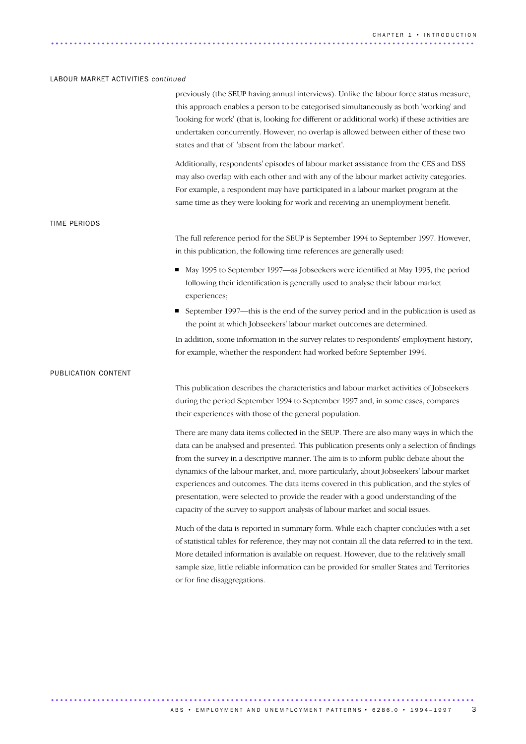## LABOUR MARKET ACTIVITIES *continued*

previously (the SEUP having annual interviews). Unlike the labour force status measure, this approach enables a person to be categorised simultaneously as both 'working' and 'looking for work' (that is, looking for different or additional work) if these activities are undertaken concurrently. However, no overlap is allowed between either of these two states and that of 'absent from the labour market'.

Additionally, respondents' episodes of labour market assistance from the CES and DSS may also overlap with each other and with any of the labour market activity categories. For example, a respondent may have participated in a labour market program at the same time as they were looking for work and receiving an unemployment benefit.

## TIME PERIODS

The full reference period for the SEUP is September 1994 to September 1997. However, in this publication, the following time references are generally used:

- May 1995 to September 1997—as Jobseekers were identified at May 1995, the period following their identification is generally used to analyse their labour market experiences;
- September 1997—this is the end of the survey period and in the publication is used as the point at which Jobseekers' labour market outcomes are determined.

In addition, some information in the survey relates to respondents' employment history, for example, whether the respondent had worked before September 1994.

## PUBLICATION CONTENT

This publication describes the characteristics and labour market activities of Jobseekers during the period September 1994 to September 1997 and, in some cases, compares their experiences with those of the general population.

There are many data items collected in the SEUP. There are also many ways in which the data can be analysed and presented. This publication presents only a selection of findings from the survey in a descriptive manner. The aim is to inform public debate about the dynamics of the labour market, and, more particularly, about Jobseekers' labour market experiences and outcomes. The data items covered in this publication, and the styles of presentation, were selected to provide the reader with a good understanding of the capacity of the survey to support analysis of labour market and social issues.

Much of the data is reported in summary form. While each chapter concludes with a set of statistical tables for reference, they may not contain all the data referred to in the text. More detailed information is available on request. However, due to the relatively small sample size, little reliable information can be provided for smaller States and Territories or for fine disaggregations.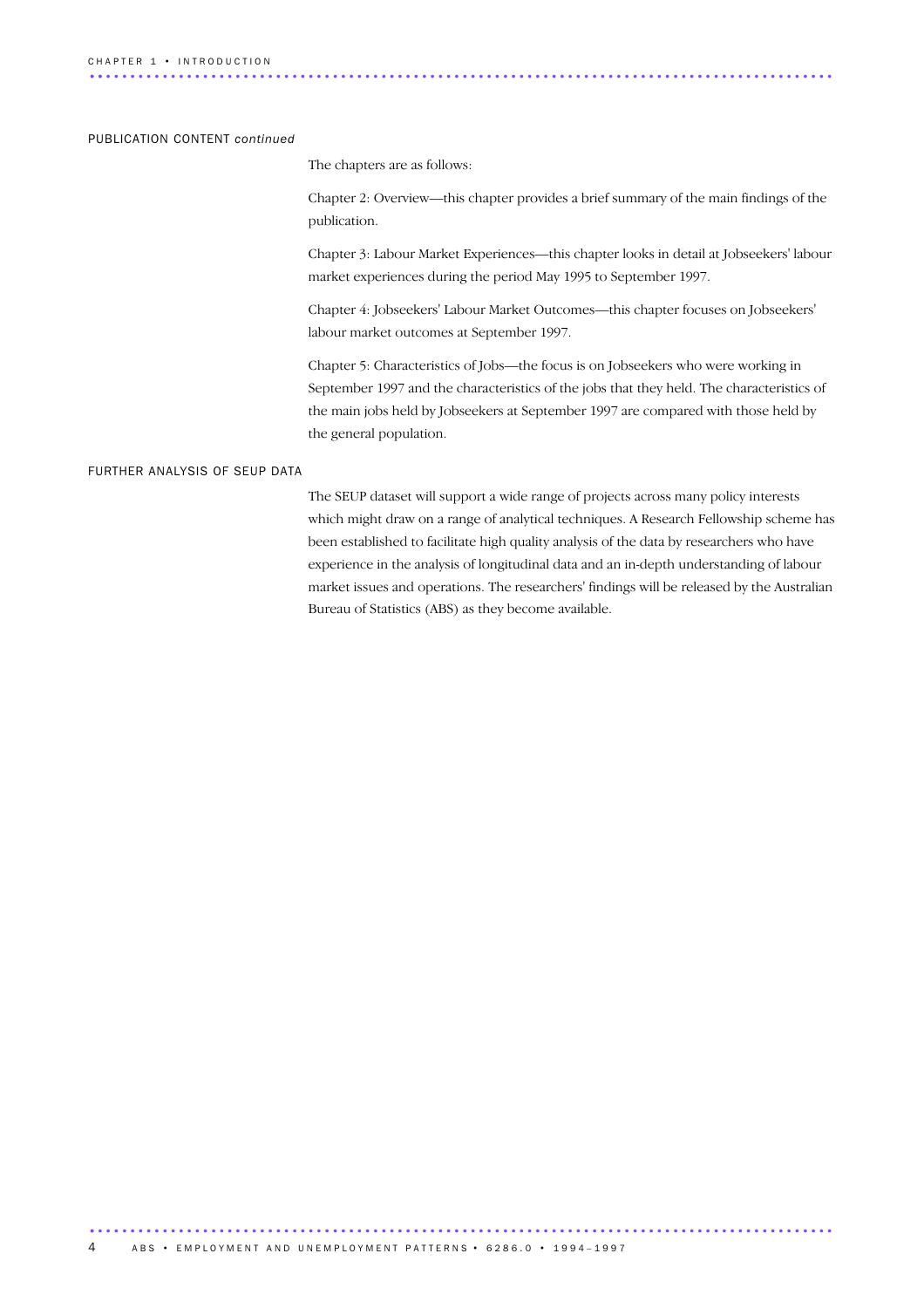## PUBLICATION CONTENT *continued*

The chapters are as follows:

Chapter 2: Overview—this chapter provides a brief summary of the main findings of the publication.

Chapter 3: Labour Market Experiences—this chapter looks in detail at Jobseekers' labour market experiences during the period May 1995 to September 1997.

Chapter 4: Jobseekers' Labour Market Outcomes—this chapter focuses on Jobseekers' labour market outcomes at September 1997.

Chapter 5: Characteristics of Jobs—the focus is on Jobseekers who were working in September 1997 and the characteristics of the jobs that they held. The characteristics of the main jobs held by Jobseekers at September 1997 are compared with those held by the general population.

## FURTHER ANALYSIS OF SEUP DATA

The SEUP dataset will support a wide range of projects across many policy interests which might draw on a range of analytical techniques. A Research Fellowship scheme has been established to facilitate high quality analysis of the data by researchers who have experience in the analysis of longitudinal data and an in-depth understanding of labour market issues and operations. The researchers' findings will be released by the Australian Bureau of Statistics (ABS) as they become available.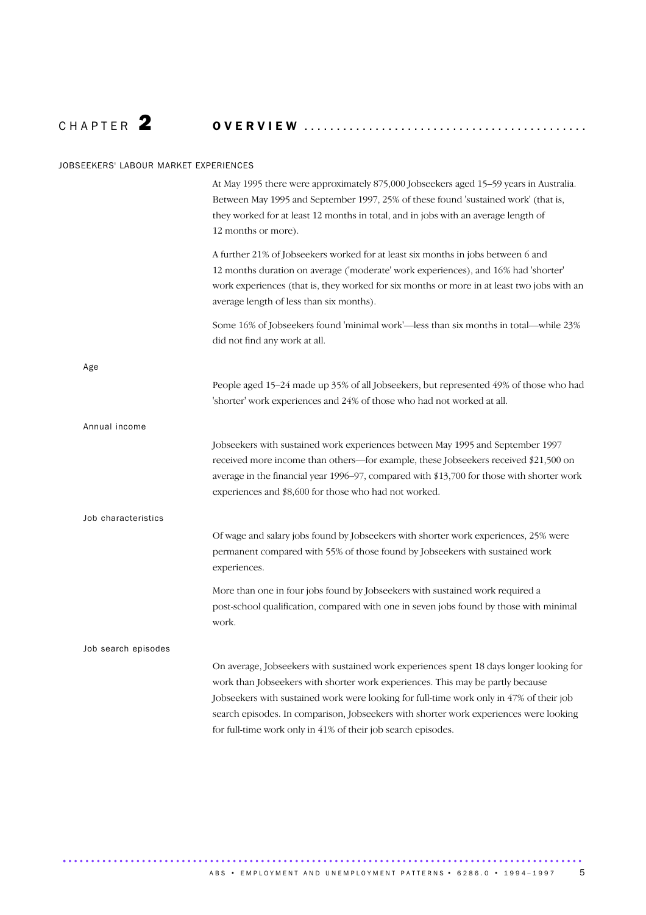# CHAPTER 2 OVERVIEW

## JOBSEEKERS' LABOUR MARKET EXPERIENCES

At May 1995 there were approximately 875,000 Jobseekers aged 15–59 years in Australia. Between May 1995 and September 1997, 25% of these found 'sustained work' (that is, they worked for at least 12 months in total, and in jobs with an average length of 12 months or more).

A further 21% of Jobseekers worked for at least six months in jobs between 6 and 12 months duration on average ('moderate' work experiences), and 16% had 'shorter' work experiences (that is, they worked for six months or more in at least two jobs with an average length of less than six months).

Some 16% of Jobseekers found 'minimal work'—less than six months in total—while 23% did not find any work at all.

### Age

People aged 15–24 made up 35% of all Jobseekers, but represented 49% of those who had 'shorter' work experiences and 24% of those who had not worked at all.

### Annual income

Jobseekers with sustained work experiences between May 1995 and September 1997 received more income than others—for example, these Jobseekers received $21,500 on average in the financial year 1996–97, compared with $13,700 for those with shorter work experiences and $8,600 for those who had not worked.

### Job characteristics

Of wage and salary jobs found by Jobseekers with shorter work experiences, 25% were permanent compared with 55% of those found by Jobseekers with sustained work experiences.

More than one in four jobs found by Jobseekers with sustained work required a post-school qualification, compared with one in seven jobs found by those with minimal work.

### Job search episodes

On average, Jobseekers with sustained work experiences spent 18 days longer looking for work than Jobseekers with shorter work experiences. This may be partly because Jobseekers with sustained work were looking for full-time work only in 47% of their job search episodes. In comparison, Jobseekers with shorter work experiences were looking for full-time work only in 41% of their job search episodes.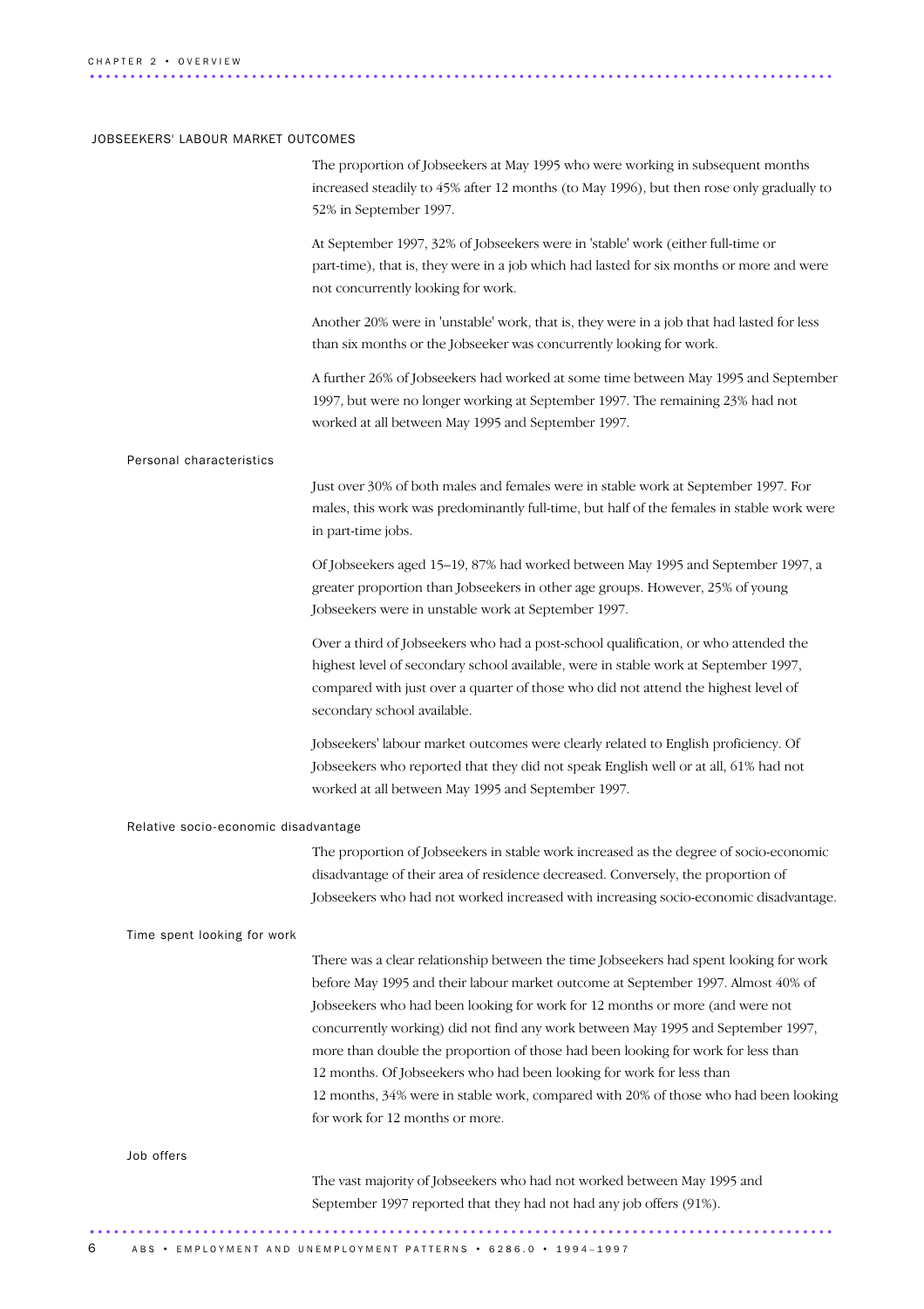## JOBSEEKERS' LABOUR MARKET OUTCOMES

The proportion of Jobseekers at May 1995 who were working in subsequent months increased steadily to 45% after 12 months (to May 1996), but then rose only gradually to 52% in September 1997.

At September 1997, 32% of Jobseekers were in 'stable' work (either full-time or part-time), that is, they were in a job which had lasted for six months or more and were not concurrently looking for work.

Another 20% were in 'unstable' work, that is, they were in a job that had lasted for less than six months or the Jobseeker was concurrently looking for work.

A further 26% of Jobseekers had worked at some time between May 1995 and September 1997, but were no longer working at September 1997. The remaining 23% had not worked at all between May 1995 and September 1997.

### Personal characteristics

Just over 30% of both males and females were in stable work at September 1997. For males, this work was predominantly full-time, but half of the females in stable work were in part-time jobs.

Of Jobseekers aged 15–19, 87% had worked between May 1995 and September 1997, a greater proportion than Jobseekers in other age groups. However, 25% of young Jobseekers were in unstable work at September 1997.

Over a third of Jobseekers who had a post-school qualification, or who attended the highest level of secondary school available, were in stable work at September 1997, compared with just over a quarter of those who did not attend the highest level of secondary school available.

Jobseekers' labour market outcomes were clearly related to English proficiency. Of Jobseekers who reported that they did not speak English well or at all, 61% had not worked at all between May 1995 and September 1997.

### Relative socio-economic disadvantage

The proportion of Jobseekers in stable work increased as the degree of socio-economic disadvantage of their area of residence decreased. Conversely, the proportion of Jobseekers who had not worked increased with increasing socio-economic disadvantage.

### Time spent looking for work

There was a clear relationship between the time Jobseekers had spent looking for work before May 1995 and their labour market outcome at September 1997. Almost 40% of Jobseekers who had been looking for work for 12 months or more (and were not concurrently working) did not find any work between May 1995 and September 1997, more than double the proportion of those had been looking for work for less than 12 months. Of Jobseekers who had been looking for work for less than 12 months, 34% were in stable work, compared with 20% of those who had been looking for work for 12 months or more.

### Job offers

The vast majority of Jobseekers who had not worked between May 1995 and September 1997 reported that they had not had any job offers (91%).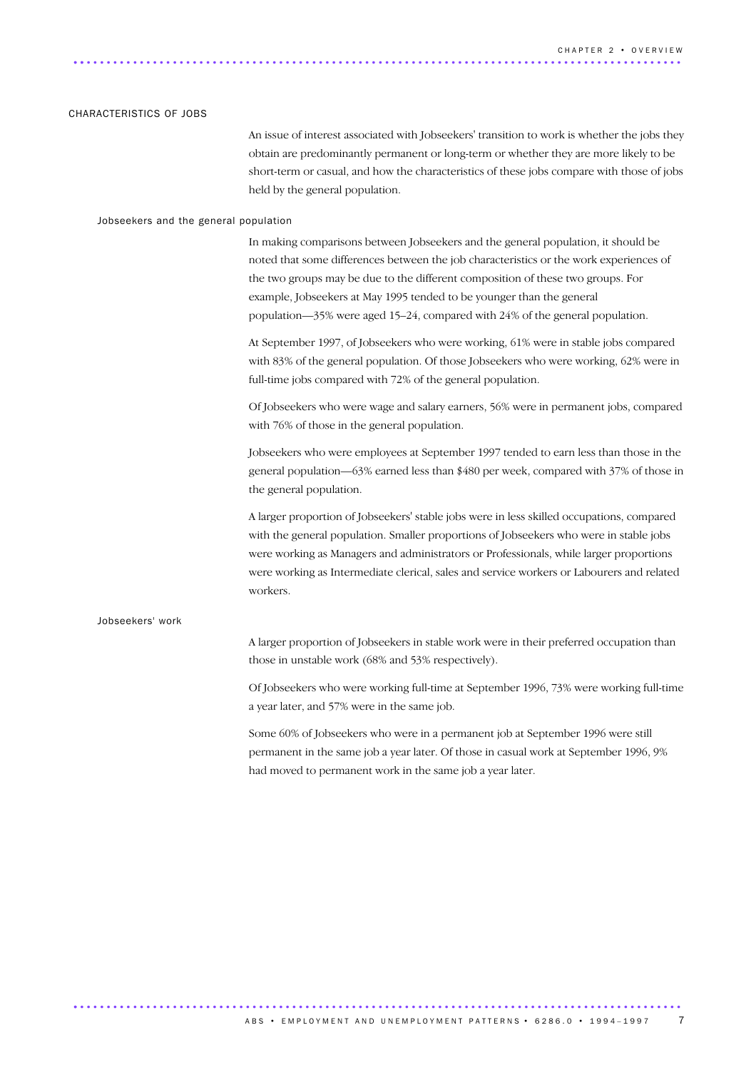## CHARACTERISTICS OF JOBS

An issue of interest associated with Jobseekers' transition to work is whether the jobs they obtain are predominantly permanent or long-term or whether they are more likely to be short-term or casual, and how the characteristics of these jobs compare with those of jobs held by the general population.

### Jobseekers and the general population

In making comparisons between Jobseekers and the general population, it should be noted that some differences between the job characteristics or the work experiences of the two groups may be due to the different composition of these two groups. For example, Jobseekers at May 1995 tended to be younger than the general population—35% were aged 15–24, compared with 24% of the general population.

At September 1997, of Jobseekers who were working, 61% were in stable jobs compared with 83% of the general population. Of those Jobseekers who were working, 62% were in full-time jobs compared with 72% of the general population.

Of Jobseekers who were wage and salary earners, 56% were in permanent jobs, compared with 76% of those in the general population.

Jobseekers who were employees at September 1997 tended to earn less than those in the general population—63% earned less than $480 per week, compared with 37% of those in the general population.

A larger proportion of Jobseekers' stable jobs were in less skilled occupations, compared with the general population. Smaller proportions of Jobseekers who were in stable jobs were working as Managers and administrators or Professionals, while larger proportions were working as Intermediate clerical, sales and service workers or Labourers and related workers.

### Jobseekers' work

A larger proportion of Jobseekers in stable work were in their preferred occupation than those in unstable work (68% and 53% respectively).

Of Jobseekers who were working full-time at September 1996, 73% were working full-time a year later, and 57% were in the same job.

Some 60% of Jobseekers who were in a permanent job at September 1996 were still permanent in the same job a year later. Of those in casual work at September 1996, 9% had moved to permanent work in the same job a year later.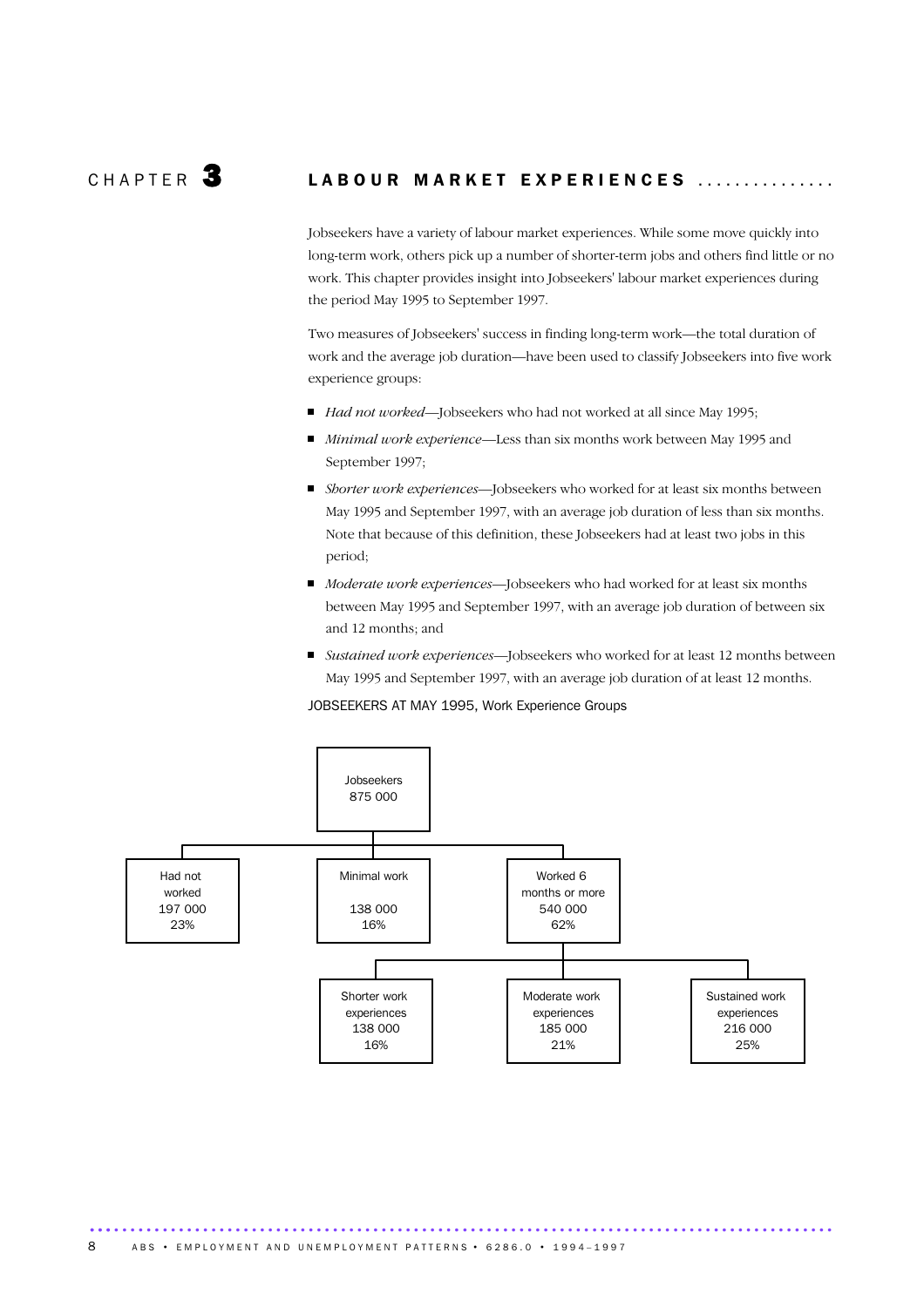# CHAPTER 3 LABOUR MARKET EXPERIENCES

Jobseekers have a variety of labour market experiences. While some move quickly into long-term work, others pick up a number of shorter-term jobs and others find little or no work. This chapter provides insight into Jobseekers' labour market experiences during the period May 1995 to September 1997.

Two measures of Jobseekers' success in finding long-term work—the total duration of work and the average job duration—have been used to classify Jobseekers into five work experience groups:

- *Had not worked*—Jobseekers who had not worked at all since May 1995;
- *Minimal work experience*—Less than six months work between May 1995 and September 1997;
- *Shorter work experiences*—Jobseekers who worked for at least six months between May 1995 and September 1997, with an average job duration of less than six months. Note that because of this definition, these Jobseekers had at least two jobs in this period;
- *Moderate work experiences*—Jobseekers who had worked for at least six months between May 1995 and September 1997, with an average job duration of between six and 12 months; and
- *Sustained work experiences*—Jobseekers who worked for at least 12 months between May 1995 and September 1997, with an average job duration of at least 12 months.

JOBSEEKERS AT MAY 1995, Work Experience Groups

- Jobseekers 875 000
  - Had not worked 197 000 23%
  - Minimal work 138 000 16%
  - Worked 6 months or more 540 000 62%
    - Shorter work experiences 138 000 16%
    - Moderate work experiences 185 000 21%
    - Sustained work experiences 216 000 25%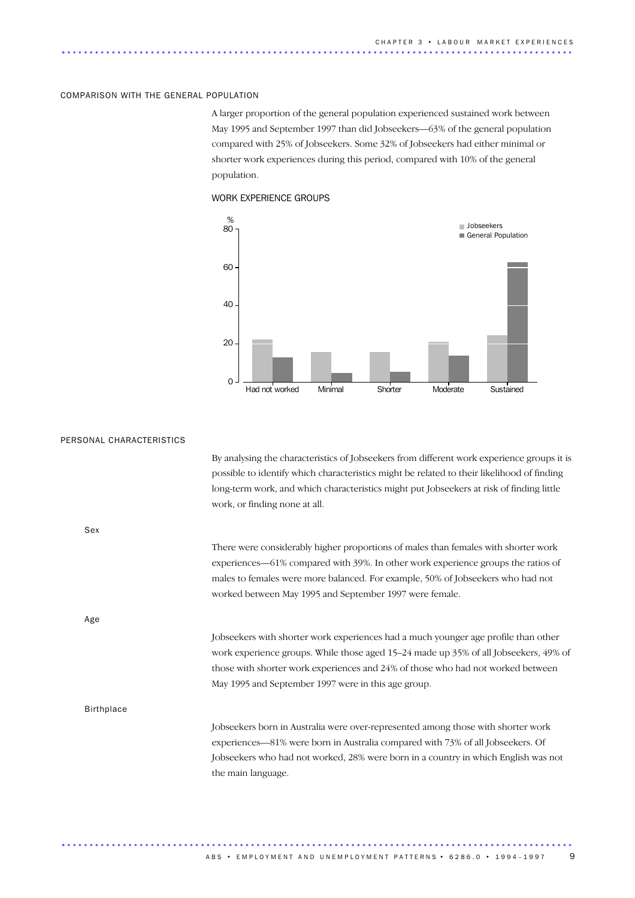## COMPARISON WITH THE GENERAL POPULATION

A larger proportion of the general population experienced sustained work between May 1995 and September 1997 than did Jobseekers—63% of the general population compared with 25% of Jobseekers. Some 32% of Jobseekers had either minimal or shorter work experiences during this period, compared with 10% of the general population.

WORK EXPERIENCE GROUPS

## PERSONAL CHARACTERISTICS

By analysing the characteristics of Jobseekers from different work experience groups it is possible to identify which characteristics might be related to their likelihood of finding long-term work, and which characteristics might put Jobseekers at risk of finding little work, or finding none at all.

### Sex

There were considerably higher proportions of males than females with shorter work experiences—61% compared with 39%. In other work experience groups the ratios of males to females were more balanced. For example, 50% of Jobseekers who had not worked between May 1995 and September 1997 were female.

### Age

Jobseekers with shorter work experiences had a much younger age profile than other work experience groups. While those aged 15–24 made up 35% of all Jobseekers, 49% of those with shorter work experiences and 24% of those who had not worked between May 1995 and September 1997 were in this age group.

### Birthplace

Jobseekers born in Australia were over-represented among those with shorter work experiences—81% were born in Australia compared with 73% of all Jobseekers. Of Jobseekers who had not worked, 28% were born in a country in which English was not the main language.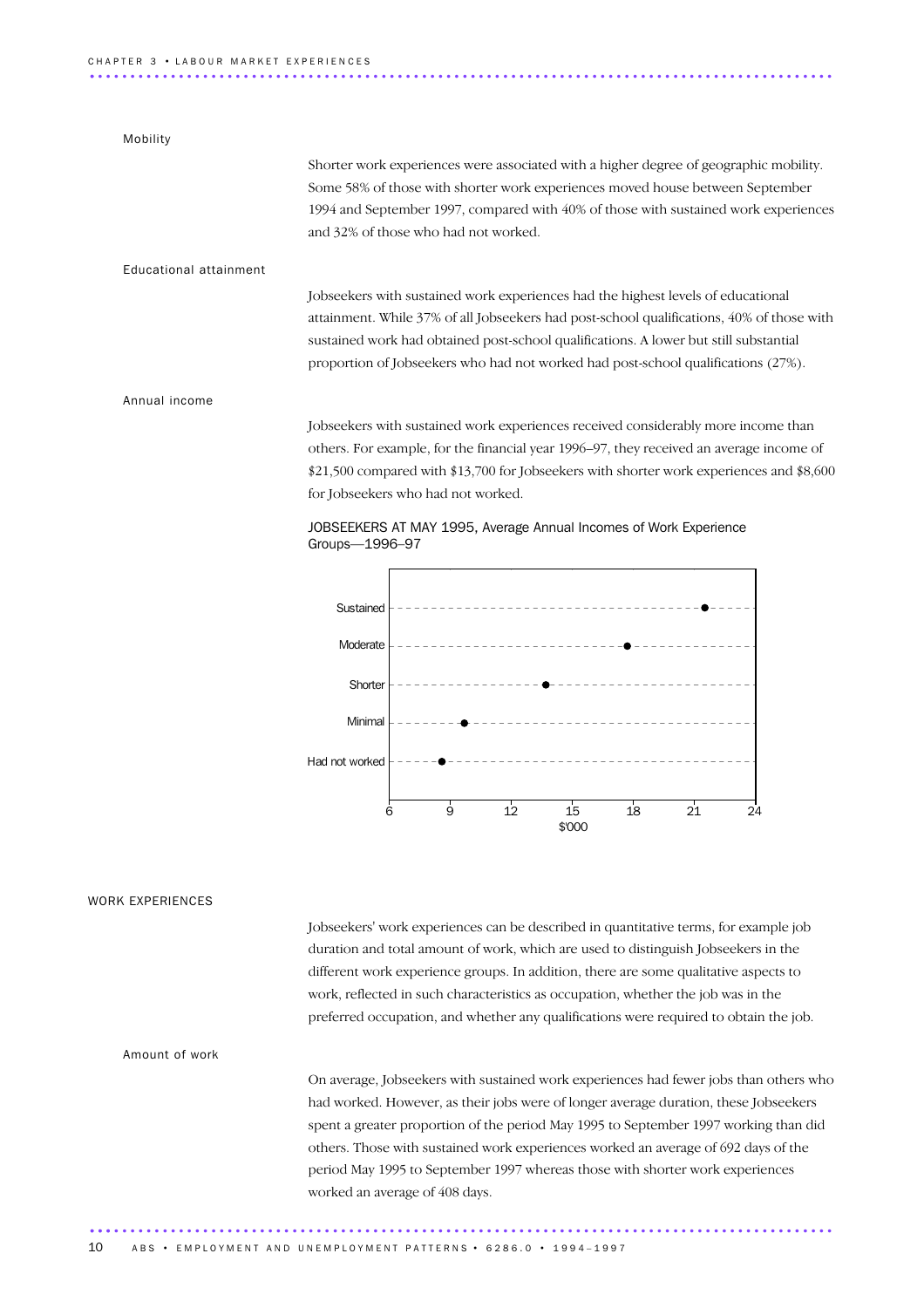### Mobility

Shorter work experiences were associated with a higher degree of geographic mobility. Some 58% of those with shorter work experiences moved house between September 1994 and September 1997, compared with 40% of those with sustained work experiences and 32% of those who had not worked.

### Educational attainment

Jobseekers with sustained work experiences had the highest levels of educational attainment. While 37% of all Jobseekers had post-school qualifications, 40% of those with sustained work had obtained post-school qualifications. A lower but still substantial proportion of Jobseekers who had not worked had post-school qualifications (27%).

### Annual income

Jobseekers with sustained work experiences received considerably more income than others. For example, for the financial year 1996–97, they received an average income of $21,500 compared with $13,700 for Jobseekers with shorter work experiences and $8,600 for Jobseekers who had not worked.

JOBSEEKERS AT MAY 1995, Average Annual Incomes of Work Experience Groups—1996–97

| Work experience group | Average annual income ($'000) |
|---|---|
| Sustained | 21.5 |
| Moderate | 17.7 |
| Shorter | 13.7 |
| Minimal | 9.7 |
| Had not worked | 8.6 |

## WORK EXPERIENCES

Jobseekers' work experiences can be described in quantitative terms, for example job duration and total amount of work, which are used to distinguish Jobseekers in the different work experience groups. In addition, there are some qualitative aspects to work, reflected in such characteristics as occupation, whether the job was in the preferred occupation, and whether any qualifications were required to obtain the job.

### Amount of work

On average, Jobseekers with sustained work experiences had fewer jobs than others who had worked. However, as their jobs were of longer average duration, these Jobseekers spent a greater proportion of the period May 1995 to September 1997 working than did others. Those with sustained work experiences worked an average of 692 days of the period May 1995 to September 1997 whereas those with shorter work experiences worked an average of 408 days.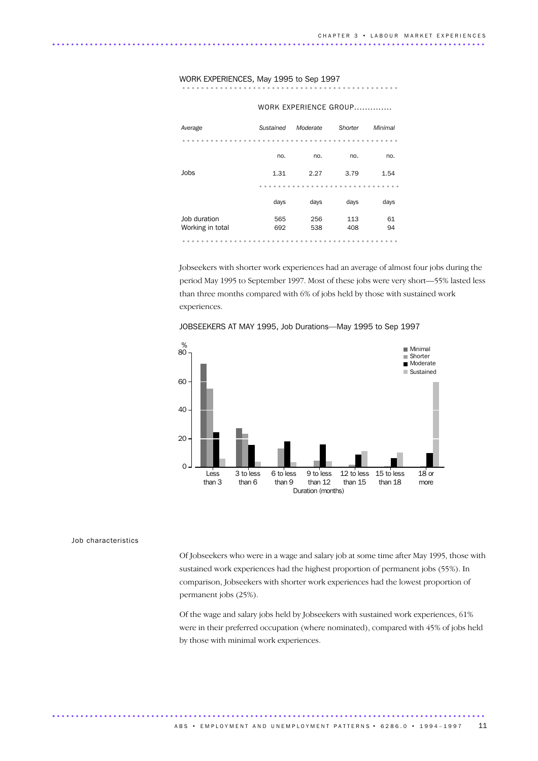## WORK EXPERIENCES, May 1995 to Sep 1997

| *Average* | WORK EXPERIENCE GROUP *Sustained* | *Moderate* | *Shorter* | *Minimal* |
|---|---|---|---|---|
| | no. | no. | no. | no. |
| Jobs | 1.31 | 2.27 | 3.79 | 1.54 |
| | days | days | days | days |
| Job duration | 565 | 256 | 113 | 61 |
| Working in total | 692 | 538 | 408 | 94 |

Jobseekers with shorter work experiences had an average of almost four jobs during the period May 1995 to September 1997. Most of these jobs were very short—55% lasted less than three months compared with 6% of jobs held by those with sustained work experiences.

JOBSEEKERS AT MAY 1995, Job Durations—May 1995 to Sep 1997

### Job characteristics

Of Jobseekers who were in a wage and salary job at some time after May 1995, those with sustained work experiences had the highest proportion of permanent jobs (55%). In comparison, Jobseekers with shorter work experiences had the lowest proportion of permanent jobs (25%).

Of the wage and salary jobs held by Jobseekers with sustained work experiences, 61% were in their preferred occupation (where nominated), compared with 45% of jobs held by those with minimal work experiences.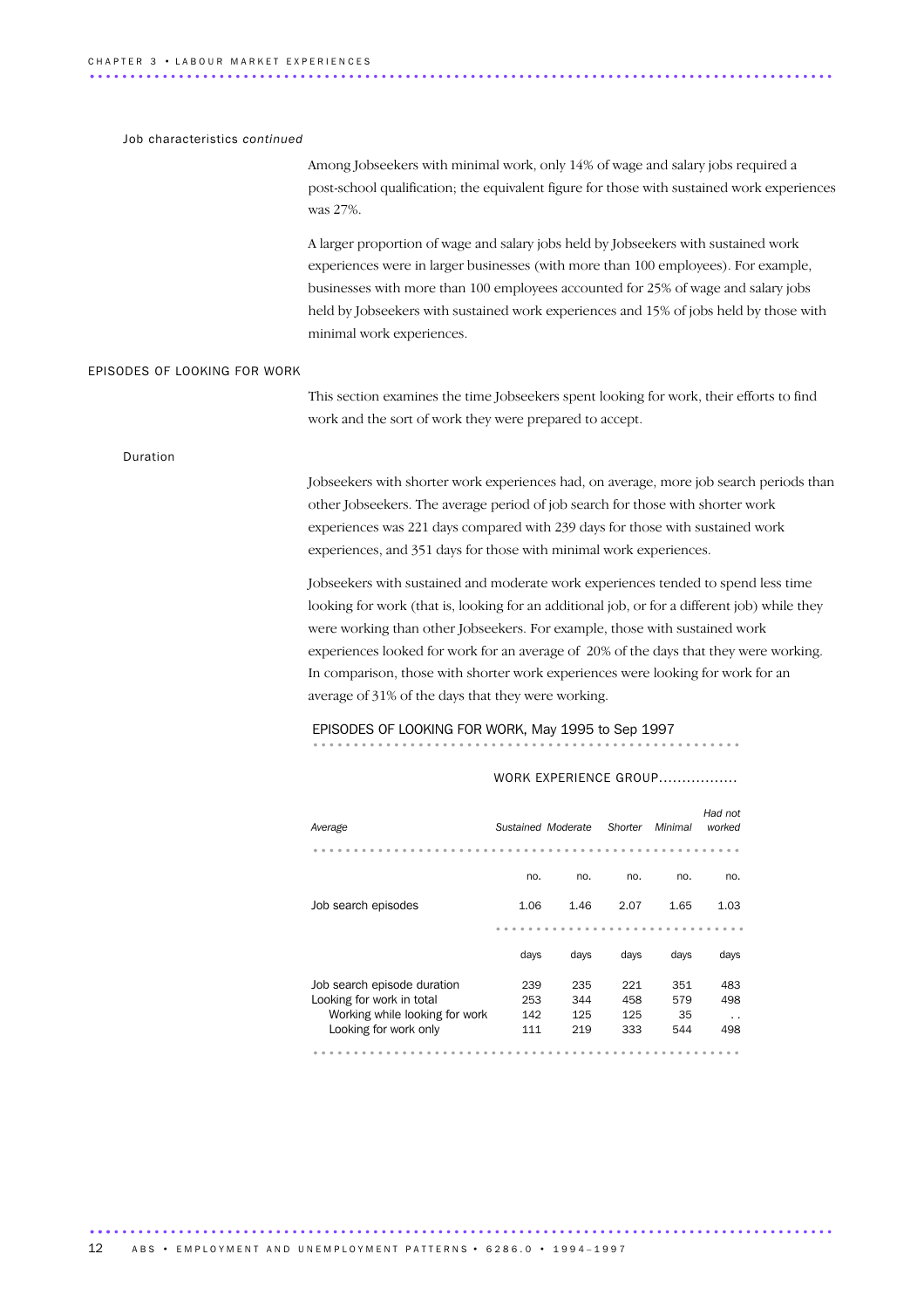### Job characteristics *continued*

Among Jobseekers with minimal work, only 14% of wage and salary jobs required a post-school qualification; the equivalent figure for those with sustained work experiences was 27%.

A larger proportion of wage and salary jobs held by Jobseekers with sustained work experiences were in larger businesses (with more than 100 employees). For example, businesses with more than 100 employees accounted for 25% of wage and salary jobs held by Jobseekers with sustained work experiences and 15% of jobs held by those with minimal work experiences.

## EPISODES OF LOOKING FOR WORK

This section examines the time Jobseekers spent looking for work, their efforts to find work and the sort of work they were prepared to accept.

### Duration

Jobseekers with shorter work experiences had, on average, more job search periods than other Jobseekers. The average period of job search for those with shorter work experiences was 221 days compared with 239 days for those with sustained work experiences, and 351 days for those with minimal work experiences.

Jobseekers with sustained and moderate work experiences tended to spend less time looking for work (that is, looking for an additional job, or for a different job) while they were working than other Jobseekers. For example, those with sustained work experiences looked for work for an average of 20% of the days that they were working. In comparison, those with shorter work experiences were looking for work for an average of 31% of the days that they were working.

EPISODES OF LOOKING FOR WORK, May 1995 to Sep 1997

| | WORK EXPERIENCE GROUP | | | | |
|---|---|---|---|---|---|
| *Average* | *Sustained* | *Moderate* | *Shorter* | *Minimal* | *Had not worked* |
| | no. | no. | no. | no. | no. |
| Job search episodes | 1.06 | 1.46 | 2.07 | 1.65 | 1.03 |
| | days | days | days | days | days |
| Job search episode duration | 239 | 235 | 221 | 351 | 483 |
| Looking for work in total | 253 | 344 | 458 | 579 | 498 |
| Working while looking for work | 142 | 125 | 125 | 35 | . . |
| Looking for work only | 111 | 219 | 333 | 544 | 498 |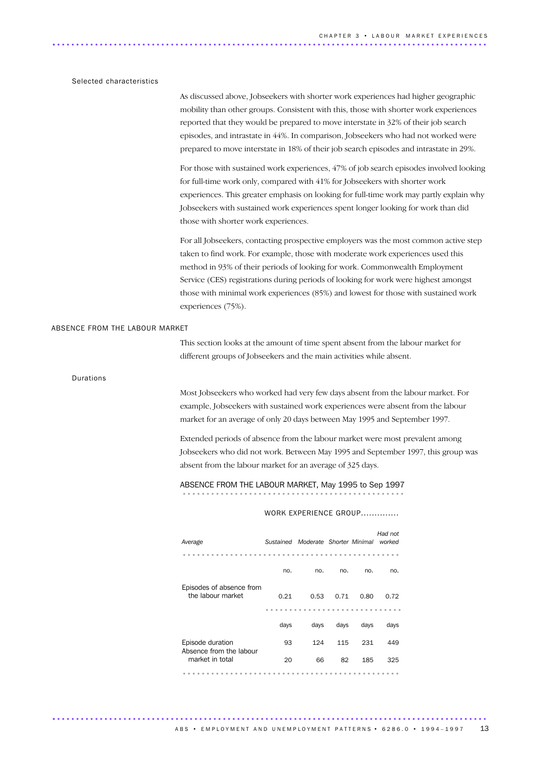### Selected characteristics

As discussed above, Jobseekers with shorter work experiences had higher geographic mobility than other groups. Consistent with this, those with shorter work experiences reported that they would be prepared to move interstate in 32% of their job search episodes, and intrastate in 44%. In comparison, Jobseekers who had not worked were prepared to move interstate in 18% of their job search episodes and intrastate in 29%.

For those with sustained work experiences, 47% of job search episodes involved looking for full-time work only, compared with 41% for Jobseekers with shorter work experiences. This greater emphasis on looking for full-time work may partly explain why Jobseekers with sustained work experiences spent longer looking for work than did those with shorter work experiences.

For all Jobseekers, contacting prospective employers was the most common active step taken to find work. For example, those with moderate work experiences used this method in 93% of their periods of looking for work. Commonwealth Employment Service (CES) registrations during periods of looking for work were highest amongst those with minimal work experiences (85%) and lowest for those with sustained work experiences (75%).

## ABSENCE FROM THE LABOUR MARKET

This section looks at the amount of time spent absent from the labour market for different groups of Jobseekers and the main activities while absent.

### Durations

Most Jobseekers who worked had very few days absent from the labour market. For example, Jobseekers with sustained work experiences were absent from the labour market for an average of only 20 days between May 1995 and September 1997.

Extended periods of absence from the labour market were most prevalent among Jobseekers who did not work. Between May 1995 and September 1997, this group was absent from the labour market for an average of 325 days.

ABSENCE FROM THE LABOUR MARKET, May 1995 to Sep 1997

| | WORK EXPERIENCE GROUP | | | | |
|---|---|---|---|---|---|
| *Average* | *Sustained* | *Moderate* | *Shorter* | *Minimal* | *Had not worked* |
| | no. | no. | no. | no. | no. |
| Episodes of absence from the labour market | 0.21 | 0.53 | 0.71 | 0.80 | 0.72 |
| | days | days | days | days | days |
| Episode duration | 93 | 124 | 115 | 231 | 449 |
| Absence from the labour market in total | 20 | 66 | 82 | 185 | 325 |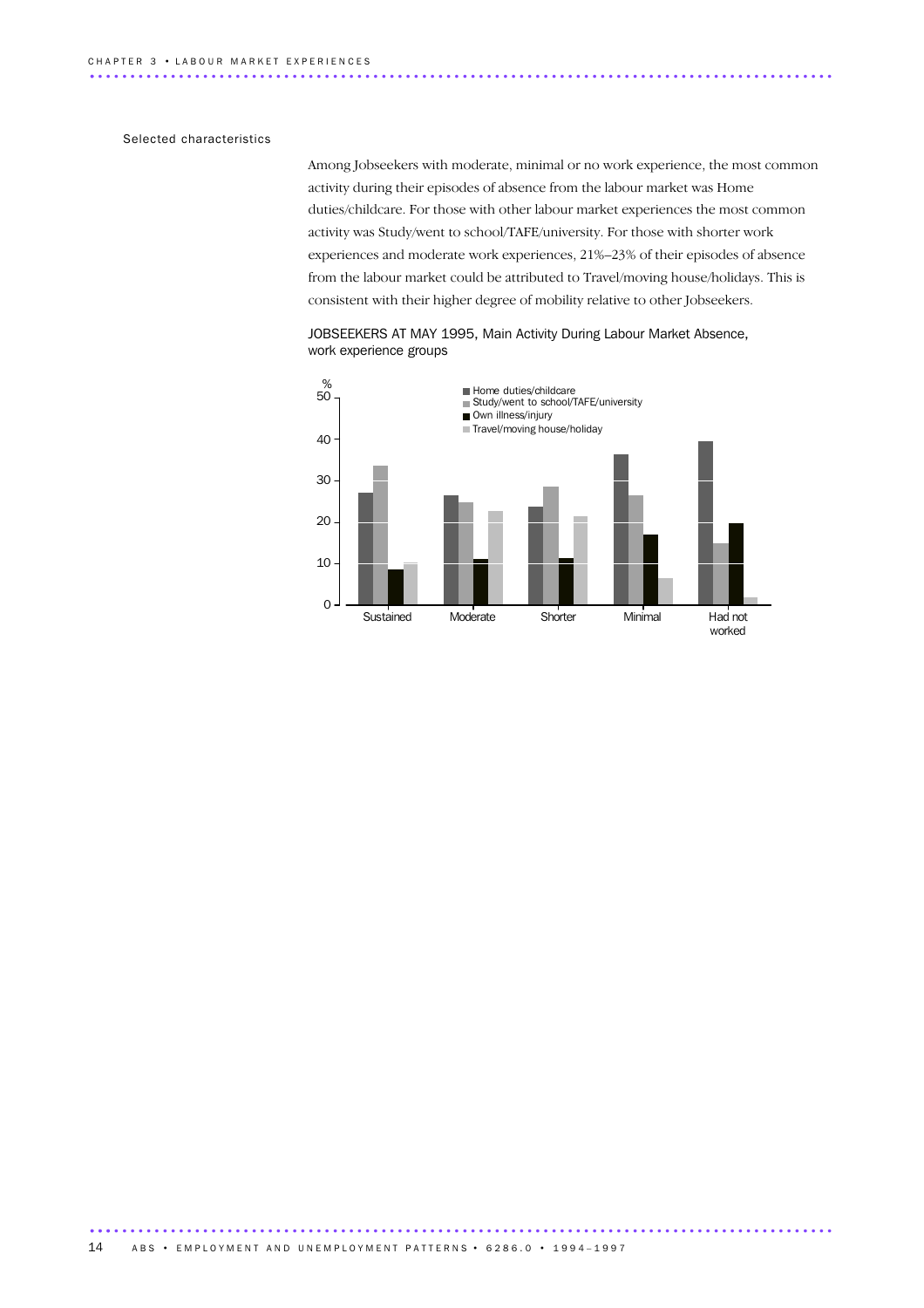Selected characteristics

Among Jobseekers with moderate, minimal or no work experience, the most common activity during their episodes of absence from the labour market was Home duties/childcare. For those with other labour market experiences the most common activity was Study/went to school/TAFE/university. For those with shorter work experiences and moderate work experiences, 21%–23% of their episodes of absence from the labour market could be attributed to Travel/moving house/holidays. This is consistent with their higher degree of mobility relative to other Jobseekers.

JOBSEEKERS AT MAY 1995, Main Activity During Labour Market Absence, work experience groups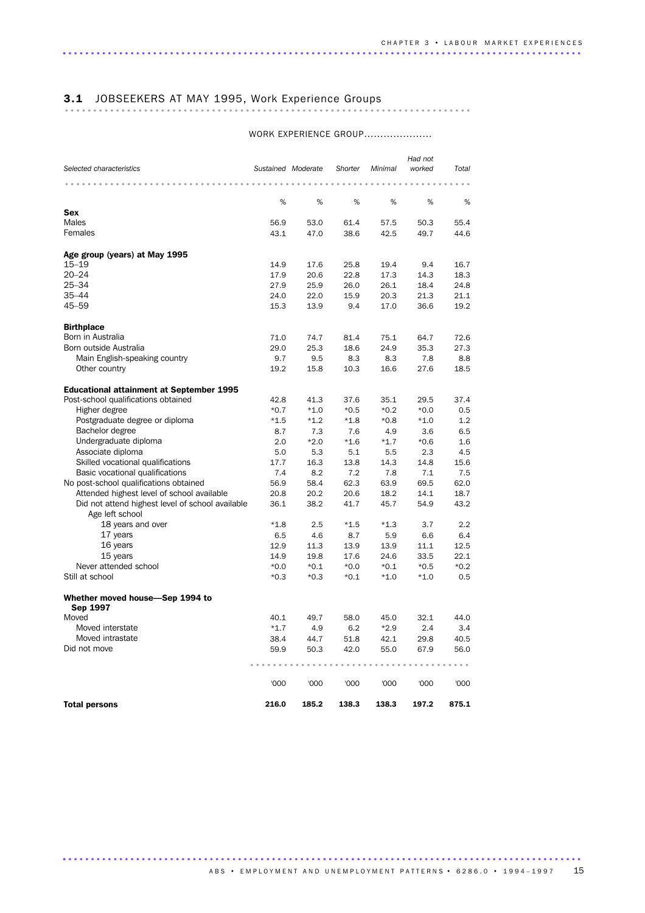## 3.1 JOBSEEKERS AT MAY 1995, Work Experience Groups

| Selected characteristics | WORK EXPERIENCE GROUP..................... | | | | | |
|---|---|---|---|---|---|---|
| | *Sustained* | *Moderate* | *Shorter* | *Minimal* | *Had not worked* | *Total* |
| | % | % | % | % | % | % |
| **Sex** | | | | | | |
| Males | 56.9 | 53.0 | 61.4 | 57.5 | 50.3 | 55.4 |
| Females | 43.1 | 47.0 | 38.6 | 42.5 | 49.7 | 44.6 |
| **Age group (years) at May 1995** | | | | | | |
| 15–19 | 14.9 | 17.6 | 25.8 | 19.4 | 9.4 | 16.7 |
| 20–24 | 17.9 | 20.6 | 22.8 | 17.3 | 14.3 | 18.3 |
| 25–34 | 27.9 | 25.9 | 26.0 | 26.1 | 18.4 | 24.8 |
| 35–44 | 24.0 | 22.0 | 15.9 | 20.3 | 21.3 | 21.1 |
| 45–59 | 15.3 | 13.9 | 9.4 | 17.0 | 36.6 | 19.2 |
| **Birthplace** | | | | | | |
| Born in Australia | 71.0 | 74.7 | 81.4 | 75.1 | 64.7 | 72.6 |
| Born outside Australia | 29.0 | 25.3 | 18.6 | 24.9 | 35.3 | 27.3 |
| Main English-speaking country | 9.7 | 9.5 | 8.3 | 8.3 | 7.8 | 8.8 |
| Other country | 19.2 | 15.8 | 10.3 | 16.6 | 27.6 | 18.5 |
| **Educational attainment at September 1995** | | | | | | |
| Post-school qualifications obtained | 42.8 | 41.3 | 37.6 | 35.1 | 29.5 | 37.4 |
| Higher degree | *0.7 | *1.0 | *0.5 | *0.2 | *0.0 | 0.5 |
| Postgraduate degree or diploma | *1.5 | *1.2 | *1.8 | *0.8 | *1.0 | 1.2 |
| Bachelor degree | 8.7 | 7.3 | 7.6 | 4.9 | 3.6 | 6.5 |
| Undergraduate diploma | 2.0 | *2.0 | *1.6 | *1.7 | *0.6 | 1.6 |
| Associate diploma | 5.0 | 5.3 | 5.1 | 5.5 | 2.3 | 4.5 |
| Skilled vocational qualifications | 17.7 | 16.3 | 13.8 | 14.3 | 14.8 | 15.6 |
| Basic vocational qualifications | 7.4 | 8.2 | 7.2 | 7.8 | 7.1 | 7.5 |
| No post-school qualifications obtained | 56.9 | 58.4 | 62.3 | 63.9 | 69.5 | 62.0 |
| Attended highest level of school available | 20.8 | 20.2 | 20.6 | 18.2 | 14.1 | 18.7 |
| Did not attend highest level of school available | 36.1 | 38.2 | 41.7 | 45.7 | 54.9 | 43.2 |
| Age left school | | | | | | |
| 18 years and over | *1.8 | 2.5 | *1.5 | *1.3 | 3.7 | 2.2 |
| 17 years | 6.5 | 4.6 | 8.7 | 5.9 | 6.6 | 6.4 |
| 16 years | 12.9 | 11.3 | 13.9 | 13.9 | 11.1 | 12.5 |
| 15 years | 14.9 | 19.8 | 17.6 | 24.6 | 33.5 | 22.1 |
| Never attended school | *0.0 | *0.1 | *0.0 | *0.1 | *0.5 | *0.2 |
| Still at school | *0.3 | *0.3 | *0.1 | *1.0 | *1.0 | 0.5 |
| **Whether moved house—Sep 1994 to Sep 1997** | | | | | | |
| Moved | 40.1 | 49.7 | 58.0 | 45.0 | 32.1 | 44.0 |
| Moved interstate | *1.7 | 4.9 | 6.2 | *2.9 | 2.4 | 3.4 |
| Moved intrastate | 38.4 | 44.7 | 51.8 | 42.1 | 29.8 | 40.5 |
| Did not move | 59.9 | 50.3 | 42.0 | 55.0 | 67.9 | 56.0 |
| | '000 | '000 | '000 | '000 | '000 | '000 |
| **Total persons** | **216.0** | **185.2** | **138.3** | **138.3** | **197.2** | **875.1** |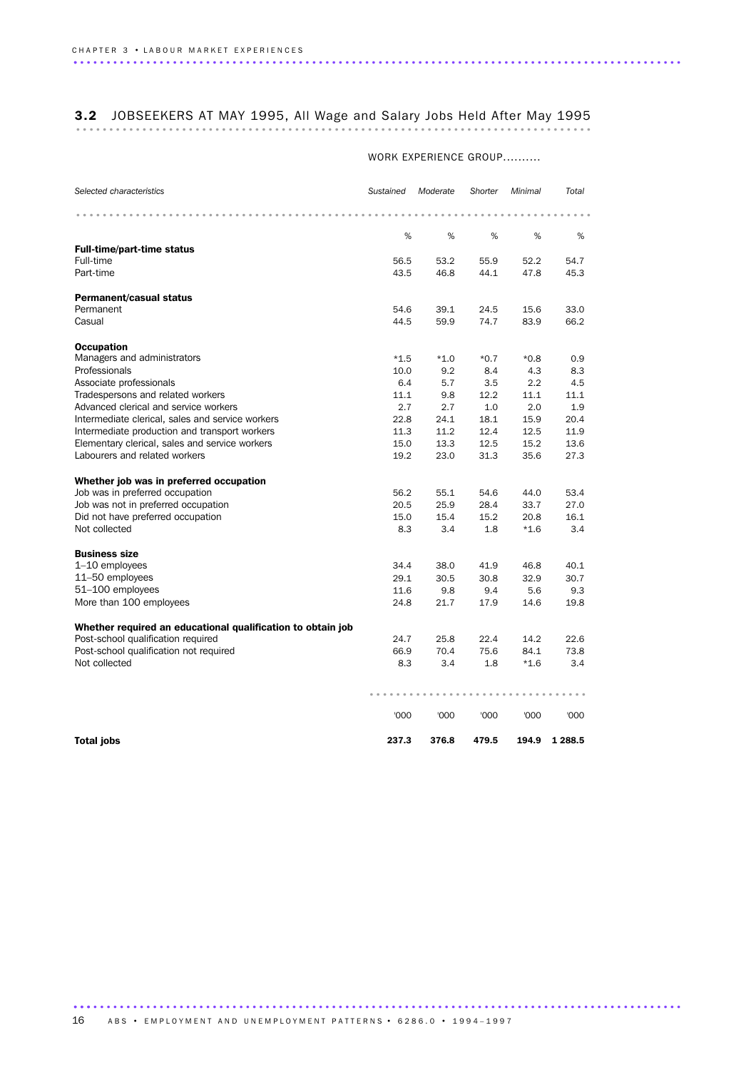## 3.2 JOBSEEKERS AT MAY 1995, All Wage and Salary Jobs Held After May 1995

| Selected characteristics | WORK EXPERIENCE GROUP.......... | | | | |
|---|---|---|---|---|---|
| | *Sustained* | *Moderate* | *Shorter* | *Minimal* | *Total* |
| | % | % | % | % | % |
| **Full-time/part-time status** | | | | | |
| Full-time | 56.5 | 53.2 | 55.9 | 52.2 | 54.7 |
| Part-time | 43.5 | 46.8 | 44.1 | 47.8 | 45.3 |
| **Permanent/casual status** | | | | | |
| Permanent | 54.6 | 39.1 | 24.5 | 15.6 | 33.0 |
| Casual | 44.5 | 59.9 | 74.7 | 83.9 | 66.2 |
| **Occupation** | | | | | |
| Managers and administrators | *1.5 | *1.0 | *0.7 | *0.8 | 0.9 |
| Professionals | 10.0 | 9.2 | 8.4 | 4.3 | 8.3 |
| Associate professionals | 6.4 | 5.7 | 3.5 | 2.2 | 4.5 |
| Tradespersons and related workers | 11.1 | 9.8 | 12.2 | 11.1 | 11.1 |
| Advanced clerical and service workers | 2.7 | 2.7 | 1.0 | 2.0 | 1.9 |
| Intermediate clerical, sales and service workers | 22.8 | 24.1 | 18.1 | 15.9 | 20.4 |
| Intermediate production and transport workers | 11.3 | 11.2 | 12.4 | 12.5 | 11.9 |
| Elementary clerical, sales and service workers | 15.0 | 13.3 | 12.5 | 15.2 | 13.6 |
| Labourers and related workers | 19.2 | 23.0 | 31.3 | 35.6 | 27.3 |
| **Whether job was in preferred occupation** | | | | | |
| Job was in preferred occupation | 56.2 | 55.1 | 54.6 | 44.0 | 53.4 |
| Job was not in preferred occupation | 20.5 | 25.9 | 28.4 | 33.7 | 27.0 |
| Did not have preferred occupation | 15.0 | 15.4 | 15.2 | 20.8 | 16.1 |
| Not collected | 8.3 | 3.4 | 1.8 | *1.6 | 3.4 |
| **Business size** | | | | | |
| 1–10 employees | 34.4 | 38.0 | 41.9 | 46.8 | 40.1 |
| 11–50 employees | 29.1 | 30.5 | 30.8 | 32.9 | 30.7 |
| 51–100 employees | 11.6 | 9.8 | 9.4 | 5.6 | 9.3 |
| More than 100 employees | 24.8 | 21.7 | 17.9 | 14.6 | 19.8 |
| **Whether required an educational qualification to obtain job** | | | | | |
| Post-school qualification required | 24.7 | 25.8 | 22.4 | 14.2 | 22.6 |
| Post-school qualification not required | 66.9 | 70.4 | 75.6 | 84.1 | 73.8 |
| Not collected | 8.3 | 3.4 | 1.8 | *1.6 | 3.4 |
| | '000 | '000 | '000 | '000 | '000 |
| **Total jobs** | **237.3** | **376.8** | **479.5** | **194.9** | **1 288.5** |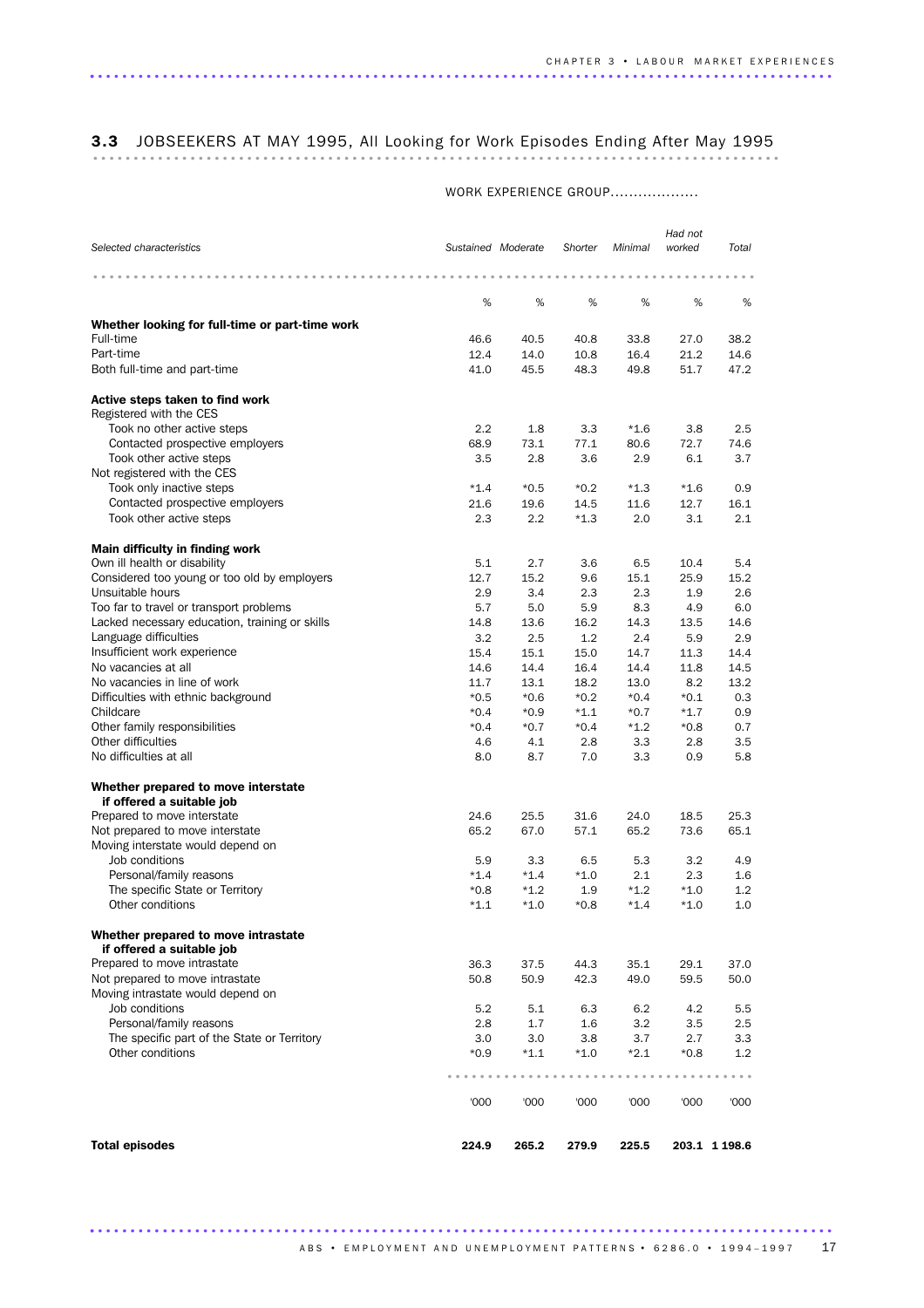## 3.3 JOBSEEKERS AT MAY 1995, All Looking for Work Episodes Ending After May 1995

| Selected characteristics | WORK EXPERIENCE GROUP | | | | | |
|---|---|---|---|---|---|---|
| | *Sustained* | *Moderate* | *Shorter* | *Minimal* | *Had not worked* | *Total* |
| | % | % | % | % | % | % |
| **Whether looking for full-time or part-time work** | | | | | | |
| Full-time | 46.6 | 40.5 | 40.8 | 33.8 | 27.0 | 38.2 |
| Part-time | 12.4 | 14.0 | 10.8 | 16.4 | 21.2 | 14.6 |
| Both full-time and part-time | 41.0 | 45.5 | 48.3 | 49.8 | 51.7 | 47.2 |
| **Active steps taken to find work** | | | | | | |
| Registered with the CES | | | | | | |
| Took no other active steps | 2.2 | 1.8 | 3.3 | *1.6 | 3.8 | 2.5 |
| Contacted prospective employers | 68.9 | 73.1 | 77.1 | 80.6 | 72.7 | 74.6 |
| Took other active steps | 3.5 | 2.8 | 3.6 | 2.9 | 6.1 | 3.7 |
| Not registered with the CES | | | | | | |
| Took only inactive steps | *1.4 | *0.5 | *0.2 | *1.3 | *1.6 | 0.9 |
| Contacted prospective employers | 21.6 | 19.6 | 14.5 | 11.6 | 12.7 | 16.1 |
| Took other active steps | 2.3 | 2.2 | *1.3 | 2.0 | 3.1 | 2.1 |
| **Main difficulty in finding work** | | | | | | |
| Own ill health or disability | 5.1 | 2.7 | 3.6 | 6.5 | 10.4 | 5.4 |
| Considered too young or too old by employers | 12.7 | 15.2 | 9.6 | 15.1 | 25.9 | 15.2 |
| Unsuitable hours | 2.9 | 3.4 | 2.3 | 2.3 | 1.9 | 2.6 |
| Too far to travel or transport problems | 5.7 | 5.0 | 5.9 | 8.3 | 4.9 | 6.0 |
| Lacked necessary education, training or skills | 14.8 | 13.6 | 16.2 | 14.3 | 13.5 | 14.6 |
| Language difficulties | 3.2 | 2.5 | 1.2 | 2.4 | 5.9 | 2.9 |
| Insufficient work experience | 15.4 | 15.1 | 15.0 | 14.7 | 11.3 | 14.4 |
| No vacancies at all | 14.6 | 14.4 | 16.4 | 14.4 | 11.8 | 14.5 |
| No vacancies in line of work | 11.7 | 13.1 | 18.2 | 13.0 | 8.2 | 13.2 |
| Difficulties with ethnic background | *0.5 | *0.6 | *0.2 | *0.4 | *0.1 | 0.3 |
| Childcare | *0.4 | *0.9 | *1.1 | *0.7 | *1.7 | 0.9 |
| Other family responsibilities | *0.4 | *0.7 | *0.4 | *1.2 | *0.8 | 0.7 |
| Other difficulties | 4.6 | 4.1 | 2.8 | 3.3 | 2.8 | 3.5 |
| No difficulties at all | 8.0 | 8.7 | 7.0 | 3.3 | 0.9 | 5.8 |
| **Whether prepared to move interstate if offered a suitable job** | | | | | | |
| Prepared to move interstate | 24.6 | 25.5 | 31.6 | 24.0 | 18.5 | 25.3 |
| Not prepared to move interstate | 65.2 | 67.0 | 57.1 | 65.2 | 73.6 | 65.1 |
| Moving interstate would depend on | | | | | | |
| Job conditions | 5.9 | 3.3 | 6.5 | 5.3 | 3.2 | 4.9 |
| Personal/family reasons | *1.4 | *1.4 | *1.0 | 2.1 | 2.3 | 1.6 |
| The specific State or Territory | *0.8 | *1.2 | 1.9 | *1.2 | *1.0 | 1.2 |
| Other conditions | *1.1 | *1.0 | *0.8 | *1.4 | *1.0 | 1.0 |
| **Whether prepared to move intrastate if offered a suitable job** | | | | | | |
| Prepared to move intrastate | 36.3 | 37.5 | 44.3 | 35.1 | 29.1 | 37.0 |
| Not prepared to move intrastate | 50.8 | 50.9 | 42.3 | 49.0 | 59.5 | 50.0 |
| Moving intrastate would depend on | | | | | | |
| Job conditions | 5.2 | 5.1 | 6.3 | 6.2 | 4.2 | 5.5 |
| Personal/family reasons | 2.8 | 1.7 | 1.6 | 3.2 | 3.5 | 2.5 |
| The specific part of the State or Territory | 3.0 | 3.0 | 3.8 | 3.7 | 2.7 | 3.3 |
| Other conditions | *0.9 | *1.1 | *1.0 | *2.1 | *0.8 | 1.2 |
| | '000 | '000 | '000 | '000 | '000 | '000 |
| **Total episodes** | **224.9** | **265.2** | **279.9** | **225.5** | **203.1** | **1 198.6** |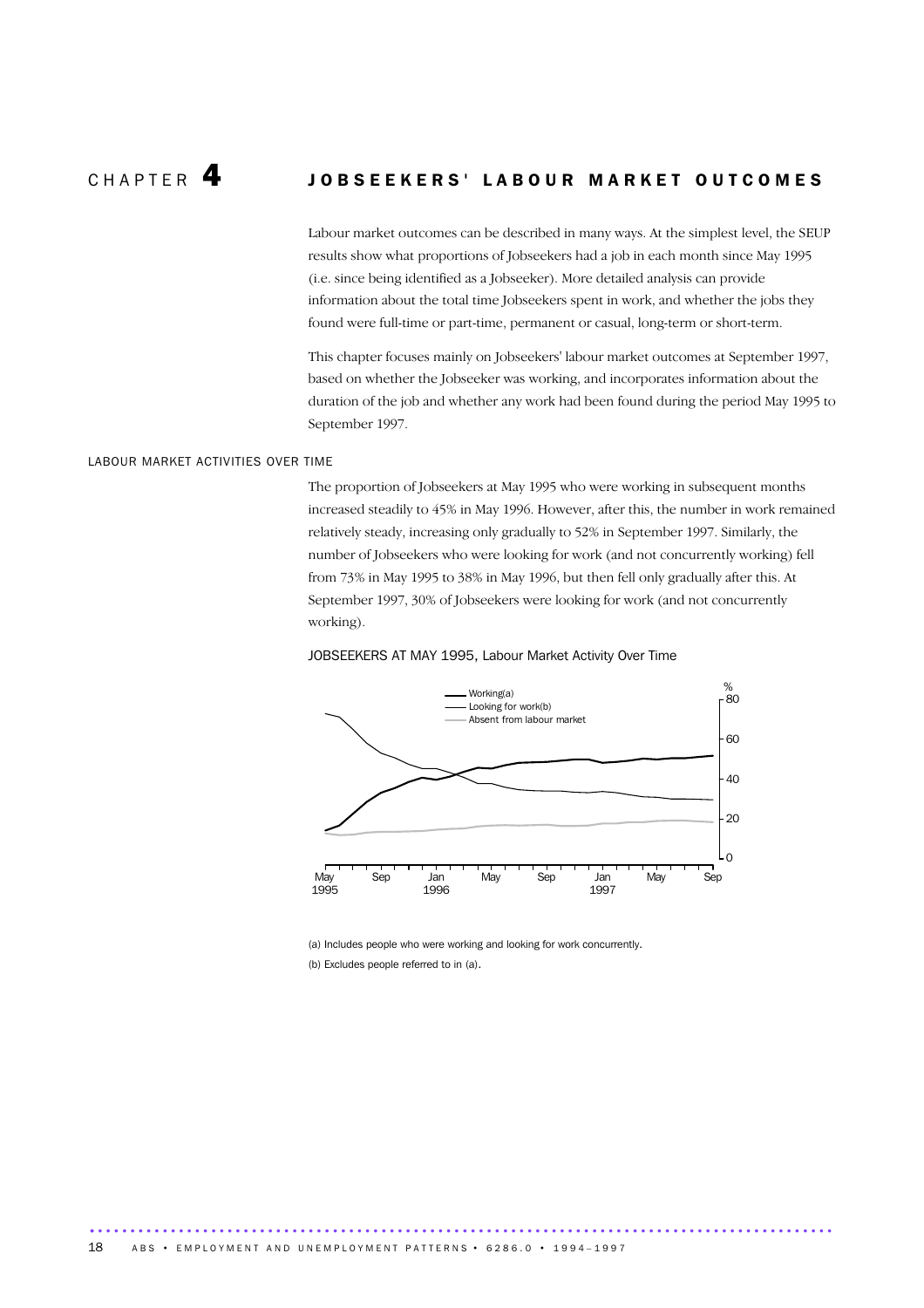# CHAPTER 4 JOBSEEKERS' LABOUR MARKET OUTCOMES

Labour market outcomes can be described in many ways. At the simplest level, the SEUP results show what proportions of Jobseekers had a job in each month since May 1995 (i.e. since being identified as a Jobseeker). More detailed analysis can provide information about the total time Jobseekers spent in work, and whether the jobs they found were full-time or part-time, permanent or casual, long-term or short-term.

This chapter focuses mainly on Jobseekers' labour market outcomes at September 1997, based on whether the Jobseeker was working, and incorporates information about the duration of the job and whether any work had been found during the period May 1995 to September 1997.

## LABOUR MARKET ACTIVITIES OVER TIME

The proportion of Jobseekers at May 1995 who were working in subsequent months increased steadily to 45% in May 1996. However, after this, the number in work remained relatively steady, increasing only gradually to 52% in September 1997. Similarly, the number of Jobseekers who were looking for work (and not concurrently working) fell from 73% in May 1995 to 38% in May 1996, but then fell only gradually after this. At September 1997, 30% of Jobseekers were looking for work (and not concurrently working).

JOBSEEKERS AT MAY 1995, Labour Market Activity Over Time

(a) Includes people who were working and looking for work concurrently.

(b) Excludes people referred to in (a).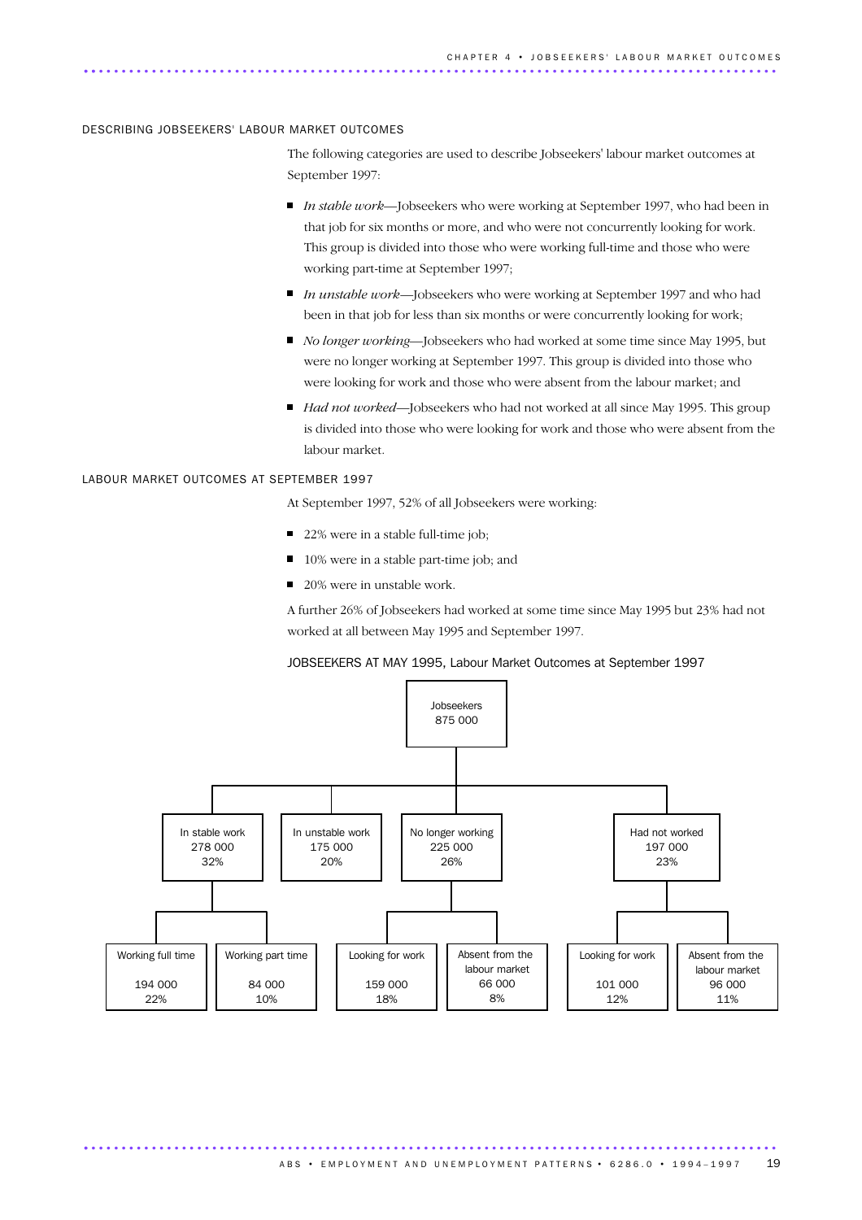## DESCRIBING JOBSEEKERS' LABOUR MARKET OUTCOMES

The following categories are used to describe Jobseekers' labour market outcomes at September 1997:

- *In stable work*—Jobseekers who were working at September 1997, who had been in that job for six months or more, and who were not concurrently looking for work. This group is divided into those who were working full-time and those who were working part-time at September 1997;
- *In unstable work*—Jobseekers who were working at September 1997 and who had been in that job for less than six months or were concurrently looking for work;
- *No longer working*—Jobseekers who had worked at some time since May 1995, but were no longer working at September 1997. This group is divided into those who were looking for work and those who were absent from the labour market; and
- *Had not worked*—Jobseekers who had not worked at all since May 1995. This group is divided into those who were looking for work and those who were absent from the labour market.

## LABOUR MARKET OUTCOMES AT SEPTEMBER 1997

At September 1997, 52% of all Jobseekers were working:

- 22% were in a stable full-time job;
- 10% were in a stable part-time job; and
- 20% were in unstable work.

A further 26% of Jobseekers had worked at some time since May 1995 but 23% had not worked at all between May 1995 and September 1997.

JOBSEEKERS AT MAY 1995, Labour Market Outcomes at September 1997

- Jobseekers 875 000
  - In stable work 278 000 32%
    - Working full time 194 000 22%
    - Working part time 84 000 10%
  - In unstable work 175 000 20%
  - No longer working 225 000 26%
    - Looking for work 159 000 18%
    - Absent from the labour market 66 000 8%
  - Had not worked 197 000 23%
    - Looking for work 101 000 12%
    - Absent from the labour market 96 000 11%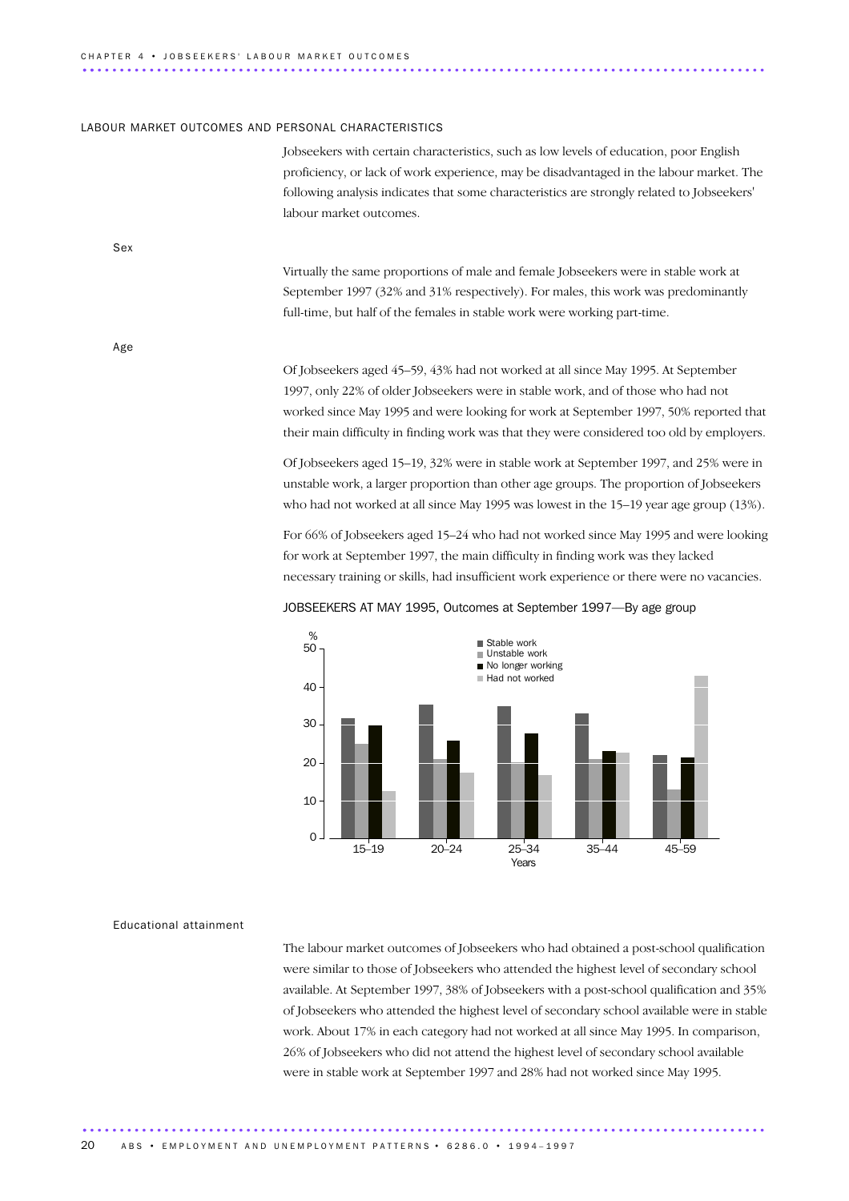## LABOUR MARKET OUTCOMES AND PERSONAL CHARACTERISTICS

Jobseekers with certain characteristics, such as low levels of education, poor English proficiency, or lack of work experience, may be disadvantaged in the labour market. The following analysis indicates that some characteristics are strongly related to Jobseekers' labour market outcomes.

### Sex

Virtually the same proportions of male and female Jobseekers were in stable work at September 1997 (32% and 31% respectively). For males, this work was predominantly full-time, but half of the females in stable work were working part-time.

### Age

Of Jobseekers aged 45–59, 43% had not worked at all since May 1995. At September 1997, only 22% of older Jobseekers were in stable work, and of those who had not worked since May 1995 and were looking for work at September 1997, 50% reported that their main difficulty in finding work was that they were considered too old by employers.

Of Jobseekers aged 15–19, 32% were in stable work at September 1997, and 25% were in unstable work, a larger proportion than other age groups. The proportion of Jobseekers who had not worked at all since May 1995 was lowest in the 15–19 year age group (13%).

For 66% of Jobseekers aged 15–24 who had not worked since May 1995 and were looking for work at September 1997, the main difficulty in finding work was they lacked necessary training or skills, had insufficient work experience or there were no vacancies.

JOBSEEKERS AT MAY 1995, Outcomes at September 1997—By age group

### Educational attainment

The labour market outcomes of Jobseekers who had obtained a post-school qualification were similar to those of Jobseekers who attended the highest level of secondary school available. At September 1997, 38% of Jobseekers with a post-school qualification and 35% of Jobseekers who attended the highest level of secondary school available were in stable work. About 17% in each category had not worked at all since May 1995. In comparison, 26% of Jobseekers who did not attend the highest level of secondary school available were in stable work at September 1997 and 28% had not worked since May 1995.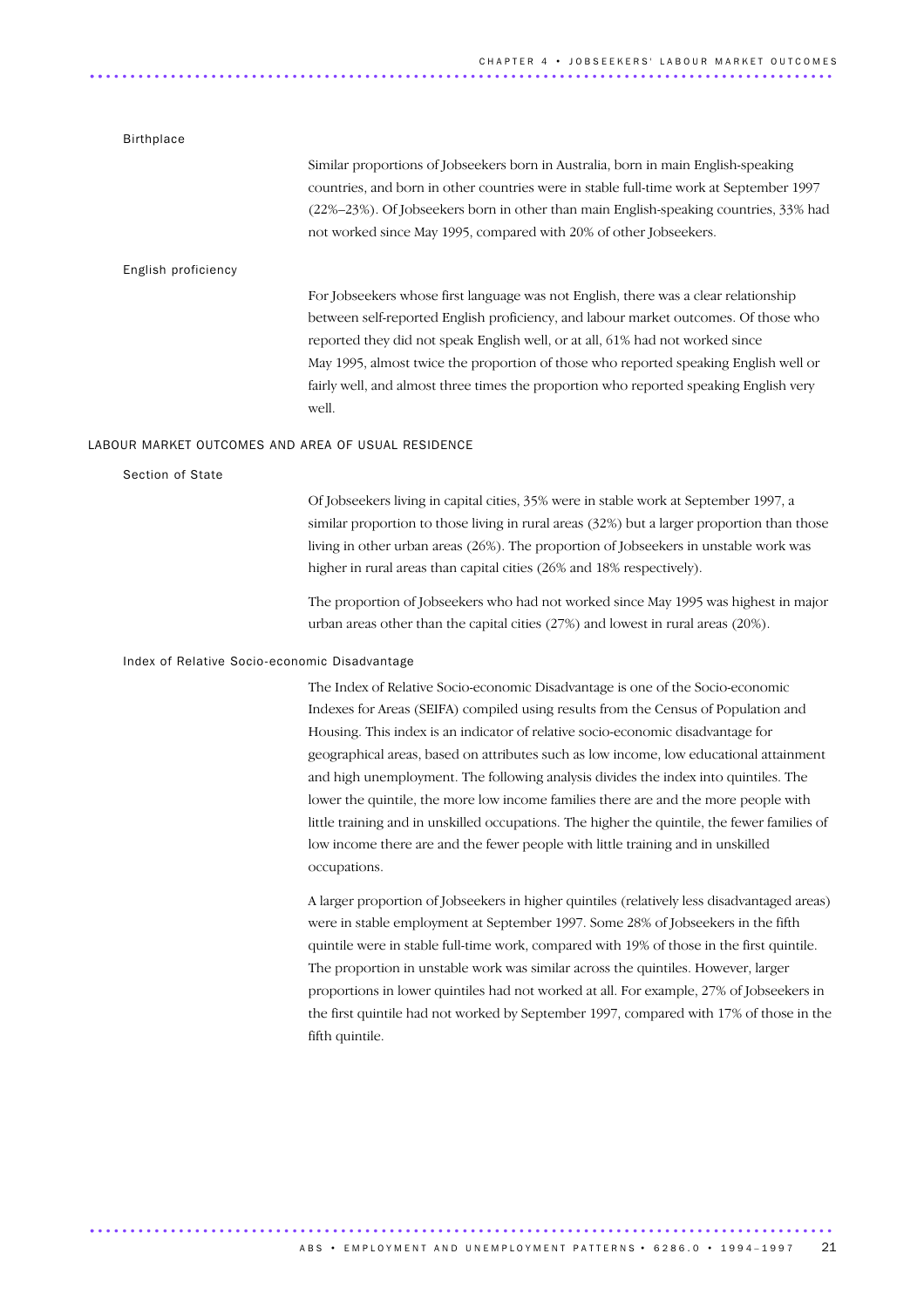### Birthplace

Similar proportions of Jobseekers born in Australia, born in main English-speaking countries, and born in other countries were in stable full-time work at September 1997 (22%–23%). Of Jobseekers born in other than main English-speaking countries, 33% had not worked since May 1995, compared with 20% of other Jobseekers.

### English proficiency

For Jobseekers whose first language was not English, there was a clear relationship between self-reported English proficiency, and labour market outcomes. Of those who reported they did not speak English well, or at all, 61% had not worked since May 1995, almost twice the proportion of those who reported speaking English well or fairly well, and almost three times the proportion who reported speaking English very well.

## LABOUR MARKET OUTCOMES AND AREA OF USUAL RESIDENCE

### Section of State

Of Jobseekers living in capital cities, 35% were in stable work at September 1997, a similar proportion to those living in rural areas (32%) but a larger proportion than those living in other urban areas (26%). The proportion of Jobseekers in unstable work was higher in rural areas than capital cities (26% and 18% respectively).

The proportion of Jobseekers who had not worked since May 1995 was highest in major urban areas other than the capital cities (27%) and lowest in rural areas (20%).

### Index of Relative Socio-economic Disadvantage

The Index of Relative Socio-economic Disadvantage is one of the Socio-economic Indexes for Areas (SEIFA) compiled using results from the Census of Population and Housing. This index is an indicator of relative socio-economic disadvantage for geographical areas, based on attributes such as low income, low educational attainment and high unemployment. The following analysis divides the index into quintiles. The lower the quintile, the more low income families there are and the more people with little training and in unskilled occupations. The higher the quintile, the fewer families of low income there are and the fewer people with little training and in unskilled occupations.

A larger proportion of Jobseekers in higher quintiles (relatively less disadvantaged areas) were in stable employment at September 1997. Some 28% of Jobseekers in the fifth quintile were in stable full-time work, compared with 19% of those in the first quintile. The proportion in unstable work was similar across the quintiles. However, larger proportions in lower quintiles had not worked at all. For example, 27% of Jobseekers in the first quintile had not worked by September 1997, compared with 17% of those in the fifth quintile.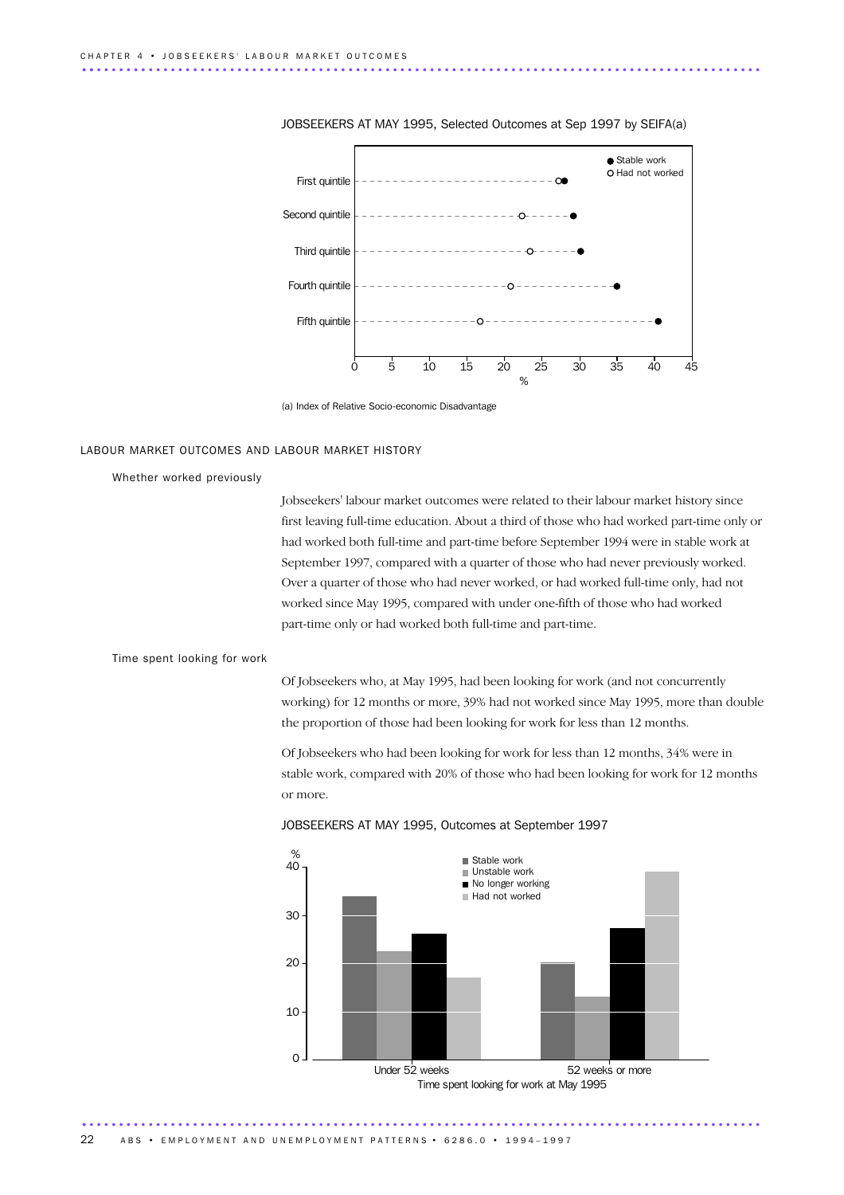JOBSEEKERS AT MAY 1995, Selected Outcomes at Sep 1997 by SEIFA(a)

(a) Index of Relative Socio-economic Disadvantage

## LABOUR MARKET OUTCOMES AND LABOUR MARKET HISTORY

### Whether worked previously

Jobseekers' labour market outcomes were related to their labour market history since first leaving full-time education. About a third of those who had worked part-time only or had worked both full-time and part-time before September 1994 were in stable work at September 1997, compared with a quarter of those who had never previously worked. Over a quarter of those who had never worked, or had worked full-time only, had not worked since May 1995, compared with under one-fifth of those who had worked part-time only or had worked both full-time and part-time.

### Time spent looking for work

Of Jobseekers who, at May 1995, had been looking for work (and not concurrently working) for 12 months or more, 39% had not worked since May 1995, more than double the proportion of those had been looking for work for less than 12 months.

Of Jobseekers who had been looking for work for less than 12 months, 34% were in stable work, compared with 20% of those who had been looking for work for 12 months or more.

JOBSEEKERS AT MAY 1995, Outcomes at September 1997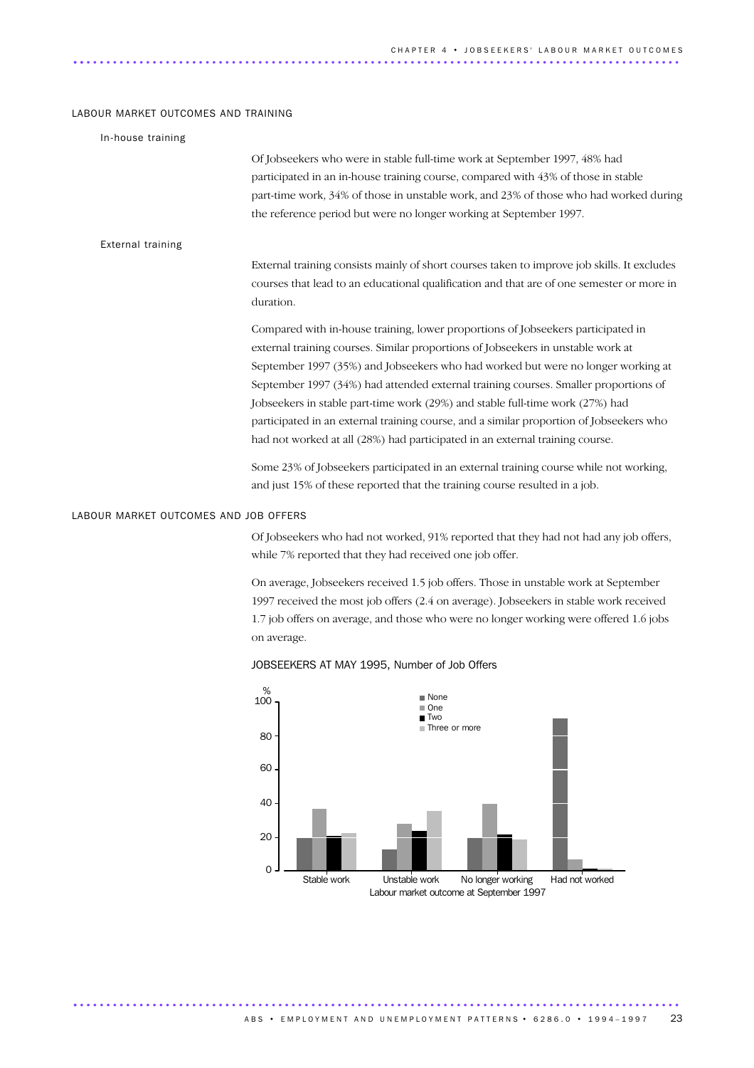## LABOUR MARKET OUTCOMES AND TRAINING

### In-house training

Of Jobseekers who were in stable full-time work at September 1997, 48% had participated in an in-house training course, compared with 43% of those in stable part-time work, 34% of those in unstable work, and 23% of those who had worked during the reference period but were no longer working at September 1997.

### External training

External training consists mainly of short courses taken to improve job skills. It excludes courses that lead to an educational qualification and that are of one semester or more in duration.

Compared with in-house training, lower proportions of Jobseekers participated in external training courses. Similar proportions of Jobseekers in unstable work at September 1997 (35%) and Jobseekers who had worked but were no longer working at September 1997 (34%) had attended external training courses. Smaller proportions of Jobseekers in stable part-time work (29%) and stable full-time work (27%) had participated in an external training course, and a similar proportion of Jobseekers who had not worked at all (28%) had participated in an external training course.

Some 23% of Jobseekers participated in an external training course while not working, and just 15% of these reported that the training course resulted in a job.

## LABOUR MARKET OUTCOMES AND JOB OFFERS

Of Jobseekers who had not worked, 91% reported that they had not had any job offers, while 7% reported that they had received one job offer.

On average, Jobseekers received 1.5 job offers. Those in unstable work at September 1997 received the most job offers (2.4 on average). Jobseekers in stable work received 1.7 job offers on average, and those who were no longer working were offered 1.6 jobs on average.

JOBSEEKERS AT MAY 1995, Number of Job Offers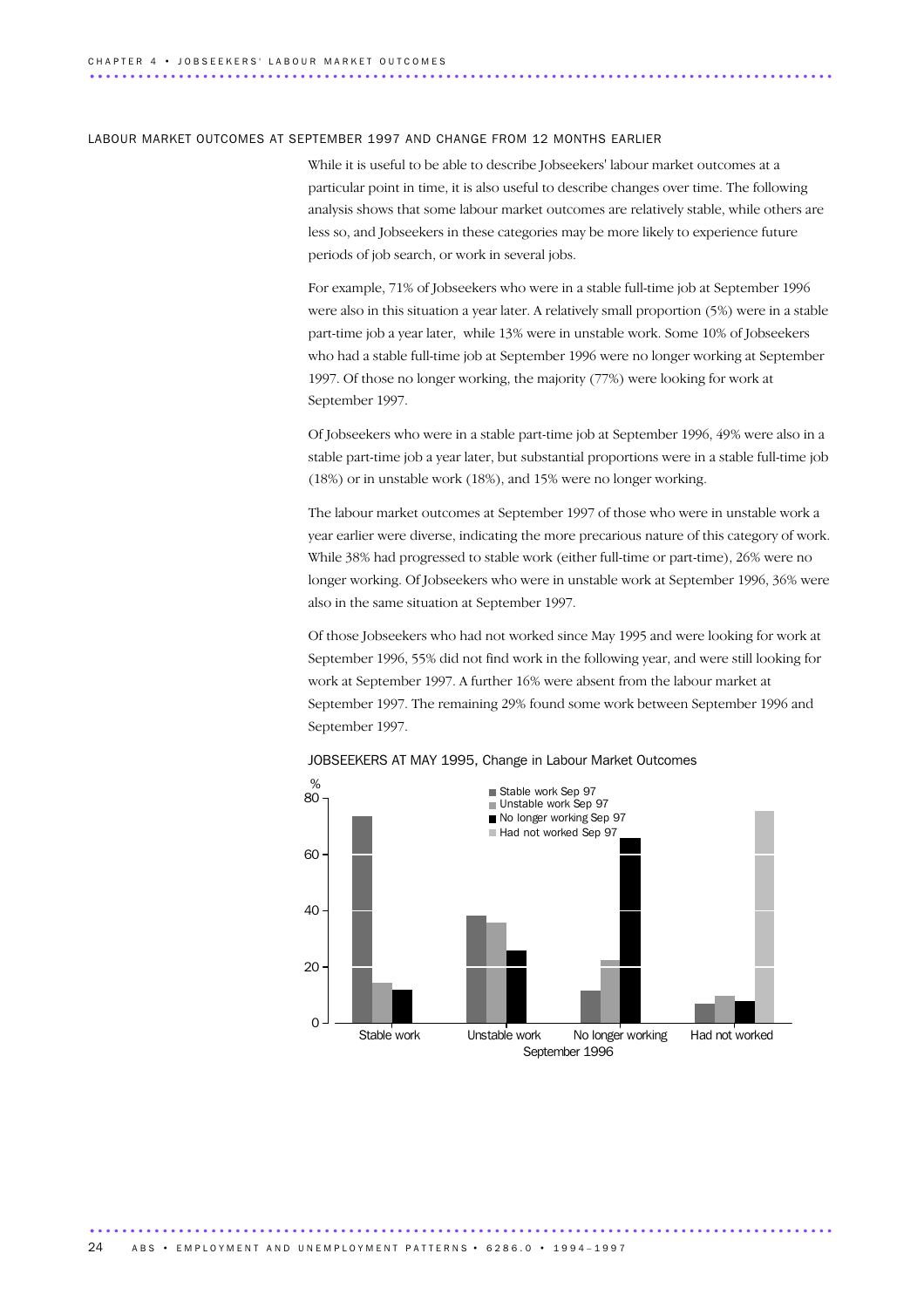## LABOUR MARKET OUTCOMES AT SEPTEMBER 1997 AND CHANGE FROM 12 MONTHS EARLIER

While it is useful to be able to describe Jobseekers' labour market outcomes at a particular point in time, it is also useful to describe changes over time. The following analysis shows that some labour market outcomes are relatively stable, while others are less so, and Jobseekers in these categories may be more likely to experience future periods of job search, or work in several jobs.

For example, 71% of Jobseekers who were in a stable full-time job at September 1996 were also in this situation a year later. A relatively small proportion (5%) were in a stable part-time job a year later, while 13% were in unstable work. Some 10% of Jobseekers who had a stable full-time job at September 1996 were no longer working at September 1997. Of those no longer working, the majority (77%) were looking for work at September 1997.

Of Jobseekers who were in a stable part-time job at September 1996, 49% were also in a stable part-time job a year later, but substantial proportions were in a stable full-time job (18%) or in unstable work (18%), and 15% were no longer working.

The labour market outcomes at September 1997 of those who were in unstable work a year earlier were diverse, indicating the more precarious nature of this category of work. While 38% had progressed to stable work (either full-time or part-time), 26% were no longer working. Of Jobseekers who were in unstable work at September 1996, 36% were also in the same situation at September 1997.

Of those Jobseekers who had not worked since May 1995 and were looking for work at September 1996, 55% did not find work in the following year, and were still looking for work at September 1997. A further 16% were absent from the labour market at September 1997. The remaining 29% found some work between September 1996 and September 1997.

JOBSEEKERS AT MAY 1995, Change in Labour Market Outcomes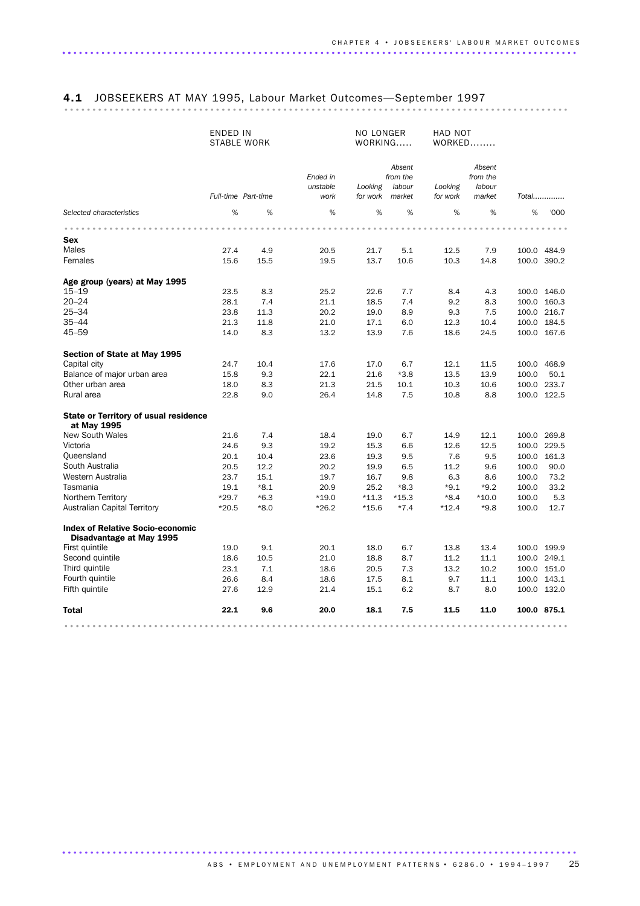## 4.1 JOBSEEKERS AT MAY 1995, Labour Market Outcomes—September 1997

| | ENDED IN STABLE WORK | | | NO LONGER WORKING..... | | HAD NOT WORKED........ | | | |
|---|---|---|---|---|---|---|---|---|---|
| | *Full-time* | *Part-time* | *Ended in unstable work* | *Looking for work* | *Absent from the labour market* | *Looking for work* | *Absent from the labour market* | *Total.............* | |
| *Selected characteristics* | % | % | % | % | % | % | % | % | '000 |
| **Sex** | | | | | | | | | |
| Males | 27.4 | 4.9 | 20.5 | 21.7 | 5.1 | 12.5 | 7.9 | 100.0 | 484.9 |
| Females | 15.6 | 15.5 | 19.5 | 13.7 | 10.6 | 10.3 | 14.8 | 100.0 | 390.2 |
| **Age group (years) at May 1995** | | | | | | | | | |
| 15–19 | 23.5 | 8.3 | 25.2 | 22.6 | 7.7 | 8.4 | 4.3 | 100.0 | 146.0 |
| 20–24 | 28.1 | 7.4 | 21.1 | 18.5 | 7.4 | 9.2 | 8.3 | 100.0 | 160.3 |
| 25–34 | 23.8 | 11.3 | 20.2 | 19.0 | 8.9 | 9.3 | 7.5 | 100.0 | 216.7 |
| 35–44 | 21.3 | 11.8 | 21.0 | 17.1 | 6.0 | 12.3 | 10.4 | 100.0 | 184.5 |
| 45–59 | 14.0 | 8.3 | 13.2 | 13.9 | 7.6 | 18.6 | 24.5 | 100.0 | 167.6 |
| **Section of State at May 1995** | | | | | | | | | |
| Capital city | 24.7 | 10.4 | 17.6 | 17.0 | 6.7 | 12.1 | 11.5 | 100.0 | 468.9 |
| Balance of major urban area | 15.8 | 9.3 | 22.1 | 21.6 | *3.8 | 13.5 | 13.9 | 100.0 | 50.1 |
| Other urban area | 18.0 | 8.3 | 21.3 | 21.5 | 10.1 | 10.3 | 10.6 | 100.0 | 233.7 |
| Rural area | 22.8 | 9.0 | 26.4 | 14.8 | 7.5 | 10.8 | 8.8 | 100.0 | 122.5 |
| **State or Territory of usual residence at May 1995** | | | | | | | | | |
| New South Wales | 21.6 | 7.4 | 18.4 | 19.0 | 6.7 | 14.9 | 12.1 | 100.0 | 269.8 |
| Victoria | 24.6 | 9.3 | 19.2 | 15.3 | 6.6 | 12.6 | 12.5 | 100.0 | 229.5 |
| Queensland | 20.1 | 10.4 | 23.6 | 19.3 | 9.5 | 7.6 | 9.5 | 100.0 | 161.3 |
| South Australia | 20.5 | 12.2 | 20.2 | 19.9 | 6.5 | 11.2 | 9.6 | 100.0 | 90.0 |
| Western Australia | 23.7 | 15.1 | 19.7 | 16.7 | 9.8 | 6.3 | 8.6 | 100.0 | 73.2 |
| Tasmania | 19.1 | *8.1 | 20.9 | 25.2 | *8.3 | *9.1 | *9.2 | 100.0 | 33.2 |
| Northern Territory | *29.7 | *6.3 | *19.0 | *11.3 | *15.3 | *8.4 | *10.0 | 100.0 | 5.3 |
| Australian Capital Territory | *20.5 | *8.0 | *26.2 | *15.6 | *7.4 | *12.4 | *9.8 | 100.0 | 12.7 |
| **Index of Relative Socio-economic Disadvantage at May 1995** | | | | | | | | | |
| First quintile | 19.0 | 9.1 | 20.1 | 18.0 | 6.7 | 13.8 | 13.4 | 100.0 | 199.9 |
| Second quintile | 18.6 | 10.5 | 21.0 | 18.8 | 8.7 | 11.2 | 11.1 | 100.0 | 249.1 |
| Third quintile | 23.1 | 7.1 | 18.6 | 20.5 | 7.3 | 13.2 | 10.2 | 100.0 | 151.0 |
| Fourth quintile | 26.6 | 8.4 | 18.6 | 17.5 | 8.1 | 9.7 | 11.1 | 100.0 | 143.1 |
| Fifth quintile | 27.6 | 12.9 | 21.4 | 15.1 | 6.2 | 8.7 | 8.0 | 100.0 | 132.0 |
| **Total** | **22.1** | **9.6** | **20.0** | **18.1** | **7.5** | **11.5** | **11.0** | **100.0** | **875.1** |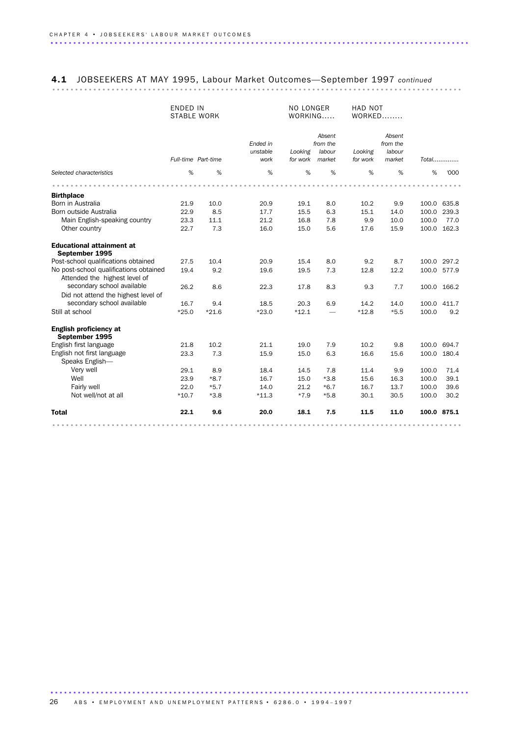## 4.1 JOBSEEKERS AT MAY 1995, Labour Market Outcomes—September 1997 *continued*

| | ENDED IN STABLE WORK | | | NO LONGER WORKING..... | | HAD NOT WORKED........ | | | |
|---|---|---|---|---|---|---|---|---|---|
| | *Full-time* | *Part-time* | *Ended in unstable work* | *Looking for work* | *Absent from the labour market* | *Looking for work* | *Absent from the labour market* | *Total.............* | |
| *Selected characteristics* | % | % | % | % | % | % | % | % | '000 |
| **Birthplace** | | | | | | | | | |
| Born in Australia | 21.9 | 10.0 | 20.9 | 19.1 | 8.0 | 10.2 | 9.9 | 100.0 | 635.8 |
| Born outside Australia | 22.9 | 8.5 | 17.7 | 15.5 | 6.3 | 15.1 | 14.0 | 100.0 | 239.3 |
| Main English-speaking country | 23.3 | 11.1 | 21.2 | 16.8 | 7.8 | 9.9 | 10.0 | 100.0 | 77.0 |
| Other country | 22.7 | 7.3 | 16.0 | 15.0 | 5.6 | 17.6 | 15.9 | 100.0 | 162.3 |
| **Educational attainment at September 1995** | | | | | | | | | |
| Post-school qualifications obtained | 27.5 | 10.4 | 20.9 | 15.4 | 8.0 | 9.2 | 8.7 | 100.0 | 297.2 |
| No post-school qualifications obtained | 19.4 | 9.2 | 19.6 | 19.5 | 7.3 | 12.8 | 12.2 | 100.0 | 577.9 |
| Attended the highest level of secondary school available | 26.2 | 8.6 | 22.3 | 17.8 | 8.3 | 9.3 | 7.7 | 100.0 | 166.2 |
| Did not attend the highest level of secondary school available | 16.7 | 9.4 | 18.5 | 20.3 | 6.9 | 14.2 | 14.0 | 100.0 | 411.7 |
| Still at school | *25.0 | *21.6 | *23.0 | *12.1 | — | *12.8 | *5.5 | 100.0 | 9.2 |
| **English proficiency at September 1995** | | | | | | | | | |
| English first language | 21.8 | 10.2 | 21.1 | 19.0 | 7.9 | 10.2 | 9.8 | 100.0 | 694.7 |
| English not first language | 23.3 | 7.3 | 15.9 | 15.0 | 6.3 | 16.6 | 15.6 | 100.0 | 180.4 |
| Speaks English— | | | | | | | | | |
| Very well | 29.1 | 8.9 | 18.4 | 14.5 | 7.8 | 11.4 | 9.9 | 100.0 | 71.4 |
| Well | 23.9 | *8.7 | 16.7 | 15.0 | *3.8 | 15.6 | 16.3 | 100.0 | 39.1 |
| Fairly well | 22.0 | *5.7 | 14.0 | 21.2 | *6.7 | 16.7 | 13.7 | 100.0 | 39.6 |
| Not well/not at all | *10.7 | *3.8 | *11.3 | *7.9 | *5.8 | 30.1 | 30.5 | 100.0 | 30.2 |
| **Total** | **22.1** | **9.6** | **20.0** | **18.1** | **7.5** | **11.5** | **11.0** | **100.0** | **875.1** |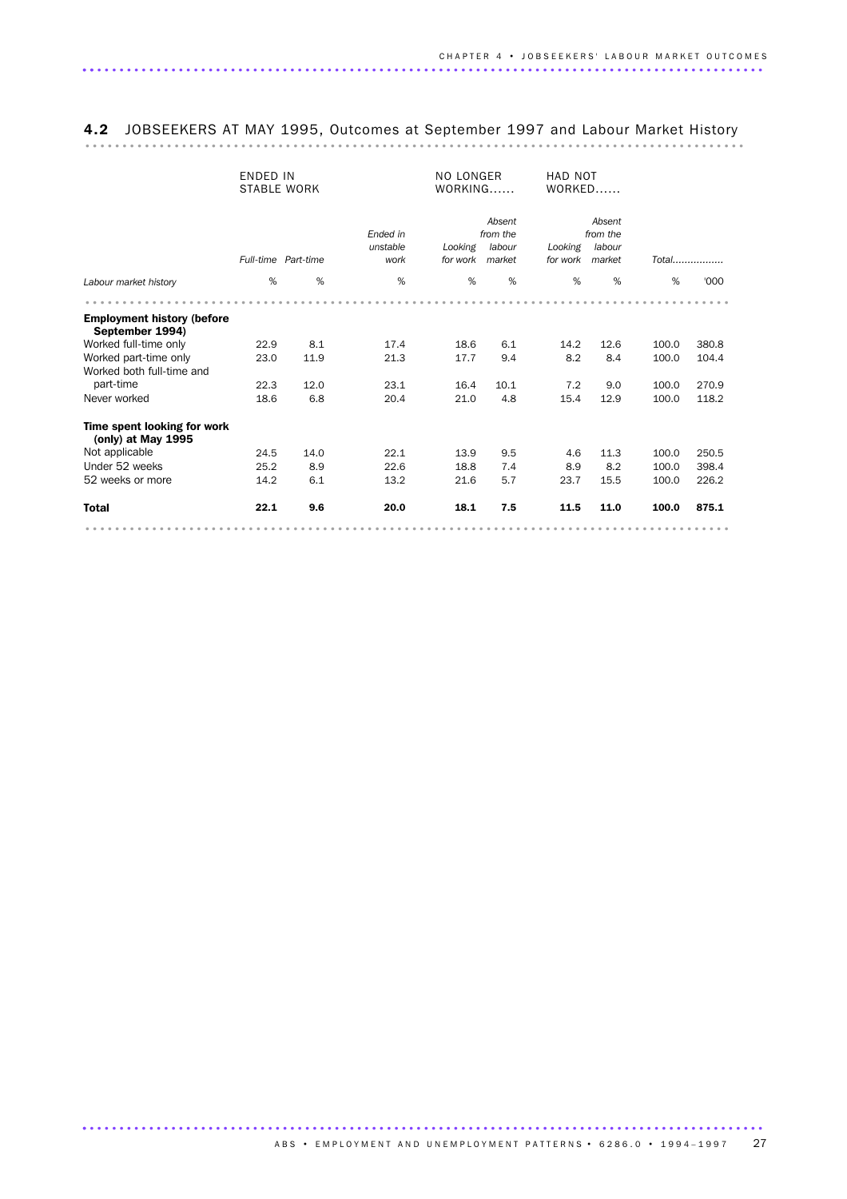## 4.2 JOBSEEKERS AT MAY 1995, Outcomes at September 1997 and Labour Market History

| | ENDED IN STABLE WORK | | | NO LONGER WORKING...... | | HAD NOT WORKED...... | | | |
|---|---|---|---|---|---|---|---|---|---|
| | *Full-time* | *Part-time* | *Ended in unstable work* | *Looking for work* | *Absent from the labour market* | *Looking for work* | *Absent from the labour market* | *Total.................* | |
| *Labour market history* | % | % | % | % | % | % | % | % | '000 |
| **Employment history (before September 1994)** | | | | | | | | | |
| Worked full-time only | 22.9 | 8.1 | 17.4 | 18.6 | 6.1 | 14.2 | 12.6 | 100.0 | 380.8 |
| Worked part-time only | 23.0 | 11.9 | 21.3 | 17.7 | 9.4 | 8.2 | 8.4 | 100.0 | 104.4 |
| Worked both full-time and part-time | 22.3 | 12.0 | 23.1 | 16.4 | 10.1 | 7.2 | 9.0 | 100.0 | 270.9 |
| Never worked | 18.6 | 6.8 | 20.4 | 21.0 | 4.8 | 15.4 | 12.9 | 100.0 | 118.2 |
| **Time spent looking for work (only) at May 1995** | | | | | | | | | |
| Not applicable | 24.5 | 14.0 | 22.1 | 13.9 | 9.5 | 4.6 | 11.3 | 100.0 | 250.5 |
| Under 52 weeks | 25.2 | 8.9 | 22.6 | 18.8 | 7.4 | 8.9 | 8.2 | 100.0 | 398.4 |
| 52 weeks or more | 14.2 | 6.1 | 13.2 | 21.6 | 5.7 | 23.7 | 15.5 | 100.0 | 226.2 |
| **Total** | **22.1** | **9.6** | **20.0** | **18.1** | **7.5** | **11.5** | **11.0** | **100.0** | **875.1** |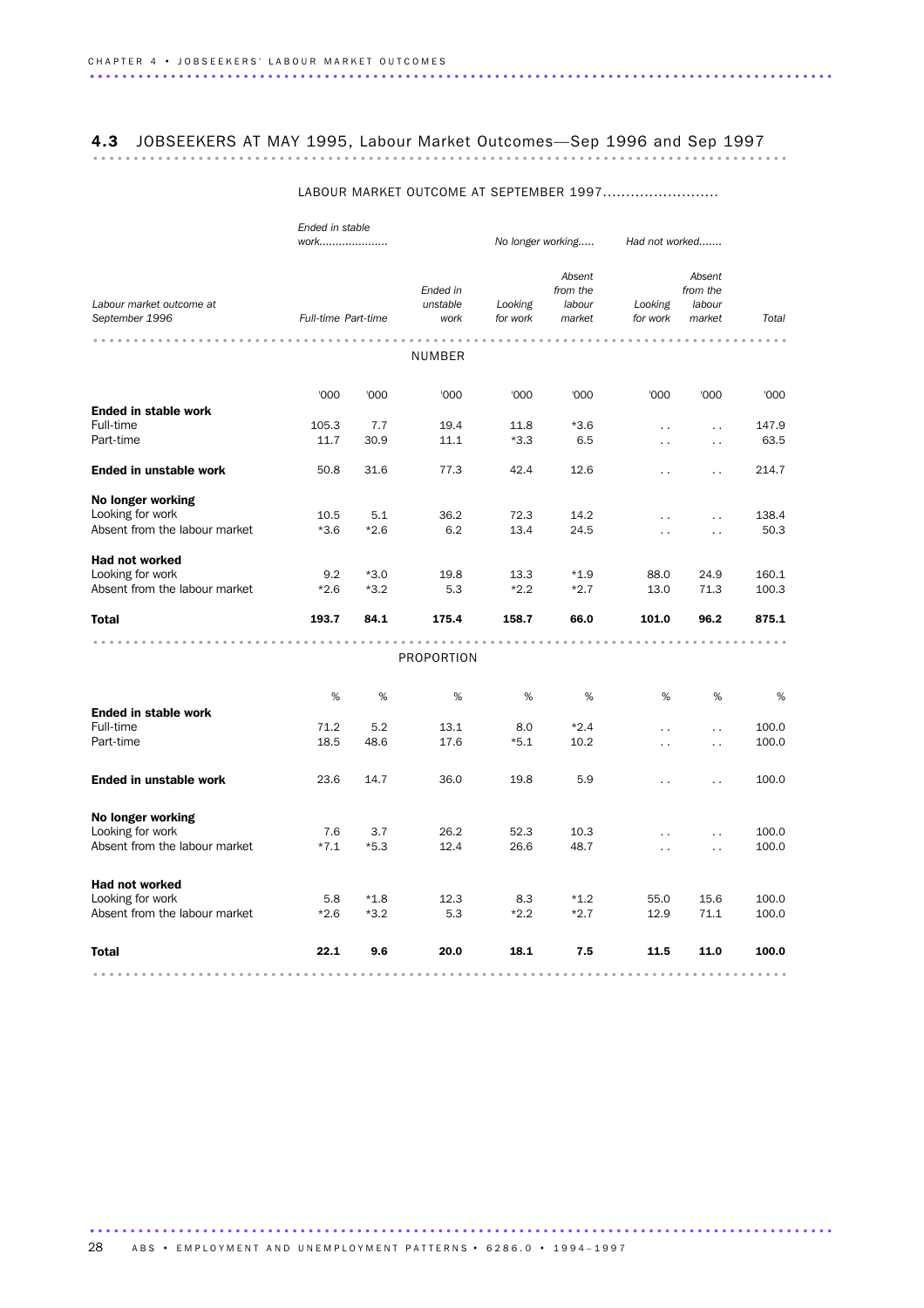## 4.3 JOBSEEKERS AT MAY 1995, Labour Market Outcomes—Sep 1996 and Sep 1997

| Labour market outcome at September 1996 | LABOUR MARKET OUTCOME AT SEPTEMBER 1997 | | | | | | | |
|---|---|---|---|---|---|---|---|---|
| | Ended in stable work | | | No longer working | | Had not worked | | |
| | Full-time | Part-time | Ended in unstable work | Looking for work | Absent from the labour market | Looking for work | Absent from the labour market | Total |
| **NUMBER** | | | | | | | | |
| | '000 | '000 | '000 | '000 | '000 | '000 | '000 | '000 |
| **Ended in stable work** | | | | | | | | |
| Full-time | 105.3 | 7.7 | 19.4 | 11.8 | *3.6 | . . | . . | 147.9 |
| Part-time | 11.7 | 30.9 | 11.1 | *3.3 | 6.5 | . . | . . | 63.5 |
| **Ended in unstable work** | 50.8 | 31.6 | 77.3 | 42.4 | 12.6 | . . | . . | 214.7 |
| **No longer working** | | | | | | | | |
| Looking for work | 10.5 | 5.1 | 36.2 | 72.3 | 14.2 | . . | . . | 138.4 |
| Absent from the labour market | *3.6 | *2.6 | 6.2 | 13.4 | 24.5 | . . | . . | 50.3 |
| **Had not worked** | | | | | | | | |
| Looking for work | 9.2 | *3.0 | 19.8 | 13.3 | *1.9 | 88.0 | 24.9 | 160.1 |
| Absent from the labour market | *2.6 | *3.2 | 5.3 | *2.2 | *2.7 | 13.0 | 71.3 | 100.3 |
| **Total** | **193.7** | **84.1** | **175.4** | **158.7** | **66.0** | **101.0** | **96.2** | **875.1** |
| **PROPORTION** | | | | | | | | |
| | % | % | % | % | % | % | % | % |
| **Ended in stable work** | | | | | | | | |
| Full-time | 71.2 | 5.2 | 13.1 | 8.0 | *2.4 | . . | . . | 100.0 |
| Part-time | 18.5 | 48.6 | 17.6 | *5.1 | 10.2 | . . | . . | 100.0 |
| **Ended in unstable work** | 23.6 | 14.7 | 36.0 | 19.8 | 5.9 | . . | . . | 100.0 |
| **No longer working** | | | | | | | | |
| Looking for work | 7.6 | 3.7 | 26.2 | 52.3 | 10.3 | . . | . . | 100.0 |
| Absent from the labour market | *7.1 | *5.3 | 12.4 | 26.6 | 48.7 | . . | . . | 100.0 |
| **Had not worked** | | | | | | | | |
| Looking for work | 5.8 | *1.8 | 12.3 | 8.3 | *1.2 | 55.0 | 15.6 | 100.0 |
| Absent from the labour market | *2.6 | *3.2 | 5.3 | *2.2 | *2.7 | 12.9 | 71.1 | 100.0 |
| **Total** | **22.1** | **9.6** | **20.0** | **18.1** | **7.5** | **11.5** | **11.0** | **100.0** |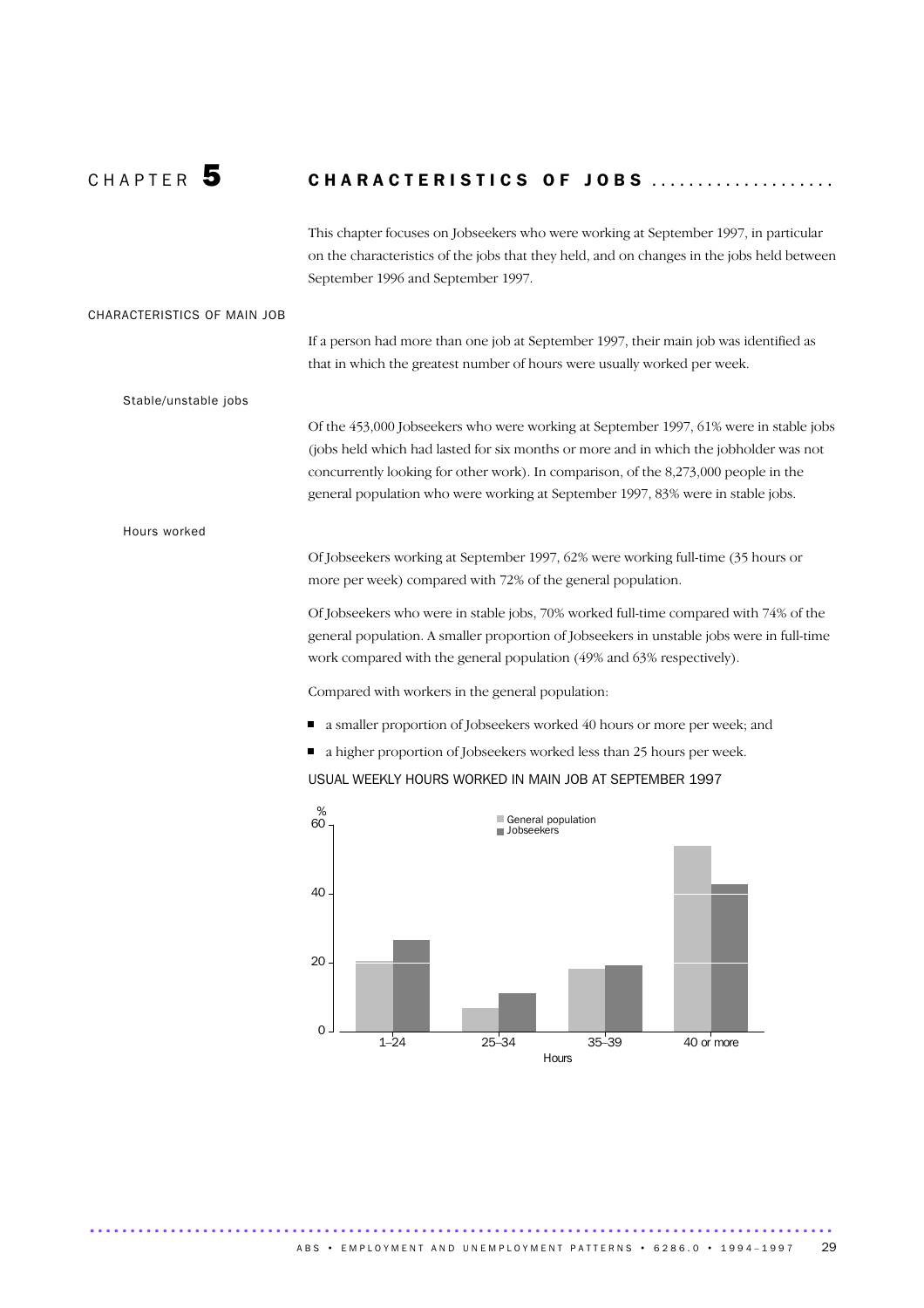# CHAPTER 5 CHARACTERISTICS OF JOBS

This chapter focuses on Jobseekers who were working at September 1997, in particular on the characteristics of the jobs that they held, and on changes in the jobs held between September 1996 and September 1997.

## CHARACTERISTICS OF MAIN JOB

If a person had more than one job at September 1997, their main job was identified as that in which the greatest number of hours were usually worked per week.

### Stable/unstable jobs

Of the 453,000 Jobseekers who were working at September 1997, 61% were in stable jobs (jobs held which had lasted for six months or more and in which the jobholder was not concurrently looking for other work). In comparison, of the 8,273,000 people in the general population who were working at September 1997, 83% were in stable jobs.

### Hours worked

Of Jobseekers working at September 1997, 62% were working full-time (35 hours or more per week) compared with 72% of the general population.

Of Jobseekers who were in stable jobs, 70% worked full-time compared with 74% of the general population. A smaller proportion of Jobseekers in unstable jobs were in full-time work compared with the general population (49% and 63% respectively).

Compared with workers in the general population:

- a smaller proportion of Jobseekers worked 40 hours or more per week; and
- a higher proportion of Jobseekers worked less than 25 hours per week.

USUAL WEEKLY HOURS WORKED IN MAIN JOB AT SEPTEMBER 1997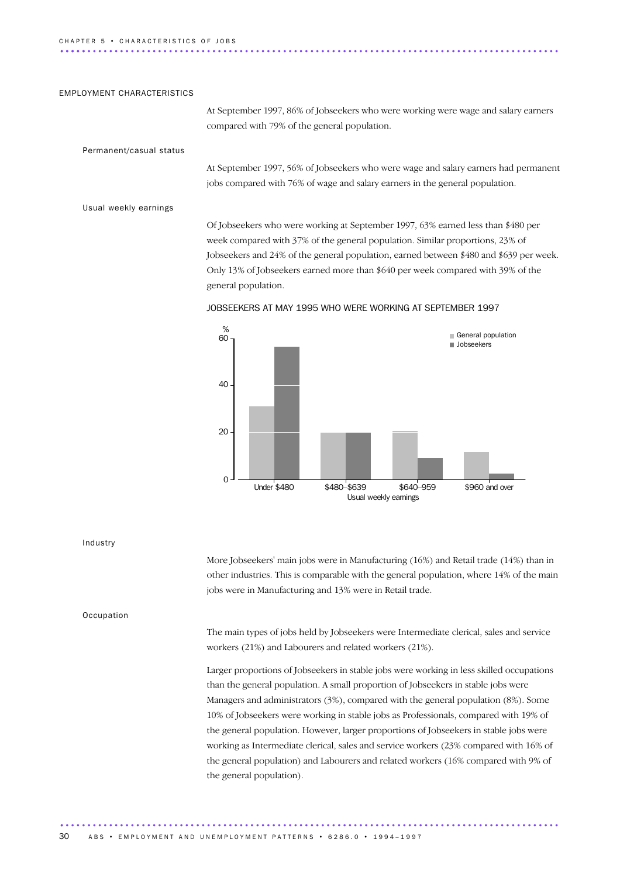## EMPLOYMENT CHARACTERISTICS

At September 1997, 86% of Jobseekers who were working were wage and salary earners compared with 79% of the general population.

### Permanent/casual status

At September 1997, 56% of Jobseekers who were wage and salary earners had permanent jobs compared with 76% of wage and salary earners in the general population.

### Usual weekly earnings

Of Jobseekers who were working at September 1997, 63% earned less than $480 per week compared with 37% of the general population. Similar proportions, 23% of Jobseekers and 24% of the general population, earned between $480 and $639 per week. Only 13% of Jobseekers earned more than $640 per week compared with 39% of the general population.

JOBSEEKERS AT MAY 1995 WHO WERE WORKING AT SEPTEMBER 1997

### Industry

More Jobseekers' main jobs were in Manufacturing (16%) and Retail trade (14%) than in other industries. This is comparable with the general population, where 14% of the main jobs were in Manufacturing and 13% were in Retail trade.

### Occupation

The main types of jobs held by Jobseekers were Intermediate clerical, sales and service workers (21%) and Labourers and related workers (21%).

Larger proportions of Jobseekers in stable jobs were working in less skilled occupations than the general population. A small proportion of Jobseekers in stable jobs were Managers and administrators (3%), compared with the general population (8%). Some 10% of Jobseekers were working in stable jobs as Professionals, compared with 19% of the general population. However, larger proportions of Jobseekers in stable jobs were working as Intermediate clerical, sales and service workers (23% compared with 16% of the general population) and Labourers and related workers (16% compared with 9% of the general population).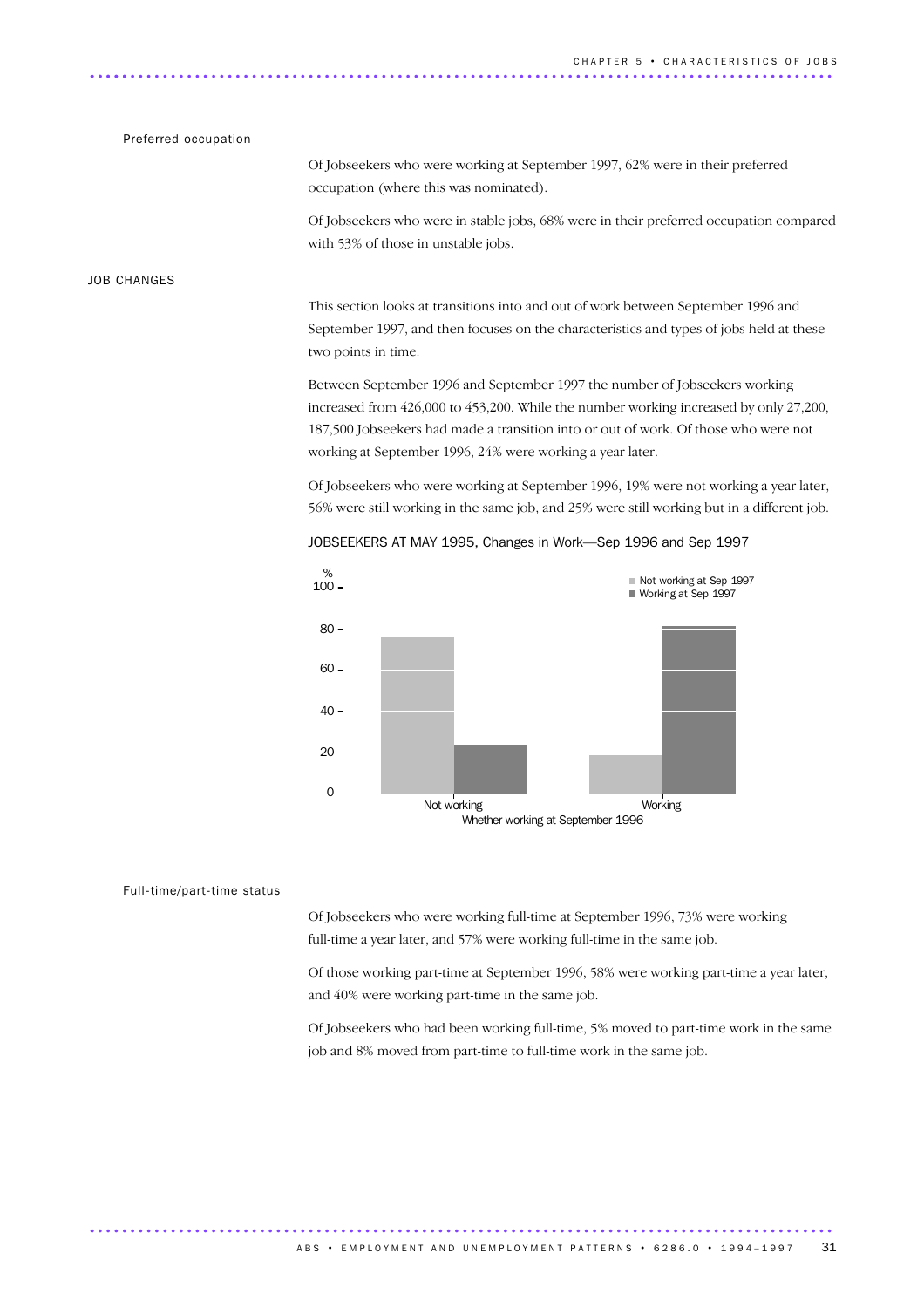### Preferred occupation

Of Jobseekers who were working at September 1997, 62% were in their preferred occupation (where this was nominated).

Of Jobseekers who were in stable jobs, 68% were in their preferred occupation compared with 53% of those in unstable jobs.

## JOB CHANGES

This section looks at transitions into and out of work between September 1996 and September 1997, and then focuses on the characteristics and types of jobs held at these two points in time.

Between September 1996 and September 1997 the number of Jobseekers working increased from 426,000 to 453,200. While the number working increased by only 27,200, 187,500 Jobseekers had made a transition into or out of work. Of those who were not working at September 1996, 24% were working a year later.

Of Jobseekers who were working at September 1996, 19% were not working a year later, 56% were still working in the same job, and 25% were still working but in a different job.

JOBSEEKERS AT MAY 1995, Changes in Work—Sep 1996 and Sep 1997

### Full-time/part-time status

Of Jobseekers who were working full-time at September 1996, 73% were working full-time a year later, and 57% were working full-time in the same job.

Of those working part-time at September 1996, 58% were working part-time a year later, and 40% were working part-time in the same job.

Of Jobseekers who had been working full-time, 5% moved to part-time work in the same job and 8% moved from part-time to full-time work in the same job.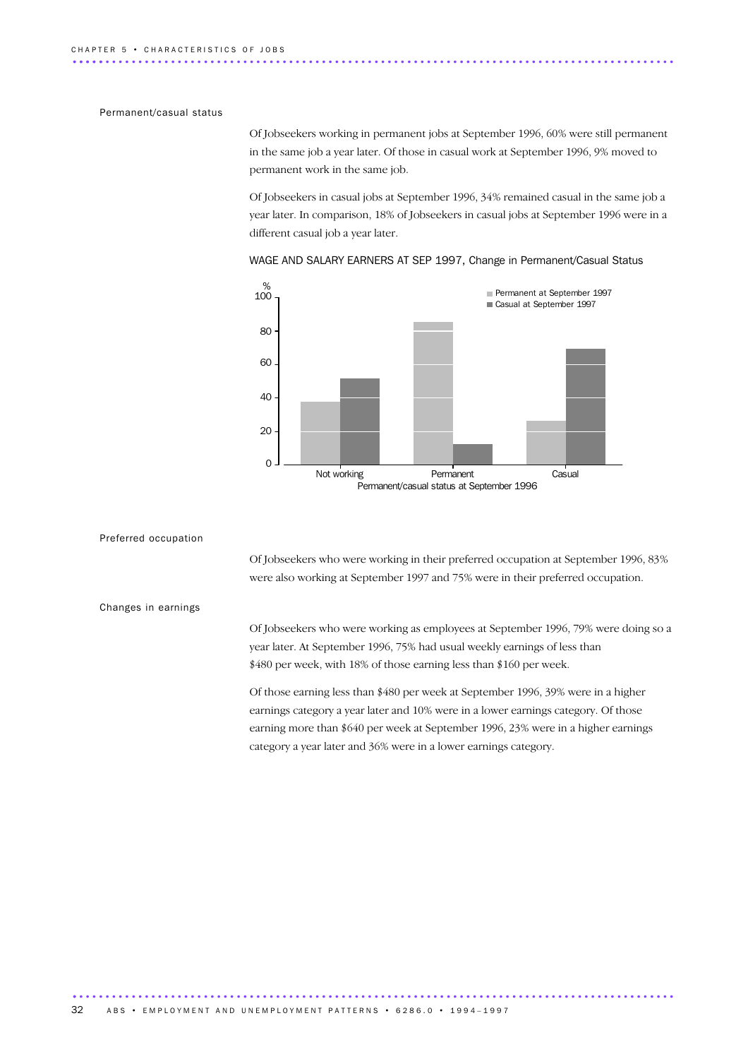### Permanent/casual status

Of Jobseekers working in permanent jobs at September 1996, 60% were still permanent in the same job a year later. Of those in casual work at September 1996, 9% moved to permanent work in the same job.

Of Jobseekers in casual jobs at September 1996, 34% remained casual in the same job a year later. In comparison, 18% of Jobseekers in casual jobs at September 1996 were in a different casual job a year later.

WAGE AND SALARY EARNERS AT SEP 1997, Change in Permanent/Casual Status

### Preferred occupation

Of Jobseekers who were working in their preferred occupation at September 1996, 83% were also working at September 1997 and 75% were in their preferred occupation.

### Changes in earnings

Of Jobseekers who were working as employees at September 1996, 79% were doing so a year later. At September 1996, 75% had usual weekly earnings of less than $480 per week, with 18% of those earning less than $160 per week.

Of those earning less than $480 per week at September 1996, 39% were in a higher earnings category a year later and 10% were in a lower earnings category. Of those earning more than $640 per week at September 1996, 23% were in a higher earnings category a year later and 36% were in a lower earnings category.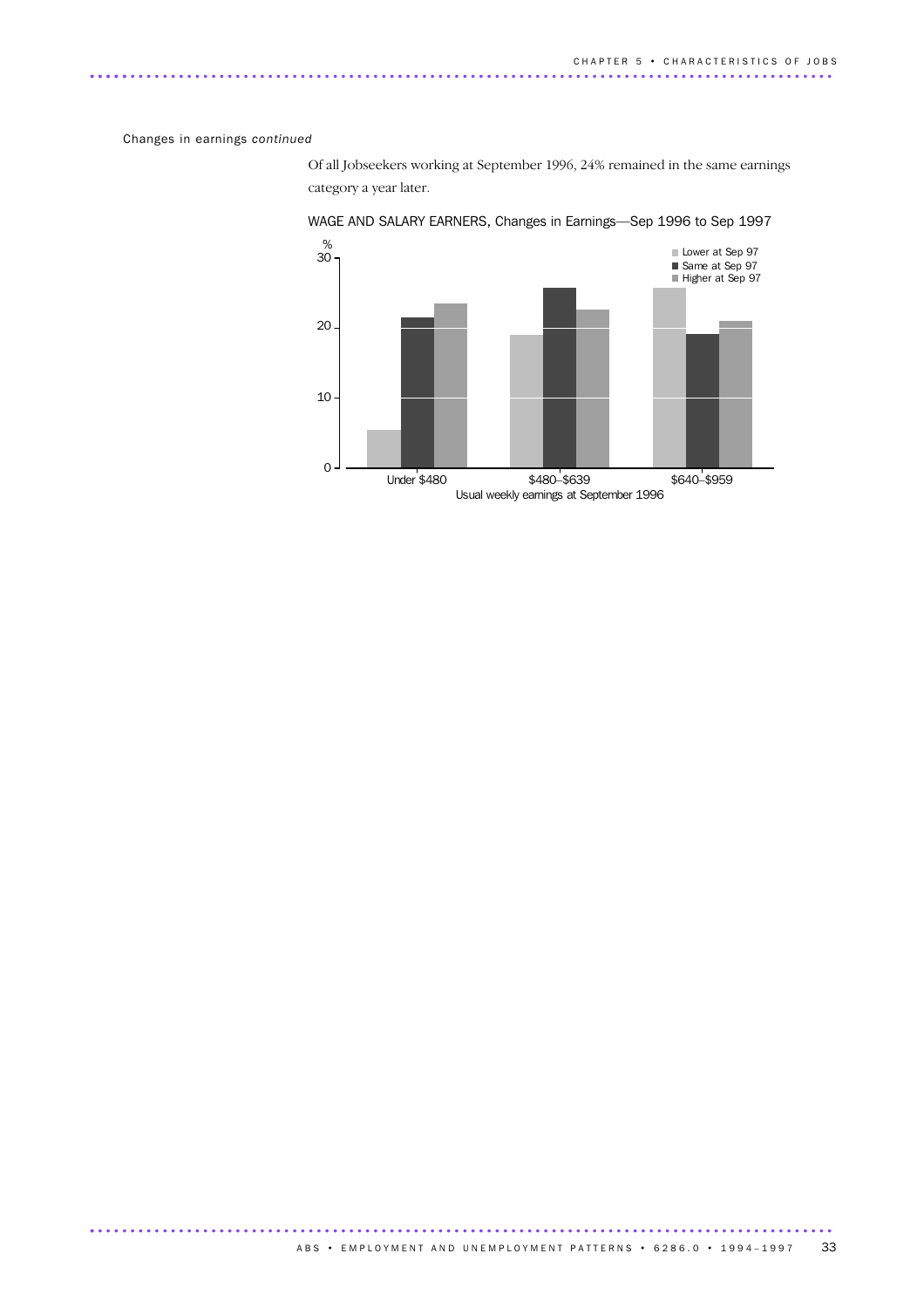Changes in earnings *continued*

Of all Jobseekers working at September 1996, 24% remained in the same earnings category a year later.

WAGE AND SALARY EARNERS, Changes in Earnings—Sep 1996 to Sep 1997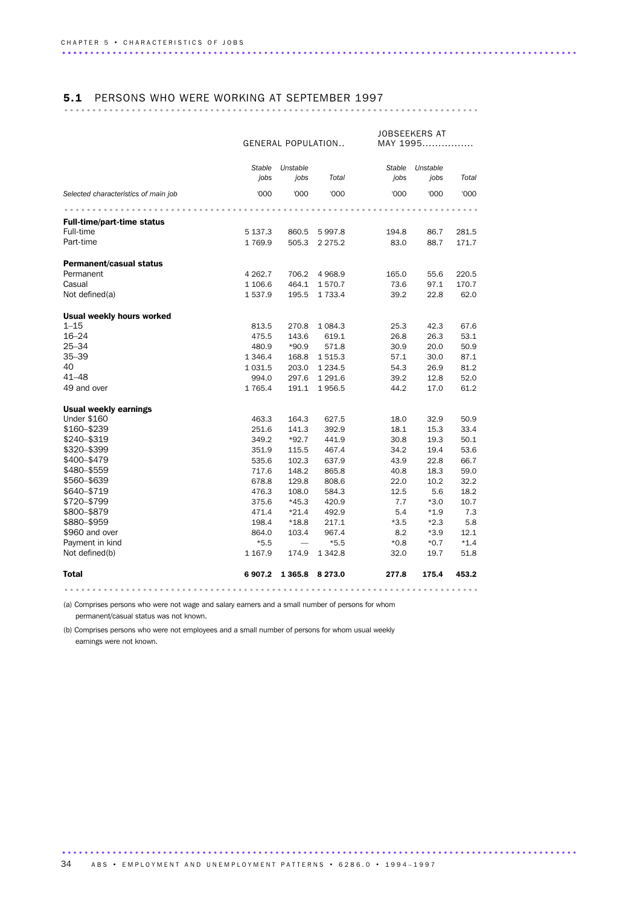## 5.1 PERSONS WHO WERE WORKING AT SEPTEMBER 1997

| | GENERAL POPULATION | | | JOBSEEKERS AT MAY 1995 | | |
|---|---|---|---|---|---|---|
| | *Stable jobs* | *Unstable jobs* | *Total* | *Stable jobs* | *Unstable jobs* | *Total* |
| *Selected characteristics of main job* | '000 | '000 | '000 | '000 | '000 | '000 |
| **Full-time/part-time status** | | | | | | |
| Full-time | 5 137.3 | 860.5 | 5 997.8 | 194.8 | 86.7 | 281.5 |
| Part-time | 1 769.9 | 505.3 | 2 275.2 | 83.0 | 88.7 | 171.7 |
| **Permanent/casual status** | | | | | | |
| Permanent | 4 262.7 | 706.2 | 4 968.9 | 165.0 | 55.6 | 220.5 |
| Casual | 1 106.6 | 464.1 | 1 570.7 | 73.6 | 97.1 | 170.7 |
| Not defined(a) | 1 537.9 | 195.5 | 1 733.4 | 39.2 | 22.8 | 62.0 |
| **Usual weekly hours worked** | | | | | | |
| 1–15 | 813.5 | 270.8 | 1 084.3 | 25.3 | 42.3 | 67.6 |
| 16–24 | 475.5 | 143.6 | 619.1 | 26.8 | 26.3 | 53.1 |
| 25–34 | 480.9 | *90.9 | 571.8 | 30.9 | 20.0 | 50.9 |
| 35–39 | 1 346.4 | 168.8 | 1 515.3 | 57.1 | 30.0 | 87.1 |
| 40 | 1 031.5 | 203.0 | 1 234.5 | 54.3 | 26.9 | 81.2 |
| 41–48 | 994.0 | 297.6 | 1 291.6 | 39.2 | 12.8 | 52.0 |
| 49 and over | 1 765.4 | 191.1 | 1 956.5 | 44.2 | 17.0 | 61.2 |
| **Usual weekly earnings** | | | | | | |
| Under $160 | 463.3 | 164.3 | 627.5 | 18.0 | 32.9 | 50.9 |
| $160–$239 | 251.6 | 141.3 | 392.9 | 18.1 | 15.3 | 33.4 |
| $240–$319 | 349.2 | *92.7 | 441.9 | 30.8 | 19.3 | 50.1 |
| $320–$399 | 351.9 | 115.5 | 467.4 | 34.2 | 19.4 | 53.6 |
| $400–$479 | 535.6 | 102.3 | 637.9 | 43.9 | 22.8 | 66.7 |
| $480–$559 | 717.6 | 148.2 | 865.8 | 40.8 | 18.3 | 59.0 |
| $560–$639 | 678.8 | 129.8 | 808.6 | 22.0 | 10.2 | 32.2 |
| $640–$719 | 476.3 | 108.0 | 584.3 | 12.5 | 5.6 | 18.2 |
| $720–$799 | 375.6 | *45.3 | 420.9 | 7.7 | *3.0 | 10.7 |
| $800–$879 | 471.4 | *21.4 | 492.9 | 5.4 | *1.9 | 7.3 |
| $880–$959 | 198.4 | *18.8 | 217.1 | *3.5 | *2.3 | 5.8 |
| $960 and over | 864.0 | 103.4 | 967.4 | 8.2 | *3.9 | 12.1 |
| Payment in kind | *5.5 | — | *5.5 | *0.8 | *0.7 | *1.4 |
| Not defined(b) | 1 167.9 | 174.9 | 1 342.8 | 32.0 | 19.7 | 51.8 |
| **Total** | **6 907.2** | **1 365.8** | **8 273.0** | **277.8** | **175.4** | **453.2** |

(a) Comprises persons who were not wage and salary earners and a small number of persons for whom permanent/casual status was not known.

(b) Comprises persons who were not employees and a small number of persons for whom usual weekly earnings were not known.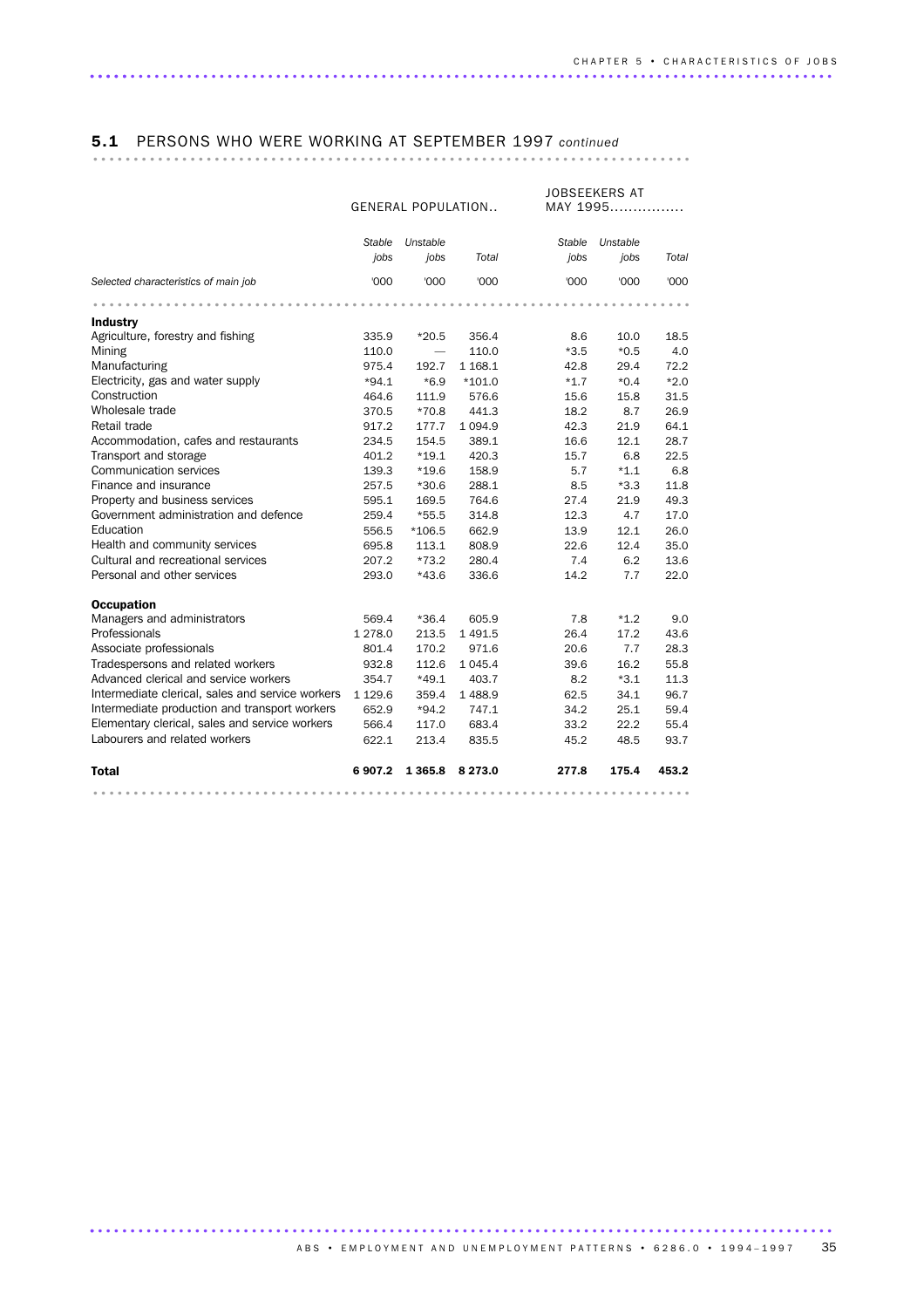## 5.1 PERSONS WHO WERE WORKING AT SEPTEMBER 1997 *continued*

| | GENERAL POPULATION | | | JOBSEEKERS AT MAY 1995 | | |
|---|---|---|---|---|---|---|
| | *Stable jobs* | *Unstable jobs* | *Total* | *Stable jobs* | *Unstable jobs* | *Total* |
| *Selected characteristics of main job* | '000 | '000 | '000 | '000 | '000 | '000 |
| **Industry** | | | | | | |
| Agriculture, forestry and fishing | 335.9 | *20.5 | 356.4 | 8.6 | 10.0 | 18.5 |
| Mining | 110.0 | — | 110.0 | *3.5 | *0.5 | 4.0 |
| Manufacturing | 975.4 | 192.7 | 1 168.1 | 42.8 | 29.4 | 72.2 |
| Electricity, gas and water supply | *94.1 | *6.9 | *101.0 | *1.7 | *0.4 | *2.0 |
| Construction | 464.6 | 111.9 | 576.6 | 15.6 | 15.8 | 31.5 |
| Wholesale trade | 370.5 | *70.8 | 441.3 | 18.2 | 8.7 | 26.9 |
| Retail trade | 917.2 | 177.7 | 1 094.9 | 42.3 | 21.9 | 64.1 |
| Accommodation, cafes and restaurants | 234.5 | 154.5 | 389.1 | 16.6 | 12.1 | 28.7 |
| Transport and storage | 401.2 | *19.1 | 420.3 | 15.7 | 6.8 | 22.5 |
| Communication services | 139.3 | *19.6 | 158.9 | 5.7 | *1.1 | 6.8 |
| Finance and insurance | 257.5 | *30.6 | 288.1 | 8.5 | *3.3 | 11.8 |
| Property and business services | 595.1 | 169.5 | 764.6 | 27.4 | 21.9 | 49.3 |
| Government administration and defence | 259.4 | *55.5 | 314.8 | 12.3 | 4.7 | 17.0 |
| Education | 556.5 | *106.5 | 662.9 | 13.9 | 12.1 | 26.0 |
| Health and community services | 695.8 | 113.1 | 808.9 | 22.6 | 12.4 | 35.0 |
| Cultural and recreational services | 207.2 | *73.2 | 280.4 | 7.4 | 6.2 | 13.6 |
| Personal and other services | 293.0 | *43.6 | 336.6 | 14.2 | 7.7 | 22.0 |
| **Occupation** | | | | | | |
| Managers and administrators | 569.4 | *36.4 | 605.9 | 7.8 | *1.2 | 9.0 |
| Professionals | 1 278.0 | 213.5 | 1 491.5 | 26.4 | 17.2 | 43.6 |
| Associate professionals | 801.4 | 170.2 | 971.6 | 20.6 | 7.7 | 28.3 |
| Tradespersons and related workers | 932.8 | 112.6 | 1 045.4 | 39.6 | 16.2 | 55.8 |
| Advanced clerical and service workers | 354.7 | *49.1 | 403.7 | 8.2 | *3.1 | 11.3 |
| Intermediate clerical, sales and service workers | 1 129.6 | 359.4 | 1 488.9 | 62.5 | 34.1 | 96.7 |
| Intermediate production and transport workers | 652.9 | *94.2 | 747.1 | 34.2 | 25.1 | 59.4 |
| Elementary clerical, sales and service workers | 566.4 | 117.0 | 683.4 | 33.2 | 22.2 | 55.4 |
| Labourers and related workers | 622.1 | 213.4 | 835.5 | 45.2 | 48.5 | 93.7 |
| **Total** | **6 907.2** | **1 365.8** | **8 273.0** | **277.8** | **175.4** | **453.2** |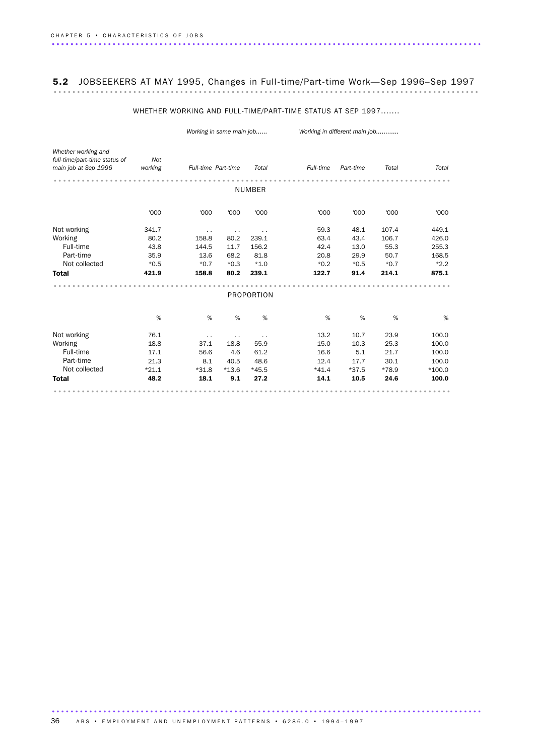## 5.2 JOBSEEKERS AT MAY 1995, Changes in Full-time/Part-time Work—Sep 1996–Sep 1997

| | WHETHER WORKING AND FULL-TIME/PART-TIME STATUS AT SEP 1997 | | | | | | | |
|---|---|---|---|---|---|---|---|---|
| | | *Working in same main job* | | | *Working in different main job* | | | |
| *Whether working and full-time/part-time status of main job at Sep 1996* | *Not working* | *Full-time* | *Part-time* | *Total* | *Full-time* | *Part-time* | *Total* | *Total* |
| | | | | NUMBER | | | | |
| | '000 | '000 | '000 | '000 | '000 | '000 | '000 | '000 |
| Not working | 341.7 | . . | . . | . . | 59.3 | 48.1 | 107.4 | 449.1 |
| Working | 80.2 | 158.8 | 80.2 | 239.1 | 63.4 | 43.4 | 106.7 | 426.0 |
| Full-time | 43.8 | 144.5 | 11.7 | 156.2 | 42.4 | 13.0 | 55.3 | 255.3 |
| Part-time | 35.9 | 13.6 | 68.2 | 81.8 | 20.8 | 29.9 | 50.7 | 168.5 |
| Not collected | *0.5 | *0.7 | *0.3 | *1.0 | *0.2 | *0.5 | *0.7 | *2.2 |
| **Total** | **421.9** | **158.8** | **80.2** | **239.1** | **122.7** | **91.4** | **214.1** | **875.1** |
| | | | | PROPORTION | | | | |
| | % | % | % | % | % | % | % | % |
| Not working | 76.1 | . . | . . | . . | 13.2 | 10.7 | 23.9 | 100.0 |
| Working | 18.8 | 37.1 | 18.8 | 55.9 | 15.0 | 10.3 | 25.3 | 100.0 |
| Full-time | 17.1 | 56.6 | 4.6 | 61.2 | 16.6 | 5.1 | 21.7 | 100.0 |
| Part-time | 21.3 | 8.1 | 40.5 | 48.6 | 12.4 | 17.7 | 30.1 | 100.0 |
| Not collected | *21.1 | *31.8 | *13.6 | *45.5 | *41.4 | *37.5 | *78.9 | *100.0 |
| **Total** | **48.2** | **18.1** | **9.1** | **27.2** | **14.1** | **10.5** | **24.6** | **100.0** |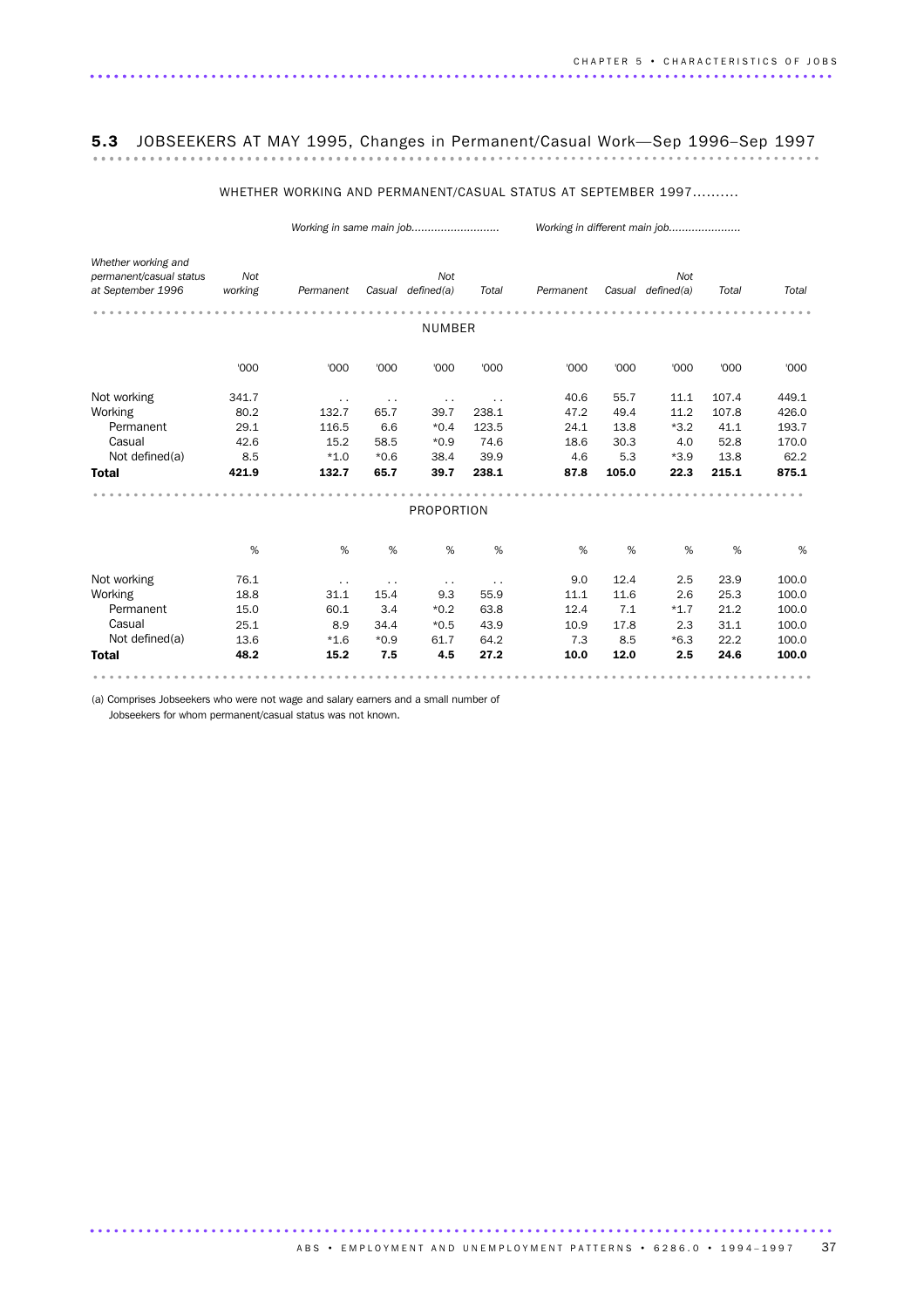## 5.3 JOBSEEKERS AT MAY 1995, Changes in Permanent/Casual Work—Sep 1996–Sep 1997

| *Whether working and permanent/casual status at September 1996* | WHETHER WORKING AND PERMANENT/CASUAL STATUS AT SEPTEMBER 1997 | | | | | | | | | | |
|---|---|---|---|---|---|---|---|---|---|---|---|
| | | *Working in same main job* | | | | *Working in different main job* | | | | |
| | *Not working* | *Permanent* | *Casual* | *Not defined(a)* | *Total* | *Permanent* | *Casual* | *Not defined(a)* | *Total* | *Total* |
| **NUMBER** | | | | | | | | | | |
| | '000 | '000 | '000 | '000 | '000 | '000 | '000 | '000 | '000 | '000 |
| Not working | 341.7 | . . | . . | . . | . . | 40.6 | 55.7 | 11.1 | 107.4 | 449.1 |
| Working | 80.2 | 132.7 | 65.7 | 39.7 | 238.1 | 47.2 | 49.4 | 11.2 | 107.8 | 426.0 |
| Permanent | 29.1 | 116.5 | 6.6 | *0.4 | 123.5 | 24.1 | 13.8 | *3.2 | 41.1 | 193.7 |
| Casual | 42.6 | 15.2 | 58.5 | *0.9 | 74.6 | 18.6 | 30.3 | 4.0 | 52.8 | 170.0 |
| Not defined(a) | 8.5 | *1.0 | *0.6 | 38.4 | 39.9 | 4.6 | 5.3 | *3.9 | 13.8 | 62.2 |
| **Total** | **421.9** | **132.7** | **65.7** | **39.7** | **238.1** | **87.8** | **105.0** | **22.3** | **215.1** | **875.1** |
| **PROPORTION** | | | | | | | | | | |
| | % | % | % | % | % | % | % | % | % | % |
| Not working | 76.1 | . . | . . | . . | . . | 9.0 | 12.4 | 2.5 | 23.9 | 100.0 |
| Working | 18.8 | 31.1 | 15.4 | 9.3 | 55.9 | 11.1 | 11.6 | 2.6 | 25.3 | 100.0 |
| Permanent | 15.0 | 60.1 | 3.4 | *0.2 | 63.8 | 12.4 | 7.1 | *1.7 | 21.2 | 100.0 |
| Casual | 25.1 | 8.9 | 34.4 | *0.5 | 43.9 | 10.9 | 17.8 | 2.3 | 31.1 | 100.0 |
| Not defined(a) | 13.6 | *1.6 | *0.9 | 61.7 | 64.2 | 7.3 | 8.5 | *6.3 | 22.2 | 100.0 |
| **Total** | **48.2** | **15.2** | **7.5** | **4.5** | **27.2** | **10.0** | **12.0** | **2.5** | **24.6** | **100.0** |

(a) Comprises Jobseekers who were not wage and salary earners and a small number of Jobseekers for whom permanent/casual status was not known.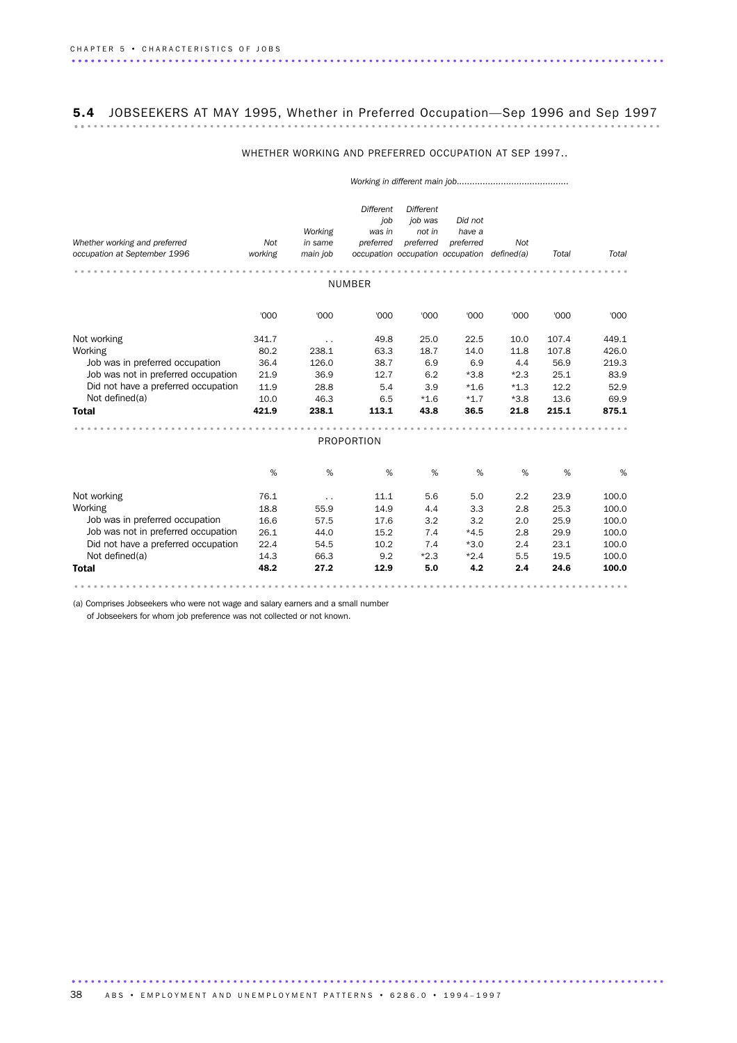## 5.4 JOBSEEKERS AT MAY 1995, Whether in Preferred Occupation—Sep 1996 and Sep 1997

| Whether working and preferred occupation at September 1996 | WHETHER WORKING AND PREFERRED OCCUPATION AT SEP 1997 | | | | | | | |
|---|---|---|---|---|---|---|---|---|
| | | | *Working in different main job* | | | | | |
| | *Not working* | *Working in same main job* | *Different job was in preferred occupation* | *Different job was not in preferred occupation* | *Did not have a preferred occupation* | *Not defined(a)* | *Total* | *Total* |
| **NUMBER** | | | | | | | | |
| | '000 | '000 | '000 | '000 | '000 | '000 | '000 | '000 |
| Not working | 341.7 | . . | 49.8 | 25.0 | 22.5 | 10.0 | 107.4 | 449.1 |
| Working | 80.2 | 238.1 | 63.3 | 18.7 | 14.0 | 11.8 | 107.8 | 426.0 |
| Job was in preferred occupation | 36.4 | 126.0 | 38.7 | 6.9 | 6.9 | 4.4 | 56.9 | 219.3 |
| Job was not in preferred occupation | 21.9 | 36.9 | 12.7 | 6.2 | *3.8 | *2.3 | 25.1 | 83.9 |
| Did not have a preferred occupation | 11.9 | 28.8 | 5.4 | 3.9 | *1.6 | *1.3 | 12.2 | 52.9 |
| Not defined(a) | 10.0 | 46.3 | 6.5 | *1.6 | *1.7 | *3.8 | 13.6 | 69.9 |
| **Total** | **421.9** | **238.1** | **113.1** | **43.8** | **36.5** | **21.8** | **215.1** | **875.1** |
| **PROPORTION** | | | | | | | | |
| | % | % | % | % | % | % | % | % |
| Not working | 76.1 | . . | 11.1 | 5.6 | 5.0 | 2.2 | 23.9 | 100.0 |
| Working | 18.8 | 55.9 | 14.9 | 4.4 | 3.3 | 2.8 | 25.3 | 100.0 |
| Job was in preferred occupation | 16.6 | 57.5 | 17.6 | 3.2 | 3.2 | 2.0 | 25.9 | 100.0 |
| Job was not in preferred occupation | 26.1 | 44.0 | 15.2 | 7.4 | *4.5 | 2.8 | 29.9 | 100.0 |
| Did not have a preferred occupation | 22.4 | 54.5 | 10.2 | 7.4 | *3.0 | 2.4 | 23.1 | 100.0 |
| Not defined(a) | 14.3 | 66.3 | 9.2 | *2.3 | *2.4 | 5.5 | 19.5 | 100.0 |
| **Total** | **48.2** | **27.2** | **12.9** | **5.0** | **4.2** | **2.4** | **24.6** | **100.0** |

(a) Comprises Jobseekers who were not wage and salary earners and a small number of Jobseekers for whom job preference was not collected or not known.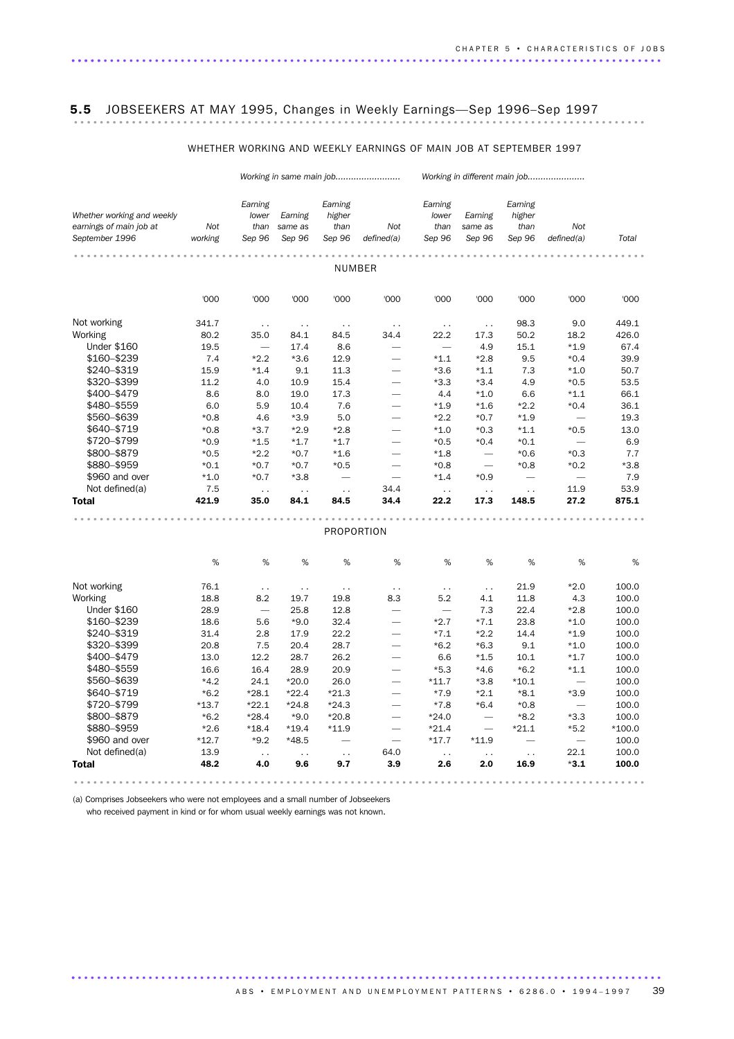## 5.5 JOBSEEKERS AT MAY 1995, Changes in Weekly Earnings—Sep 1996–Sep 1997

WHETHER WORKING AND WEEKLY EARNINGS OF MAIN JOB AT SEPTEMBER 1997

| Whether working and weekly earnings of main job at September 1996 | Not working | Working in same main job | | | | Working in different main job | | | | Total |
|---|---|---|---|---|---|---|---|---|---|---|
| | | Earning lower than Sep 96 | Earning same as Sep 96 | Earning higher than Sep 96 | Not defined(a) | Earning lower than Sep 96 | Earning same as Sep 96 | Earning higher than Sep 96 | Not defined(a) | |
| **NUMBER** | | | | | | | | | | |
| | '000 | '000 | '000 | '000 | '000 | '000 | '000 | '000 | '000 | '000 |
| Not working | 341.7 | . . | . . | . . | . . | . . | . . | 98.3 | 9.0 | 449.1 |
| Working | 80.2 | 35.0 | 84.1 | 84.5 | 34.4 | 22.2 | 17.3 | 50.2 | 18.2 | 426.0 |
| Under $160 | 19.5 | — | 17.4 | 8.6 | — | — | 4.9 | 15.1 | *1.9 | 67.4 |
| $160–$239 | 7.4 | *2.2 | *3.6 | 12.9 | — | *1.1 | *2.8 | 9.5 | *0.4 | 39.9 |
| $240–$319 | 15.9 | *1.4 | 9.1 | 11.3 | — | *3.6 | *1.1 | 7.3 | *1.0 | 50.7 |
| $320–$399 | 11.2 | 4.0 | 10.9 | 15.4 | — | *3.3 | *3.4 | 4.9 | *0.5 | 53.5 |
| $400–$479 | 8.6 | 8.0 | 19.0 | 17.3 | — | 4.4 | *1.0 | 6.6 | *1.1 | 66.1 |
| $480–$559 | 6.0 | 5.9 | 10.4 | 7.6 | — | *1.9 | *1.6 | *2.2 | *0.4 | 36.1 |
| $560–$639 | *0.8 | 4.6 | *3.9 | 5.0 | — | *2.2 | *0.7 | *1.9 | — | 19.3 |
| $640–$719 | *0.8 | *3.7 | *2.9 | *2.8 | — | *1.0 | *0.3 | *1.1 | *0.5 | 13.0 |
| $720–$799 | *0.9 | *1.5 | *1.7 | *1.7 | — | *0.5 | *0.4 | *0.1 | — | 6.9 |
| $800–$879 | *0.5 | *2.2 | *0.7 | *1.6 | — | *1.8 | — | *0.6 | *0.3 | 7.7 |
| $880–$959 | *0.1 | *0.7 | *0.7 | *0.5 | — | *0.8 | — | *0.8 | *0.2 | *3.8 |
| $960 and over | *1.0 | *0.7 | *3.8 | — | — | *1.4 | *0.9 | — | — | 7.9 |
| Not defined(a) | 7.5 | . . | . . | . . | 34.4 | . . | . . | . . | 11.9 | 53.9 |
| **Total** | **421.9** | **35.0** | **84.1** | **84.5** | **34.4** | **22.2** | **17.3** | **148.5** | **27.2** | **875.1** |
| **PROPORTION** | | | | | | | | | | |
| | % | % | % | % | % | % | % | % | % | % |
| Not working | 76.1 | . . | . . | . . | . . | . . | . . | 21.9 | *2.0 | 100.0 |
| Working | 18.8 | 8.2 | 19.7 | 19.8 | 8.3 | 5.2 | 4.1 | 11.8 | 4.3 | 100.0 |
| Under $160 | 28.9 | — | 25.8 | 12.8 | — | — | 7.3 | 22.4 | *2.8 | 100.0 |
| $160–$239 | 18.6 | 5.6 | *9.0 | 32.4 | — | *2.7 | *7.1 | 23.8 | *1.0 | 100.0 |
| $240–$319 | 31.4 | 2.8 | 17.9 | 22.2 | — | *7.1 | *2.2 | 14.4 | *1.9 | 100.0 |
| $320–$399 | 20.8 | 7.5 | 20.4 | 28.7 | — | *6.2 | *6.3 | 9.1 | *1.0 | 100.0 |
| $400–$479 | 13.0 | 12.2 | 28.7 | 26.2 | — | 6.6 | *1.5 | 10.1 | *1.7 | 100.0 |
| $480–$559 | 16.6 | 16.4 | 28.9 | 20.9 | — | *5.3 | *4.6 | *6.2 | *1.1 | 100.0 |
| $560–$639 | *4.2 | 24.1 | *20.0 | 26.0 | — | *11.7 | *3.8 | *10.1 | — | 100.0 |
| $640–$719 | *6.2 | *28.1 | *22.4 | *21.3 | — | *7.9 | *2.1 | *8.1 | *3.9 | 100.0 |
| $720–$799 | *13.7 | *22.1 | *24.8 | *24.3 | — | *7.8 | *6.4 | *0.8 | — | 100.0 |
| $800–$879 | *6.2 | *28.4 | *9.0 | *20.8 | — | *24.0 | — | *8.2 | *3.3 | 100.0 |
| $880–$959 | *2.6 | *18.4 | *19.4 | *11.9 | — | *21.4 | — | *21.1 | *5.2 | *100.0 |
| $960 and over | *12.7 | *9.2 | *48.5 | — | — | *17.7 | *11.9 | — | — | 100.0 |
| Not defined(a) | 13.9 | . . | . . | . . | 64.0 | . . | . . | . . | 22.1 | 100.0 |
| **Total** | **48.2** | **4.0** | **9.6** | **9.7** | **3.9** | **2.6** | **2.0** | **16.9** | ***3.1** | **100.0** |

(a) Comprises Jobseekers who were not employees and a small number of Jobseekers who received payment in kind or for whom usual weekly earnings was not known.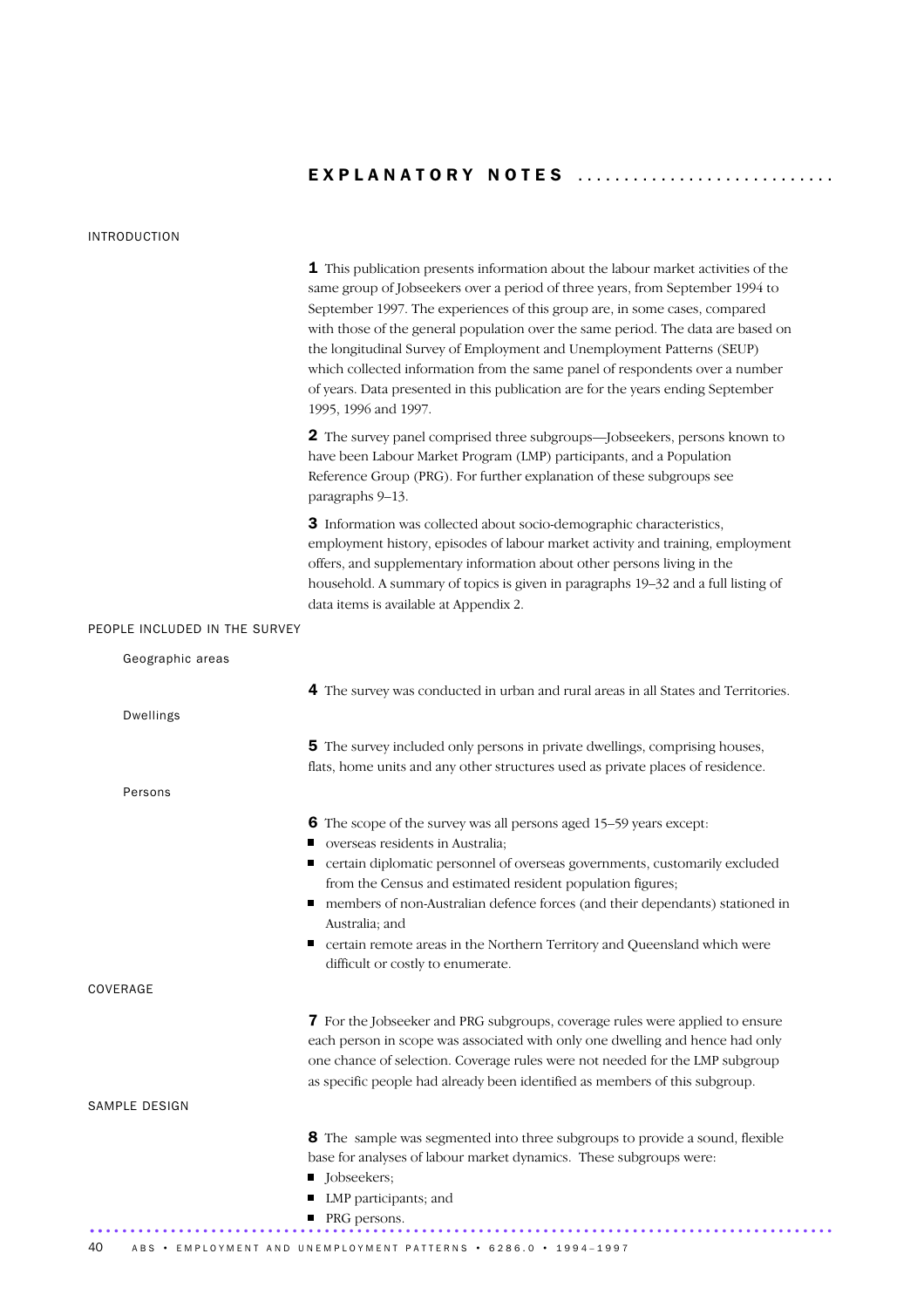# EXPLANATORY NOTES

## INTRODUCTION

**1** This publication presents information about the labour market activities of the same group of Jobseekers over a period of three years, from September 1994 to September 1997. The experiences of this group are, in some cases, compared with those of the general population over the same period. The data are based on the longitudinal Survey of Employment and Unemployment Patterns (SEUP) which collected information from the same panel of respondents over a number of years. Data presented in this publication are for the years ending September 1995, 1996 and 1997.

**2** The survey panel comprised three subgroups—Jobseekers, persons known to have been Labour Market Program (LMP) participants, and a Population Reference Group (PRG). For further explanation of these subgroups see paragraphs 9–13.

**3** Information was collected about socio-demographic characteristics, employment history, episodes of labour market activity and training, employment offers, and supplementary information about other persons living in the household. A summary of topics is given in paragraphs 19–32 and a full listing of data items is available at Appendix 2.

## PEOPLE INCLUDED IN THE SURVEY

### Geographic areas

**4** The survey was conducted in urban and rural areas in all States and Territories.

### Dwellings

**5** The survey included only persons in private dwellings, comprising houses, flats, home units and any other structures used as private places of residence.

### Persons

**6** The scope of the survey was all persons aged 15–59 years except:

- overseas residents in Australia;
- certain diplomatic personnel of overseas governments, customarily excluded from the Census and estimated resident population figures;
- members of non-Australian defence forces (and their dependants) stationed in Australia; and
- certain remote areas in the Northern Territory and Queensland which were difficult or costly to enumerate.

## COVERAGE

**7** For the Jobseeker and PRG subgroups, coverage rules were applied to ensure each person in scope was associated with only one dwelling and hence had only one chance of selection. Coverage rules were not needed for the LMP subgroup as specific people had already been identified as members of this subgroup.

## SAMPLE DESIGN

**8** The sample was segmented into three subgroups to provide a sound, flexible base for analyses of labour market dynamics. These subgroups were:

- Jobseekers;
- LMP participants; and
- PRG persons.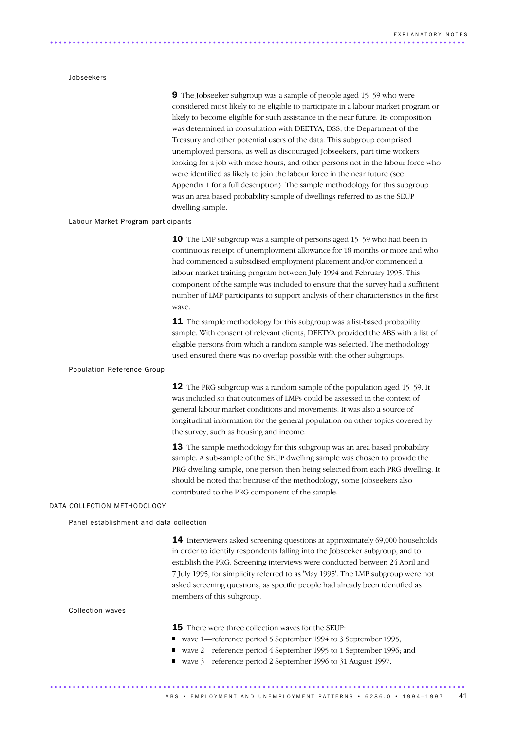### Jobseekers

**9** The Jobseeker subgroup was a sample of people aged 15–59 who were considered most likely to be eligible to participate in a labour market program or likely to become eligible for such assistance in the near future. Its composition was determined in consultation with DEETYA, DSS, the Department of the Treasury and other potential users of the data. This subgroup comprised unemployed persons, as well as discouraged Jobseekers, part-time workers looking for a job with more hours, and other persons not in the labour force who were identified as likely to join the labour force in the near future (see Appendix 1 for a full description). The sample methodology for this subgroup was an area-based probability sample of dwellings referred to as the SEUP dwelling sample.

### Labour Market Program participants

**10** The LMP subgroup was a sample of persons aged 15–59 who had been in continuous receipt of unemployment allowance for 18 months or more and who had commenced a subsidised employment placement and/or commenced a labour market training program between July 1994 and February 1995. This component of the sample was included to ensure that the survey had a sufficient number of LMP participants to support analysis of their characteristics in the first wave.

**11** The sample methodology for this subgroup was a list-based probability sample. With consent of relevant clients, DEETYA provided the ABS with a list of eligible persons from which a random sample was selected. The methodology used ensured there was no overlap possible with the other subgroups.

### Population Reference Group

**12** The PRG subgroup was a random sample of the population aged 15–59. It was included so that outcomes of LMPs could be assessed in the context of general labour market conditions and movements. It was also a source of longitudinal information for the general population on other topics covered by the survey, such as housing and income.

**13** The sample methodology for this subgroup was an area-based probability sample. A sub-sample of the SEUP dwelling sample was chosen to provide the PRG dwelling sample, one person then being selected from each PRG dwelling. It should be noted that because of the methodology, some Jobseekers also contributed to the PRG component of the sample.

## DATA COLLECTION METHODOLOGY

### Panel establishment and data collection

**14** Interviewers asked screening questions at approximately 69,000 households in order to identify respondents falling into the Jobseeker subgroup, and to establish the PRG. Screening interviews were conducted between 24 April and 7 July 1995, for simplicity referred to as 'May 1995'. The LMP subgroup were not asked screening questions, as specific people had already been identified as members of this subgroup.

### Collection waves

**15** There were three collection waves for the SEUP:

- wave 1—reference period 5 September 1994 to 3 September 1995;
- wave 2—reference period 4 September 1995 to 1 September 1996; and
- wave 3—reference period 2 September 1996 to 31 August 1997.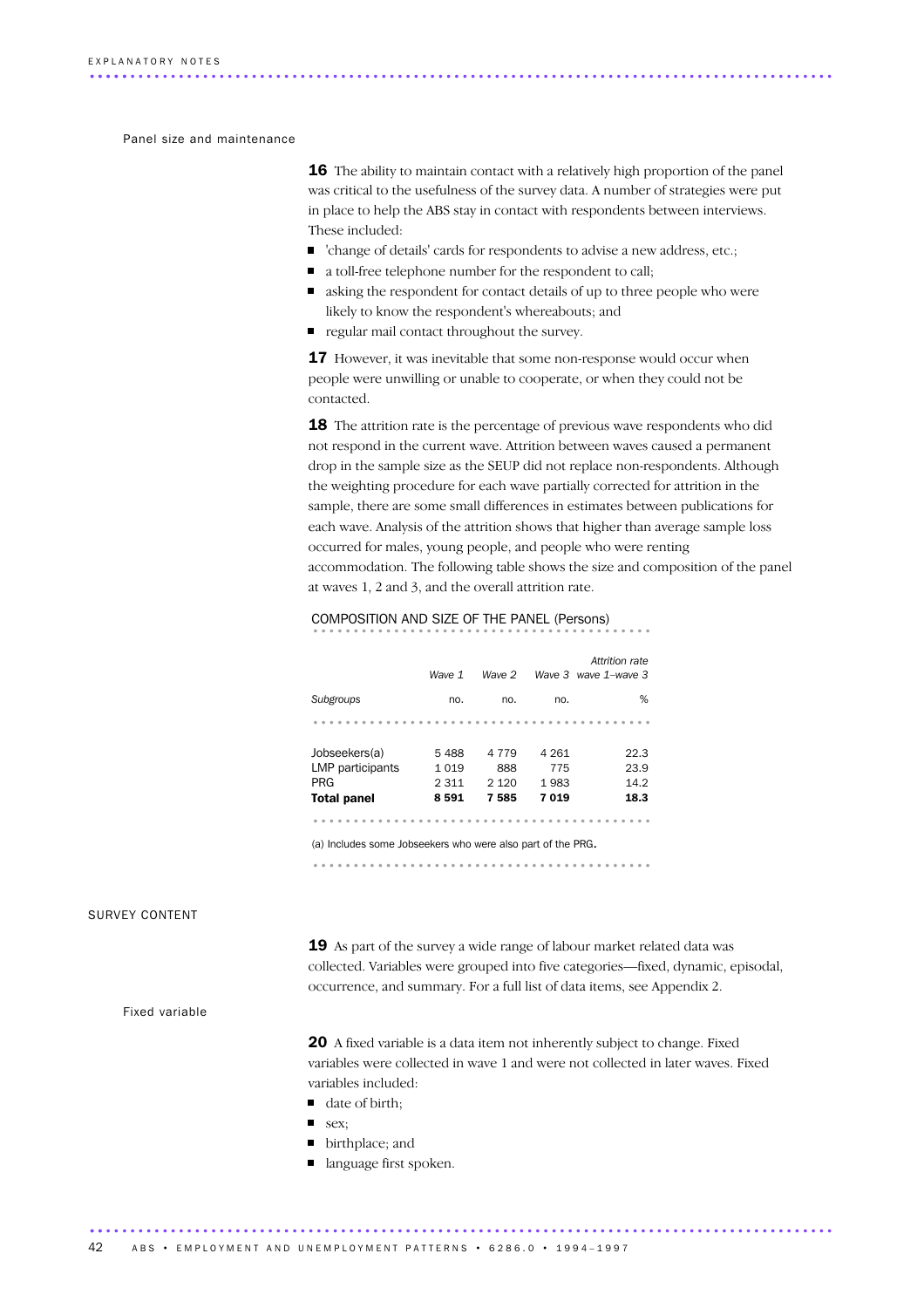### Panel size and maintenance

**16** The ability to maintain contact with a relatively high proportion of the panel was critical to the usefulness of the survey data. A number of strategies were put in place to help the ABS stay in contact with respondents between interviews. These included:

- 'change of details' cards for respondents to advise a new address, etc.;
- a toll-free telephone number for the respondent to call;
- asking the respondent for contact details of up to three people who were likely to know the respondent's whereabouts; and
- regular mail contact throughout the survey.

**17** However, it was inevitable that some non-response would occur when people were unwilling or unable to cooperate, or when they could not be contacted.

**18** The attrition rate is the percentage of previous wave respondents who did not respond in the current wave. Attrition between waves caused a permanent drop in the sample size as the SEUP did not replace non-respondents. Although the weighting procedure for each wave partially corrected for attrition in the sample, there are some small differences in estimates between publications for each wave. Analysis of the attrition shows that higher than average sample loss occurred for males, young people, and people who were renting accommodation. The following table shows the size and composition of the panel at waves 1, 2 and 3, and the overall attrition rate.

COMPOSITION AND SIZE OF THE PANEL (Persons)

| *Subgroups* | *Wave 1* no. | *Wave 2* no. | *Wave 3* no. | *Attrition rate wave 1–wave 3* % |
|---|---|---|---|---|
| Jobseekers(a) | 5 488 | 4 779 | 4 261 | 22.3 |
| LMP participants | 1 019 | 888 | 775 | 23.9 |
| PRG | 2 311 | 2 120 | 1 983 | 14.2 |
| **Total panel** | **8 591** | **7 585** | **7 019** | **18.3** |

(a) Includes some Jobseekers who were also part of the PRG.

## SURVEY CONTENT

**19** As part of the survey a wide range of labour market related data was collected. Variables were grouped into five categories—fixed, dynamic, episodal, occurrence, and summary. For a full list of data items, see Appendix 2.

### Fixed variable

**20** A fixed variable is a data item not inherently subject to change. Fixed variables were collected in wave 1 and were not collected in later waves. Fixed variables included:

- date of birth;
- sex;
- birthplace; and
- language first spoken.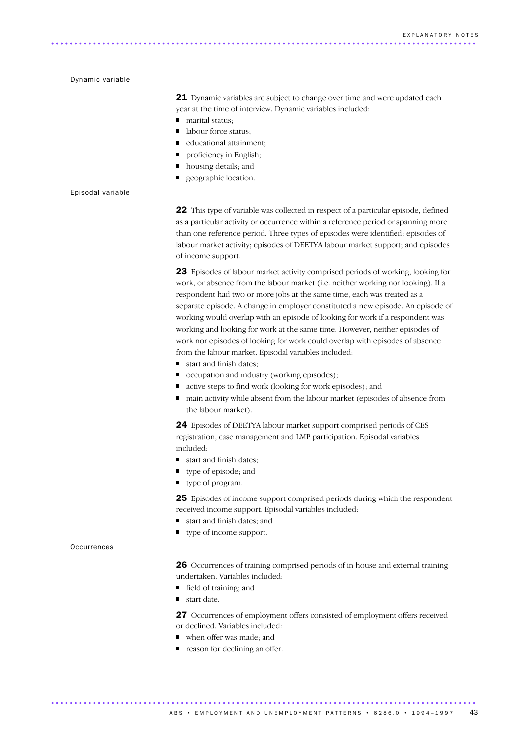### Dynamic variable

**21** Dynamic variables are subject to change over time and were updated each year at the time of interview. Dynamic variables included:

- marital status;
- labour force status;
- educational attainment;
- proficiency in English;
- housing details; and
- geographic location.

### Episodal variable

**22** This type of variable was collected in respect of a particular episode, defined as a particular activity or occurrence within a reference period or spanning more than one reference period. Three types of episodes were identified: episodes of labour market activity; episodes of DEETYA labour market support; and episodes of income support.

**23** Episodes of labour market activity comprised periods of working, looking for work, or absence from the labour market (i.e. neither working nor looking). If a respondent had two or more jobs at the same time, each was treated as a separate episode. A change in employer constituted a new episode. An episode of working would overlap with an episode of looking for work if a respondent was working and looking for work at the same time. However, neither episodes of work nor episodes of looking for work could overlap with episodes of absence from the labour market. Episodal variables included:

- start and finish dates;
- occupation and industry (working episodes);
- active steps to find work (looking for work episodes); and
- main activity while absent from the labour market (episodes of absence from the labour market).

**24** Episodes of DEETYA labour market support comprised periods of CES registration, case management and LMP participation. Episodal variables included:

- start and finish dates;
- type of episode; and
- type of program.

**25** Episodes of income support comprised periods during which the respondent received income support. Episodal variables included:

- start and finish dates; and
- type of income support.

### Occurrences

**26** Occurrences of training comprised periods of in-house and external training undertaken. Variables included:

- field of training; and
- start date.

**27** Occurrences of employment offers consisted of employment offers received or declined. Variables included:

- when offer was made; and
- reason for declining an offer.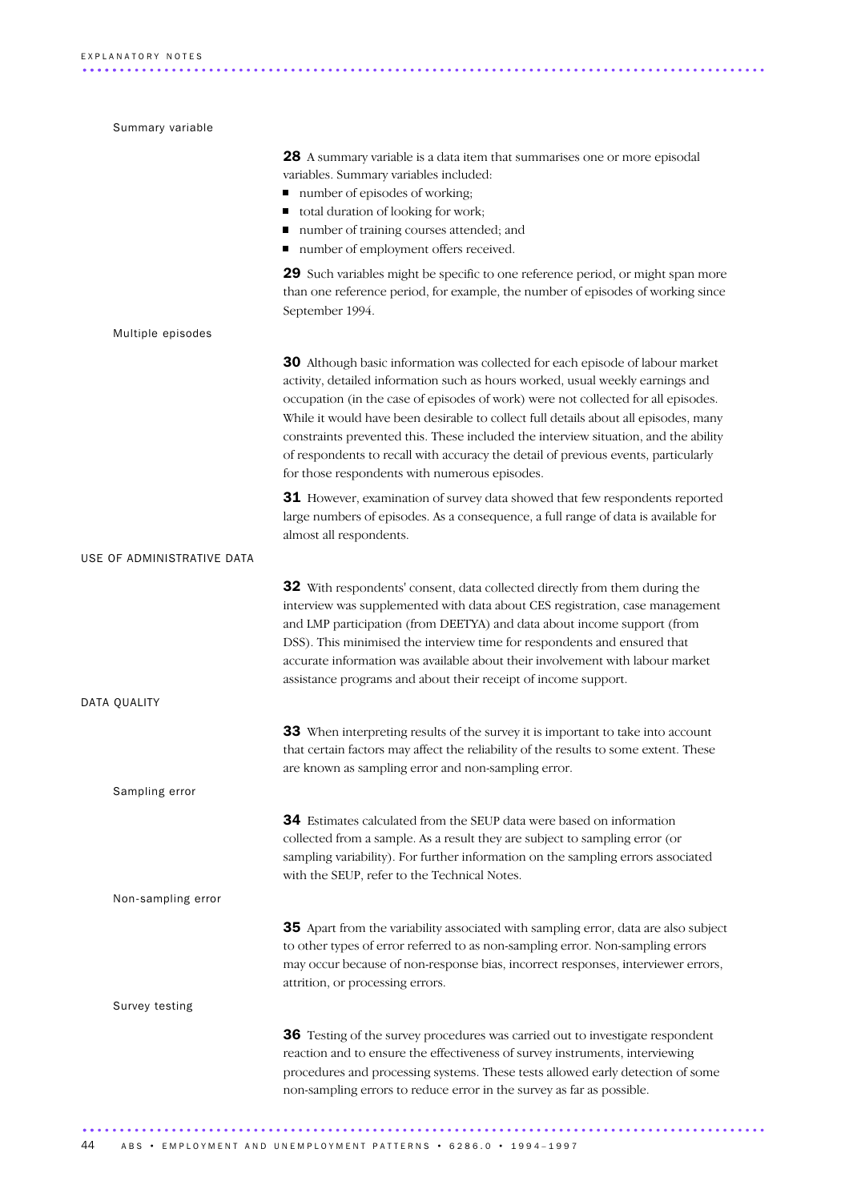### Summary variable

**28** A summary variable is a data item that summarises one or more episodal variables. Summary variables included:

- number of episodes of working;
- total duration of looking for work;
- number of training courses attended; and
- number of employment offers received.

**29** Such variables might be specific to one reference period, or might span more than one reference period, for example, the number of episodes of working since September 1994.

### Multiple episodes

**30** Although basic information was collected for each episode of labour market activity, detailed information such as hours worked, usual weekly earnings and occupation (in the case of episodes of work) were not collected for all episodes. While it would have been desirable to collect full details about all episodes, many constraints prevented this. These included the interview situation, and the ability of respondents to recall with accuracy the detail of previous events, particularly for those respondents with numerous episodes.

**31** However, examination of survey data showed that few respondents reported large numbers of episodes. As a consequence, a full range of data is available for almost all respondents.

## USE OF ADMINISTRATIVE DATA

**32** With respondents' consent, data collected directly from them during the interview was supplemented with data about CES registration, case management and LMP participation (from DEETYA) and data about income support (from DSS). This minimised the interview time for respondents and ensured that accurate information was available about their involvement with labour market assistance programs and about their receipt of income support.

## DATA QUALITY

**33** When interpreting results of the survey it is important to take into account that certain factors may affect the reliability of the results to some extent. These are known as sampling error and non-sampling error.

### Sampling error

**34** Estimates calculated from the SEUP data were based on information collected from a sample. As a result they are subject to sampling error (or sampling variability). For further information on the sampling errors associated with the SEUP, refer to the Technical Notes.

### Non-sampling error

**35** Apart from the variability associated with sampling error, data are also subject to other types of error referred to as non-sampling error. Non-sampling errors may occur because of non-response bias, incorrect responses, interviewer errors, attrition, or processing errors.

### Survey testing

**36** Testing of the survey procedures was carried out to investigate respondent reaction and to ensure the effectiveness of survey instruments, interviewing procedures and processing systems. These tests allowed early detection of some non-sampling errors to reduce error in the survey as far as possible.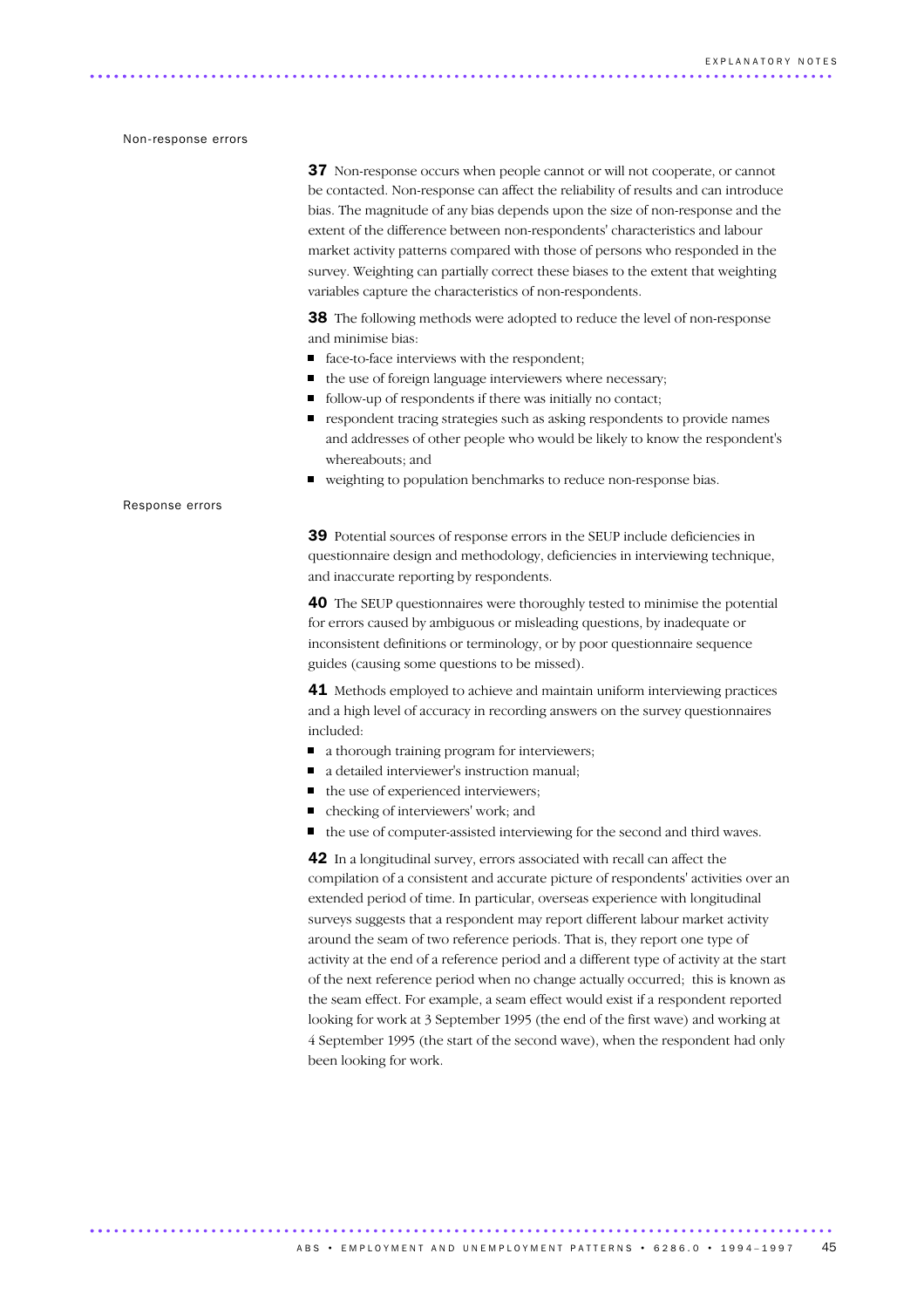### Non-response errors

**37** Non-response occurs when people cannot or will not cooperate, or cannot be contacted. Non-response can affect the reliability of results and can introduce bias. The magnitude of any bias depends upon the size of non-response and the extent of the difference between non-respondents' characteristics and labour market activity patterns compared with those of persons who responded in the survey. Weighting can partially correct these biases to the extent that weighting variables capture the characteristics of non-respondents.

**38** The following methods were adopted to reduce the level of non-response and minimise bias:

- face-to-face interviews with the respondent;
- the use of foreign language interviewers where necessary;
- follow-up of respondents if there was initially no contact;
- respondent tracing strategies such as asking respondents to provide names and addresses of other people who would be likely to know the respondent's whereabouts; and
- weighting to population benchmarks to reduce non-response bias.

### Response errors

**39** Potential sources of response errors in the SEUP include deficiencies in questionnaire design and methodology, deficiencies in interviewing technique, and inaccurate reporting by respondents.

**40** The SEUP questionnaires were thoroughly tested to minimise the potential for errors caused by ambiguous or misleading questions, by inadequate or inconsistent definitions or terminology, or by poor questionnaire sequence guides (causing some questions to be missed).

**41** Methods employed to achieve and maintain uniform interviewing practices and a high level of accuracy in recording answers on the survey questionnaires included:

- a thorough training program for interviewers;
- a detailed interviewer's instruction manual;
- the use of experienced interviewers;
- checking of interviewers' work; and
- the use of computer-assisted interviewing for the second and third waves.

**42** In a longitudinal survey, errors associated with recall can affect the compilation of a consistent and accurate picture of respondents' activities over an extended period of time. In particular, overseas experience with longitudinal surveys suggests that a respondent may report different labour market activity around the seam of two reference periods. That is, they report one type of activity at the end of a reference period and a different type of activity at the start of the next reference period when no change actually occurred; this is known as the seam effect. For example, a seam effect would exist if a respondent reported looking for work at 3 September 1995 (the end of the first wave) and working at 4 September 1995 (the start of the second wave), when the respondent had only been looking for work.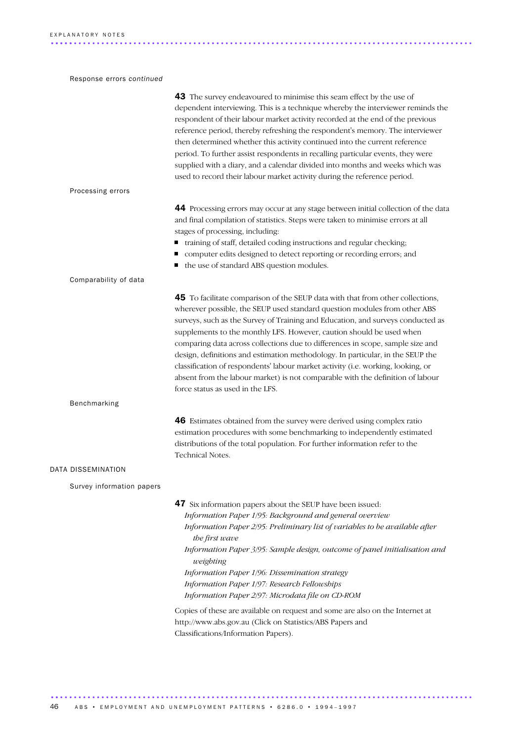Response errors *continued*

**43** The survey endeavoured to minimise this seam effect by the use of dependent interviewing. This is a technique whereby the interviewer reminds the respondent of their labour market activity recorded at the end of the previous reference period, thereby refreshing the respondent's memory. The interviewer then determined whether this activity continued into the current reference period. To further assist respondents in recalling particular events, they were supplied with a diary, and a calendar divided into months and weeks which was used to record their labour market activity during the reference period.

Processing errors

**44** Processing errors may occur at any stage between initial collection of the data and final compilation of statistics. Steps were taken to minimise errors at all stages of processing, including:

- training of staff, detailed coding instructions and regular checking;
- computer edits designed to detect reporting or recording errors; and
- the use of standard ABS question modules.

Comparability of data

**45** To facilitate comparison of the SEUP data with that from other collections, wherever possible, the SEUP used standard question modules from other ABS surveys, such as the Survey of Training and Education, and surveys conducted as supplements to the monthly LFS. However, caution should be used when comparing data across collections due to differences in scope, sample size and design, definitions and estimation methodology. In particular, in the SEUP the classification of respondents' labour market activity (i.e. working, looking, or absent from the labour market) is not comparable with the definition of labour force status as used in the LFS.

Benchmarking

**46** Estimates obtained from the survey were derived using complex ratio estimation procedures with some benchmarking to independently estimated distributions of the total population. For further information refer to the Technical Notes.

## DATA DISSEMINATION

Survey information papers

**47** Six information papers about the SEUP have been issued:

*Information Paper 1/95: Background and general overview*
*Information Paper 2/95: Preliminary list of variables to be available after the first wave*
*Information Paper 3/95: Sample design, outcome of panel initialisation and weighting*
*Information Paper 1/96: Dissemination strategy*
*Information Paper 1/97: Research Fellowships*
*Information Paper 2/97: Microdata file on CD-ROM*

Copies of these are available on request and some are also on the Internet at http://www.abs.gov.au (Click on Statistics/ABS Papers and Classifications/Information Papers).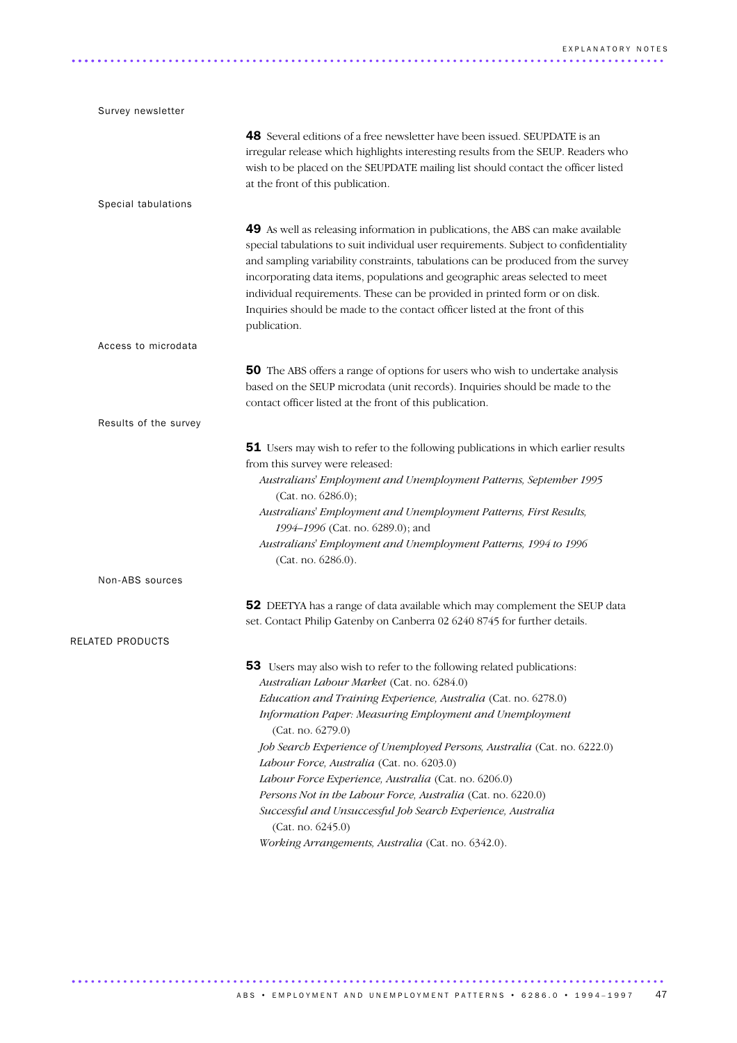### Survey newsletter

**48** Several editions of a free newsletter have been issued. SEUPDATE is an irregular release which highlights interesting results from the SEUP. Readers who wish to be placed on the SEUPDATE mailing list should contact the officer listed at the front of this publication.

### Special tabulations

**49** As well as releasing information in publications, the ABS can make available special tabulations to suit individual user requirements. Subject to confidentiality and sampling variability constraints, tabulations can be produced from the survey incorporating data items, populations and geographic areas selected to meet individual requirements. These can be provided in printed form or on disk. Inquiries should be made to the contact officer listed at the front of this publication.

### Access to microdata

**50** The ABS offers a range of options for users who wish to undertake analysis based on the SEUP microdata (unit records). Inquiries should be made to the contact officer listed at the front of this publication.

### Results of the survey

**51** Users may wish to refer to the following publications in which earlier results from this survey were released:

*Australians' Employment and Unemployment Patterns, September 1995* (Cat. no. 6286.0);
*Australians' Employment and Unemployment Patterns, First Results, 1994–1996* (Cat. no. 6289.0); and
*Australians' Employment and Unemployment Patterns, 1994 to 1996* (Cat. no. 6286.0).

### Non-ABS sources

**52** DEETYA has a range of data available which may complement the SEUP data set. Contact Philip Gatenby on Canberra 02 6240 8745 for further details.

## RELATED PRODUCTS

**53** Users may also wish to refer to the following related publications:

*Australian Labour Market* (Cat. no. 6284.0)
*Education and Training Experience, Australia* (Cat. no. 6278.0)
*Information Paper: Measuring Employment and Unemployment* (Cat. no. 6279.0)
*Job Search Experience of Unemployed Persons, Australia* (Cat. no. 6222.0)
*Labour Force, Australia* (Cat. no. 6203.0)
*Labour Force Experience, Australia* (Cat. no. 6206.0)
*Persons Not in the Labour Force, Australia* (Cat. no. 6220.0)
*Successful and Unsuccessful Job Search Experience, Australia* (Cat. no. 6245.0)
*Working Arrangements, Australia* (Cat. no. 6342.0).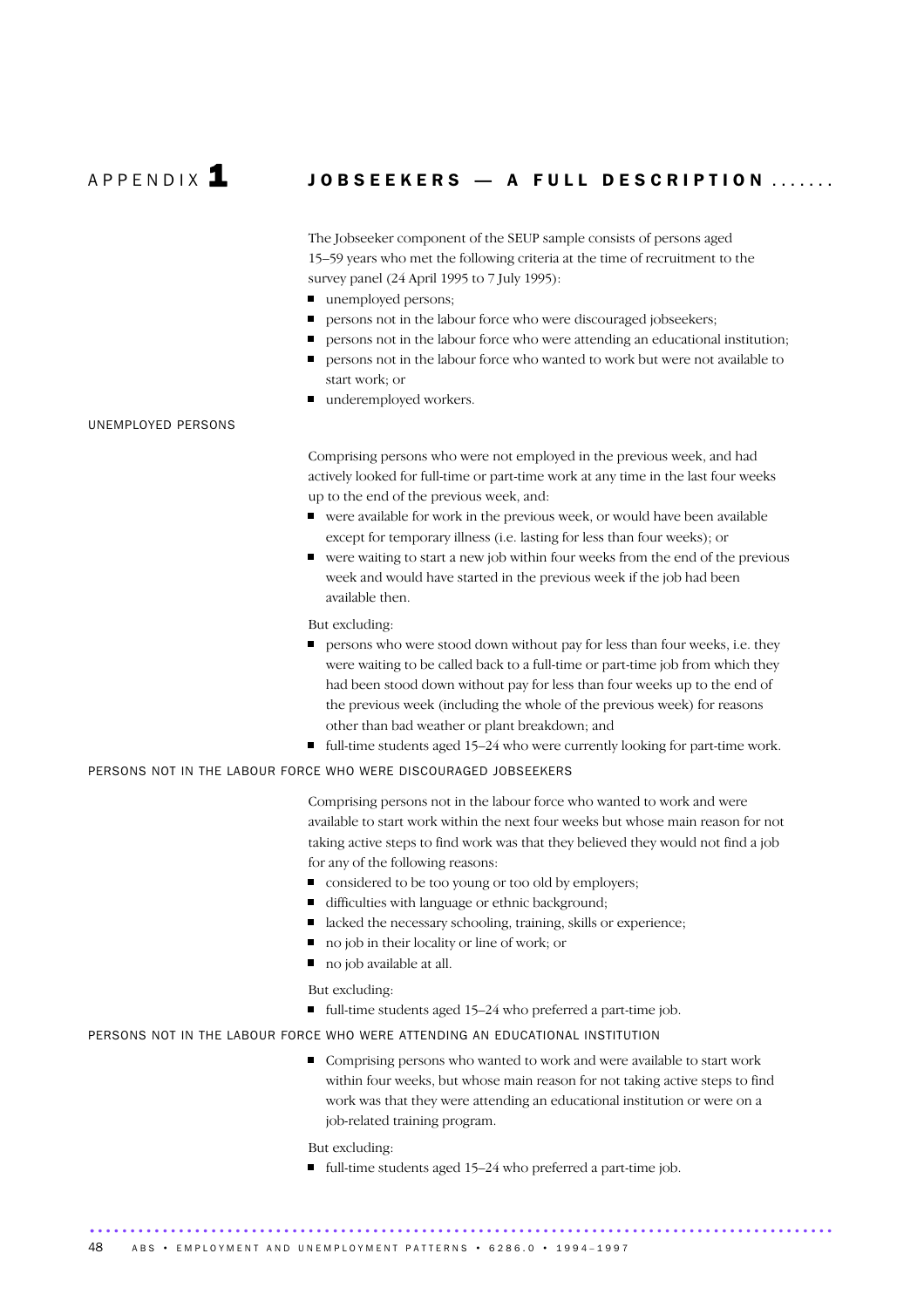# APPENDIX 1 JOBSEEKERS — A FULL DESCRIPTION

The Jobseeker component of the SEUP sample consists of persons aged 15–59 years who met the following criteria at the time of recruitment to the survey panel (24 April 1995 to 7 July 1995):

- unemployed persons;
- persons not in the labour force who were discouraged jobseekers;
- persons not in the labour force who were attending an educational institution;
- persons not in the labour force who wanted to work but were not available to start work; or
- underemployed workers.

## UNEMPLOYED PERSONS

Comprising persons who were not employed in the previous week, and had actively looked for full-time or part-time work at any time in the last four weeks up to the end of the previous week, and:

- were available for work in the previous week, or would have been available except for temporary illness (i.e. lasting for less than four weeks); or
- were waiting to start a new job within four weeks from the end of the previous week and would have started in the previous week if the job had been available then.

But excluding:

- persons who were stood down without pay for less than four weeks, i.e. they were waiting to be called back to a full-time or part-time job from which they had been stood down without pay for less than four weeks up to the end of the previous week (including the whole of the previous week) for reasons other than bad weather or plant breakdown; and
- full-time students aged 15–24 who were currently looking for part-time work.

## PERSONS NOT IN THE LABOUR FORCE WHO WERE DISCOURAGED JOBSEEKERS

Comprising persons not in the labour force who wanted to work and were available to start work within the next four weeks but whose main reason for not taking active steps to find work was that they believed they would not find a job for any of the following reasons:

- considered to be too young or too old by employers;
- difficulties with language or ethnic background;
- lacked the necessary schooling, training, skills or experience;
- no job in their locality or line of work; or
- no job available at all.

But excluding:

- full-time students aged 15–24 who preferred a part-time job.

## PERSONS NOT IN THE LABOUR FORCE WHO WERE ATTENDING AN EDUCATIONAL INSTITUTION

- Comprising persons who wanted to work and were available to start work within four weeks, but whose main reason for not taking active steps to find work was that they were attending an educational institution or were on a job-related training program.

But excluding:

- full-time students aged 15–24 who preferred a part-time job.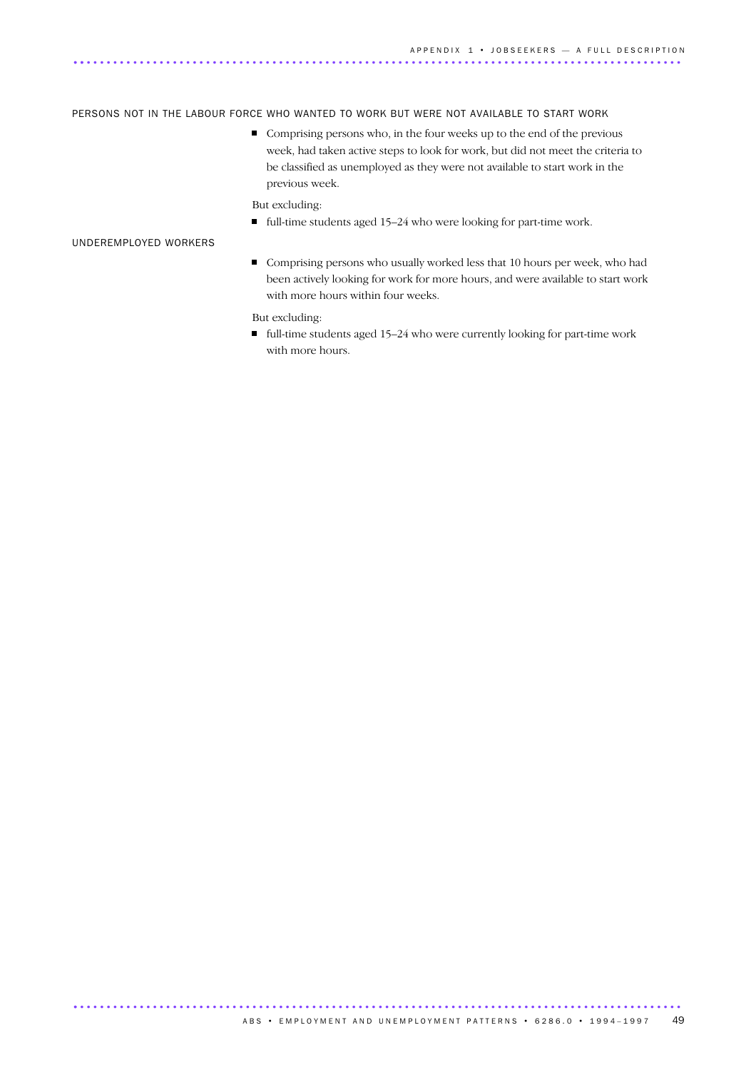PERSONS NOT IN THE LABOUR FORCE WHO WANTED TO WORK BUT WERE NOT AVAILABLE TO START WORK

- Comprising persons who, in the four weeks up to the end of the previous week, had taken active steps to look for work, but did not meet the criteria to be classified as unemployed as they were not available to start work in the previous week.

But excluding:

- full-time students aged 15–24 who were looking for part-time work.

UNDEREMPLOYED WORKERS

- Comprising persons who usually worked less that 10 hours per week, who had been actively looking for work for more hours, and were available to start work with more hours within four weeks.

But excluding:

- full-time students aged 15–24 who were currently looking for part-time work with more hours.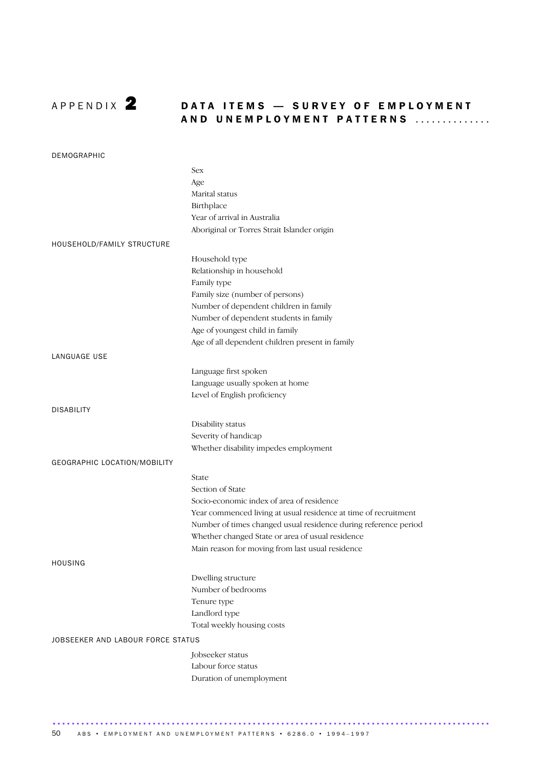# APPENDIX 2 DATA ITEMS — SURVEY OF EMPLOYMENT AND UNEMPLOYMENT PATTERNS

## DEMOGRAPHIC

- Sex
- Age
- Marital status
- Birthplace
- Year of arrival in Australia
- Aboriginal or Torres Strait Islander origin

## HOUSEHOLD/FAMILY STRUCTURE

- Household type
- Relationship in household
- Family type
- Family size (number of persons)
- Number of dependent children in family
- Number of dependent students in family
- Age of youngest child in family
- Age of all dependent children present in family

## LANGUAGE USE

- Language first spoken
- Language usually spoken at home
- Level of English proficiency

## DISABILITY

- Disability status
- Severity of handicap
- Whether disability impedes employment

## GEOGRAPHIC LOCATION/MOBILITY

- State
- Section of State
- Socio-economic index of area of residence
- Year commenced living at usual residence at time of recruitment
- Number of times changed usual residence during reference period
- Whether changed State or area of usual residence
- Main reason for moving from last usual residence

## HOUSING

- Dwelling structure
- Number of bedrooms
- Tenure type
- Landlord type
- Total weekly housing costs

## JOBSEEKER AND LABOUR FORCE STATUS

- Jobseeker status
- Labour force status
- Duration of unemployment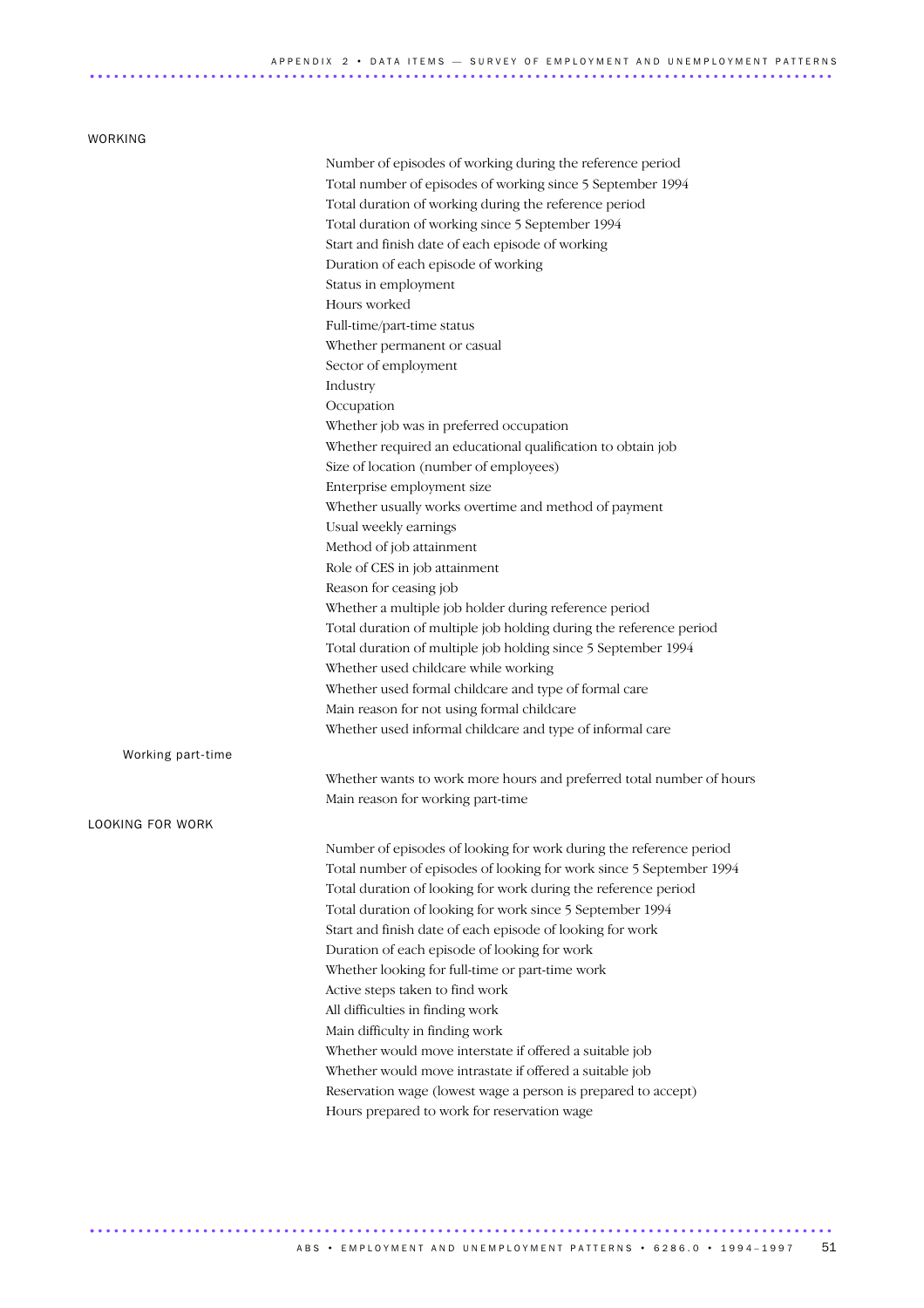## WORKING

- Number of episodes of working during the reference period
- Total number of episodes of working since 5 September 1994
- Total duration of working during the reference period
- Total duration of working since 5 September 1994
- Start and finish date of each episode of working
- Duration of each episode of working
- Status in employment
- Hours worked
- Full-time/part-time status
- Whether permanent or casual
- Sector of employment
- Industry
- Occupation
- Whether job was in preferred occupation
- Whether required an educational qualification to obtain job
- Size of location (number of employees)
- Enterprise employment size
- Whether usually works overtime and method of payment
- Usual weekly earnings
- Method of job attainment
- Role of CES in job attainment
- Reason for ceasing job
- Whether a multiple job holder during reference period
- Total duration of multiple job holding during the reference period
- Total duration of multiple job holding since 5 September 1994
- Whether used childcare while working
- Whether used formal childcare and type of formal care
- Main reason for not using formal childcare
- Whether used informal childcare and type of informal care

### Working part-time

- Whether wants to work more hours and preferred total number of hours
- Main reason for working part-time

## LOOKING FOR WORK

- Number of episodes of looking for work during the reference period
- Total number of episodes of looking for work since 5 September 1994
- Total duration of looking for work during the reference period
- Total duration of looking for work since 5 September 1994
- Start and finish date of each episode of looking for work
- Duration of each episode of looking for work
- Whether looking for full-time or part-time work
- Active steps taken to find work
- All difficulties in finding work
- Main difficulty in finding work
- Whether would move interstate if offered a suitable job
- Whether would move intrastate if offered a suitable job
- Reservation wage (lowest wage a person is prepared to accept)
- Hours prepared to work for reservation wage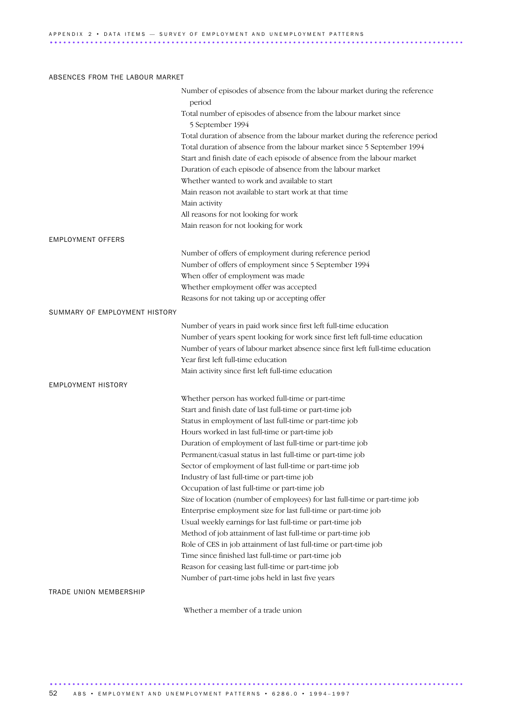## ABSENCES FROM THE LABOUR MARKET

Number of episodes of absence from the labour market during the reference period
Total number of episodes of absence from the labour market since 5 September 1994
Total duration of absence from the labour market during the reference period
Total duration of absence from the labour market since 5 September 1994
Start and finish date of each episode of absence from the labour market
Duration of each episode of absence from the labour market
Whether wanted to work and available to start
Main reason not available to start work at that time
Main activity
All reasons for not looking for work
Main reason for not looking for work

## EMPLOYMENT OFFERS

Number of offers of employment during reference period
Number of offers of employment since 5 September 1994
When offer of employment was made
Whether employment offer was accepted
Reasons for not taking up or accepting offer

## SUMMARY OF EMPLOYMENT HISTORY

Number of years in paid work since first left full-time education
Number of years spent looking for work since first left full-time education
Number of years of labour market absence since first left full-time education
Year first left full-time education
Main activity since first left full-time education

## EMPLOYMENT HISTORY

Whether person has worked full-time or part-time
Start and finish date of last full-time or part-time job
Status in employment of last full-time or part-time job
Hours worked in last full-time or part-time job
Duration of employment of last full-time or part-time job
Permanent/casual status in last full-time or part-time job
Sector of employment of last full-time or part-time job
Industry of last full-time or part-time job
Occupation of last full-time or part-time job
Size of location (number of employees) for last full-time or part-time job
Enterprise employment size for last full-time or part-time job
Usual weekly earnings for last full-time or part-time job
Method of job attainment of last full-time or part-time job
Role of CES in job attainment of last full-time or part-time job
Time since finished last full-time or part-time job
Reason for ceasing last full-time or part-time job
Number of part-time jobs held in last five years

## TRADE UNION MEMBERSHIP

Whether a member of a trade union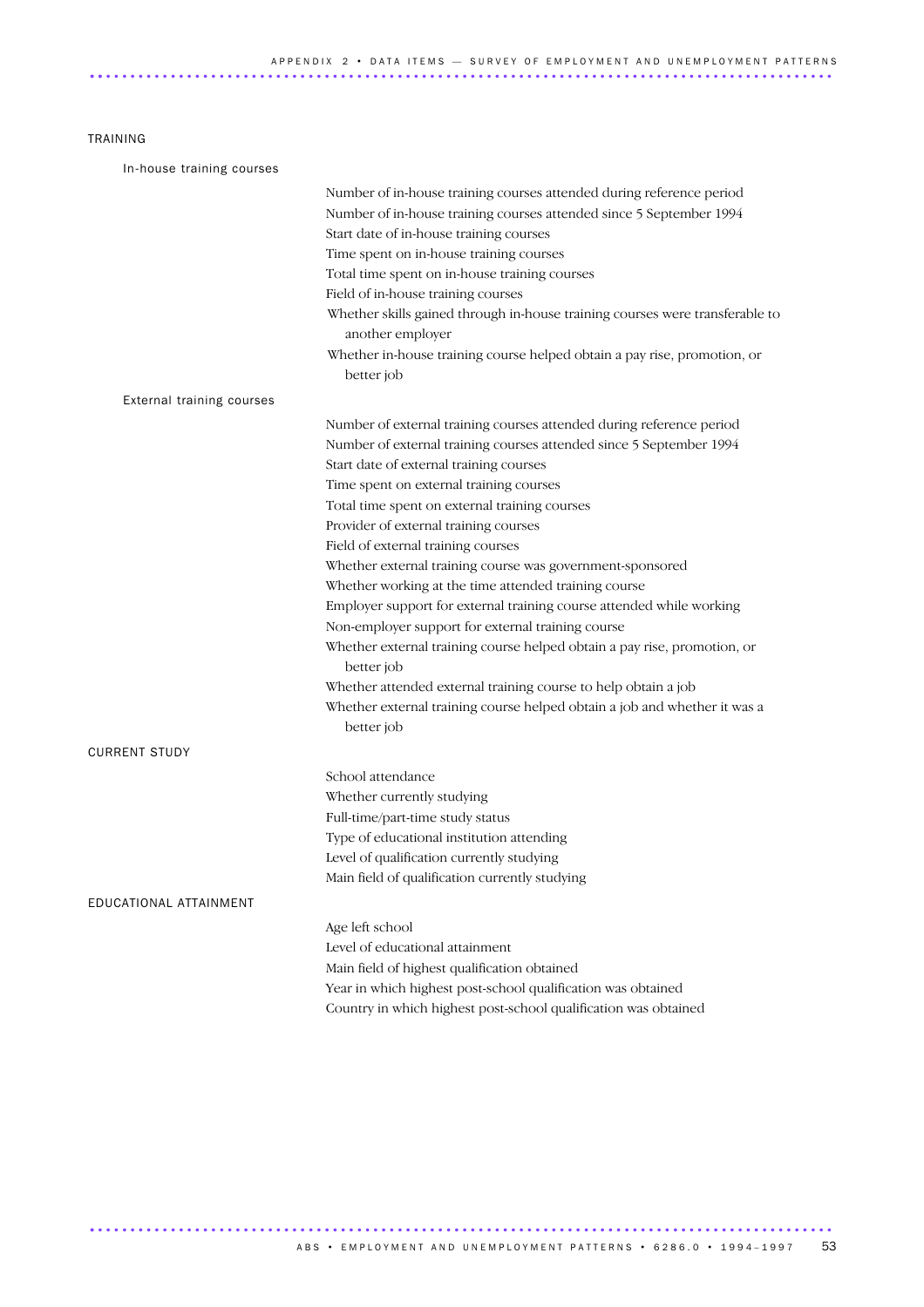## TRAINING

### In-house training courses

- Number of in-house training courses attended during reference period
- Number of in-house training courses attended since 5 September 1994
- Start date of in-house training courses
- Time spent on in-house training courses
- Total time spent on in-house training courses
- Field of in-house training courses
- Whether skills gained through in-house training courses were transferable to another employer
- Whether in-house training course helped obtain a pay rise, promotion, or better job

### External training courses

- Number of external training courses attended during reference period
- Number of external training courses attended since 5 September 1994
- Start date of external training courses
- Time spent on external training courses
- Total time spent on external training courses
- Provider of external training courses
- Field of external training courses
- Whether external training course was government-sponsored
- Whether working at the time attended training course
- Employer support for external training course attended while working
- Non-employer support for external training course
- Whether external training course helped obtain a pay rise, promotion, or better job
- Whether attended external training course to help obtain a job
- Whether external training course helped obtain a job and whether it was a better job

## CURRENT STUDY

- School attendance
- Whether currently studying
- Full-time/part-time study status
- Type of educational institution attending
- Level of qualification currently studying
- Main field of qualification currently studying

## EDUCATIONAL ATTAINMENT

- Age left school
- Level of educational attainment
- Main field of highest qualification obtained
- Year in which highest post-school qualification was obtained
- Country in which highest post-school qualification was obtained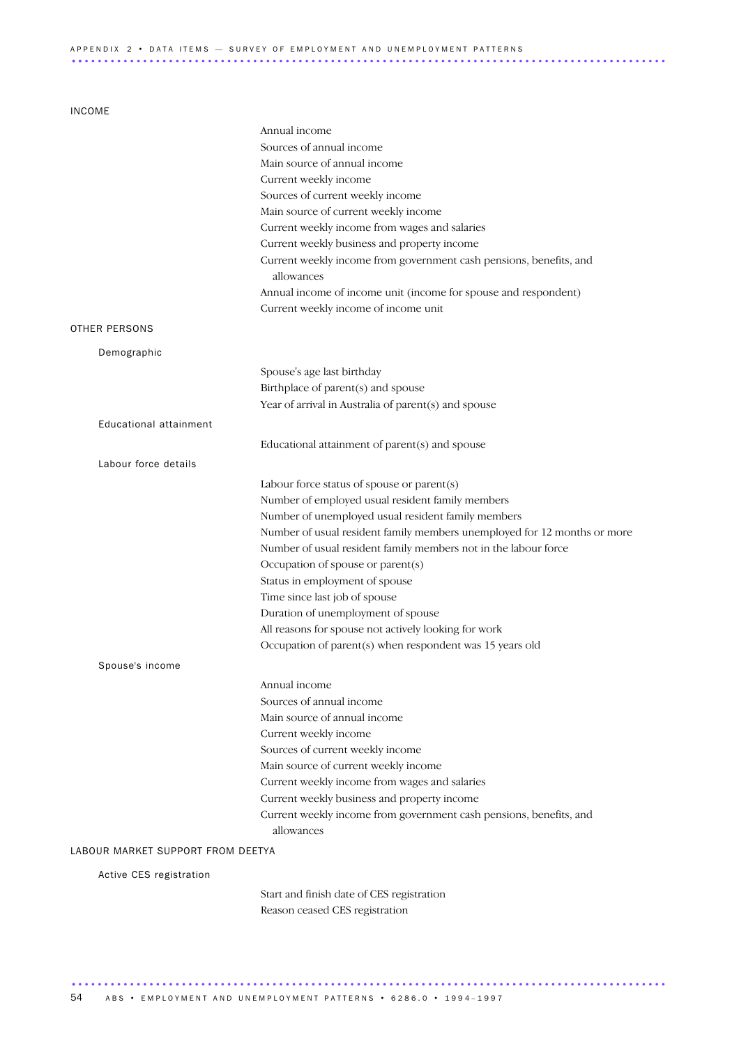## INCOME

- Annual income
- Sources of annual income
- Main source of annual income
- Current weekly income
- Sources of current weekly income
- Main source of current weekly income
- Current weekly income from wages and salaries
- Current weekly business and property income
- Current weekly income from government cash pensions, benefits, and allowances
- Annual income of income unit (income for spouse and respondent)
- Current weekly income of income unit

## OTHER PERSONS

### Demographic

- Spouse's age last birthday
- Birthplace of parent(s) and spouse
- Year of arrival in Australia of parent(s) and spouse

### Educational attainment

- Educational attainment of parent(s) and spouse

### Labour force details

- Labour force status of spouse or parent(s)
- Number of employed usual resident family members
- Number of unemployed usual resident family members
- Number of usual resident family members unemployed for 12 months or more
- Number of usual resident family members not in the labour force
- Occupation of spouse or parent(s)
- Status in employment of spouse
- Time since last job of spouse
- Duration of unemployment of spouse
- All reasons for spouse not actively looking for work
- Occupation of parent(s) when respondent was 15 years old

### Spouse's income

- Annual income
- Sources of annual income
- Main source of annual income
- Current weekly income
- Sources of current weekly income
- Main source of current weekly income
- Current weekly income from wages and salaries
- Current weekly business and property income
- Current weekly income from government cash pensions, benefits, and allowances

## LABOUR MARKET SUPPORT FROM DEETYA

### Active CES registration

- Start and finish date of CES registration
- Reason ceased CES registration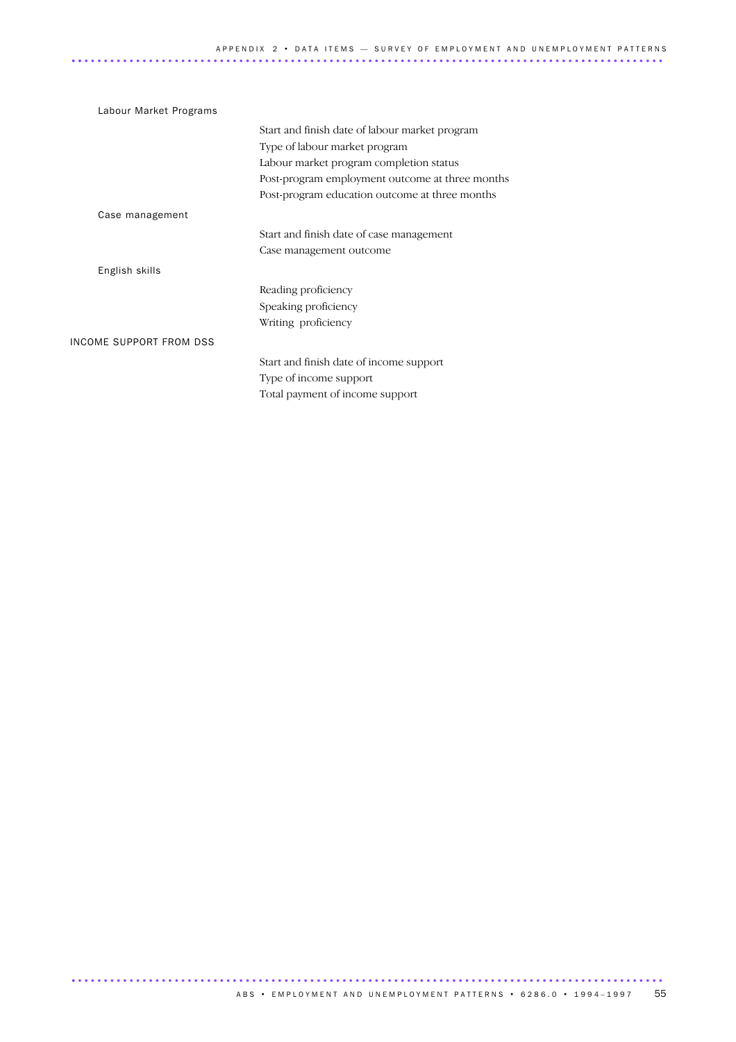Labour Market Programs

- Start and finish date of labour market program
- Type of labour market program
- Labour market program completion status
- Post-program employment outcome at three months
- Post-program education outcome at three months

Case management

- Start and finish date of case management
- Case management outcome

English skills

- Reading proficiency
- Speaking proficiency
- Writing proficiency

INCOME SUPPORT FROM DSS

- Start and finish date of income support
- Type of income support
- Total payment of income support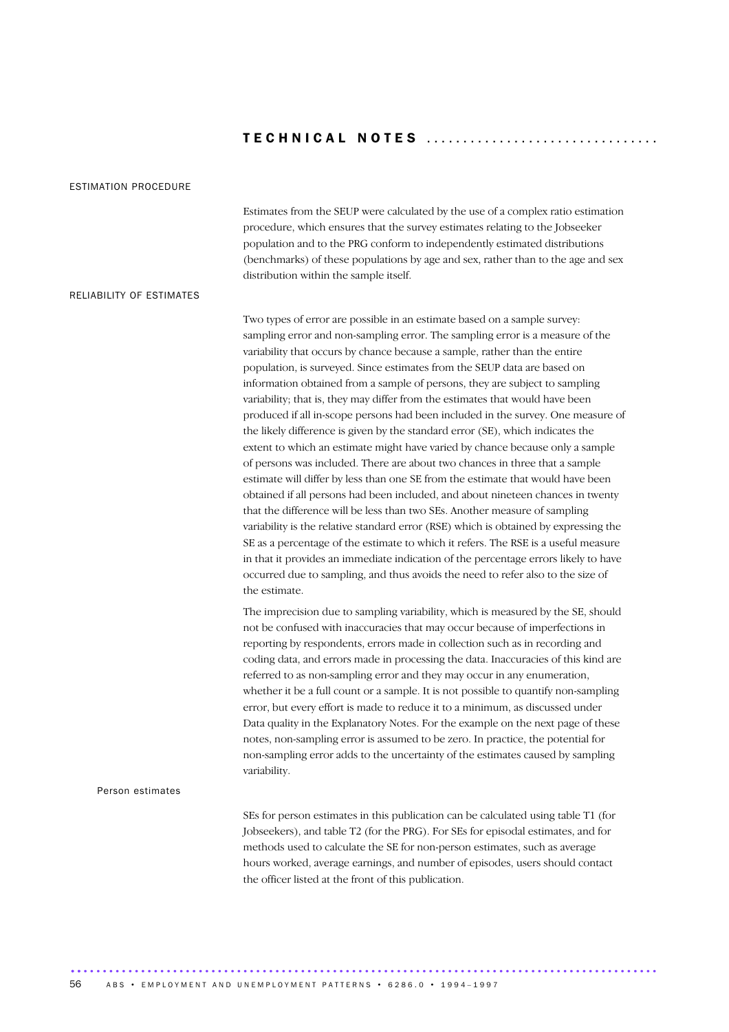# TECHNICAL NOTES

## ESTIMATION PROCEDURE

Estimates from the SEUP were calculated by the use of a complex ratio estimation procedure, which ensures that the survey estimates relating to the Jobseeker population and to the PRG conform to independently estimated distributions (benchmarks) of these populations by age and sex, rather than to the age and sex distribution within the sample itself.

## RELIABILITY OF ESTIMATES

Two types of error are possible in an estimate based on a sample survey: sampling error and non-sampling error. The sampling error is a measure of the variability that occurs by chance because a sample, rather than the entire population, is surveyed. Since estimates from the SEUP data are based on information obtained from a sample of persons, they are subject to sampling variability; that is, they may differ from the estimates that would have been produced if all in-scope persons had been included in the survey. One measure of the likely difference is given by the standard error (SE), which indicates the extent to which an estimate might have varied by chance because only a sample of persons was included. There are about two chances in three that a sample estimate will differ by less than one SE from the estimate that would have been obtained if all persons had been included, and about nineteen chances in twenty that the difference will be less than two SEs. Another measure of sampling variability is the relative standard error (RSE) which is obtained by expressing the SE as a percentage of the estimate to which it refers. The RSE is a useful measure in that it provides an immediate indication of the percentage errors likely to have occurred due to sampling, and thus avoids the need to refer also to the size of the estimate.

The imprecision due to sampling variability, which is measured by the SE, should not be confused with inaccuracies that may occur because of imperfections in reporting by respondents, errors made in collection such as in recording and coding data, and errors made in processing the data. Inaccuracies of this kind are referred to as non-sampling error and they may occur in any enumeration, whether it be a full count or a sample. It is not possible to quantify non-sampling error, but every effort is made to reduce it to a minimum, as discussed under Data quality in the Explanatory Notes. For the example on the next page of these notes, non-sampling error is assumed to be zero. In practice, the potential for non-sampling error adds to the uncertainty of the estimates caused by sampling variability.

### Person estimates

SEs for person estimates in this publication can be calculated using table T1 (for Jobseekers), and table T2 (for the PRG). For SEs for episodal estimates, and for methods used to calculate the SE for non-person estimates, such as average hours worked, average earnings, and number of episodes, users should contact the officer listed at the front of this publication.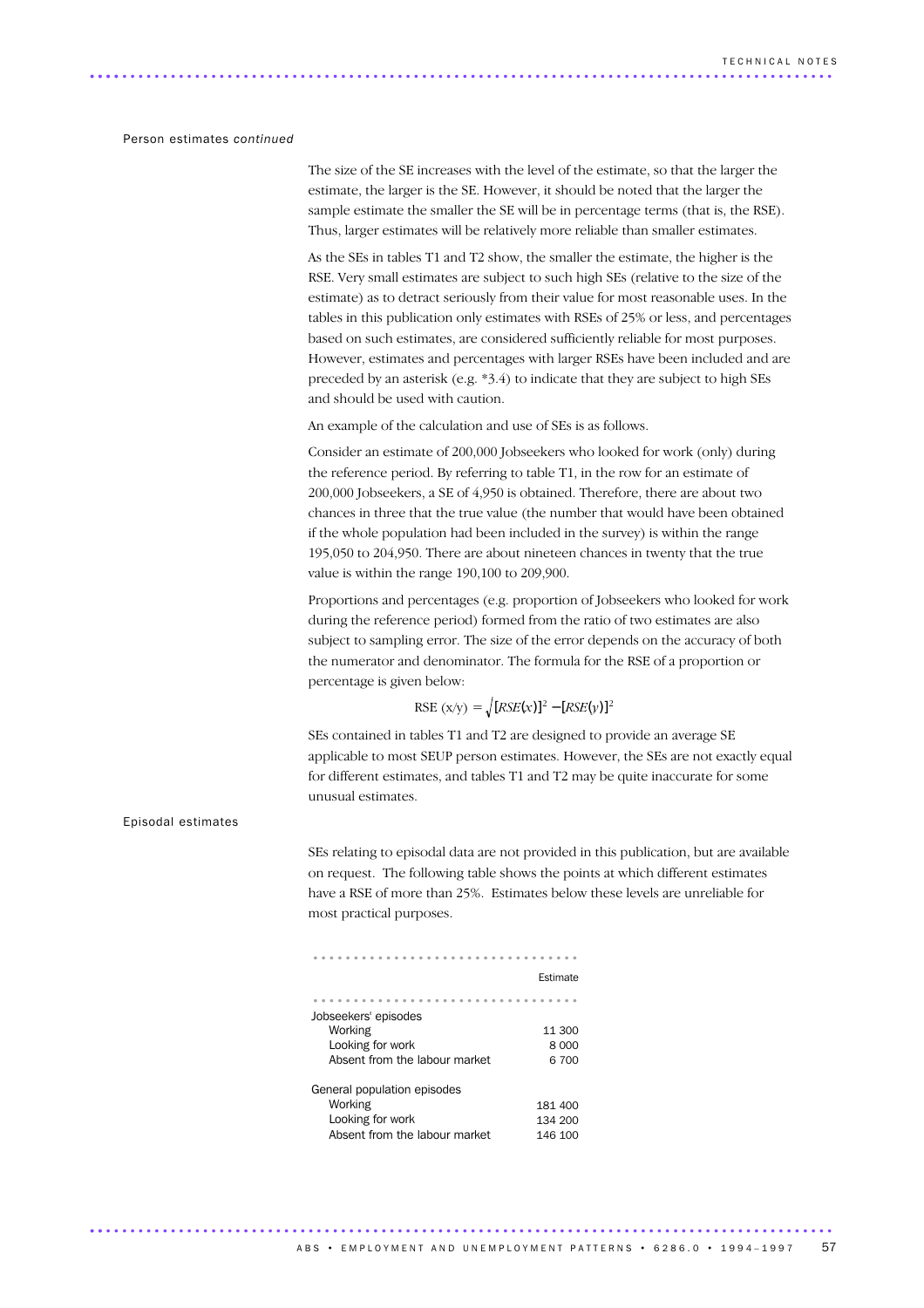Person estimates *continued*

The size of the SE increases with the level of the estimate, so that the larger the estimate, the larger is the SE. However, it should be noted that the larger the sample estimate the smaller the SE will be in percentage terms (that is, the RSE). Thus, larger estimates will be relatively more reliable than smaller estimates.

As the SEs in tables T1 and T2 show, the smaller the estimate, the higher is the RSE. Very small estimates are subject to such high SEs (relative to the size of the estimate) as to detract seriously from their value for most reasonable uses. In the tables in this publication only estimates with RSEs of 25% or less, and percentages based on such estimates, are considered sufficiently reliable for most purposes. However, estimates and percentages with larger RSEs have been included and are preceded by an asterisk (e.g. *3.4) to indicate that they are subject to high SEs and should be used with caution.

An example of the calculation and use of SEs is as follows.

Consider an estimate of 200,000 Jobseekers who looked for work (only) during the reference period. By referring to table T1, in the row for an estimate of 200,000 Jobseekers, a SE of 4,950 is obtained. Therefore, there are about two chances in three that the true value (the number that would have been obtained if the whole population had been included in the survey) is within the range 195,050 to 204,950. There are about nineteen chances in twenty that the true value is within the range 190,100 to 209,900.

Proportions and percentages (e.g. proportion of Jobseekers who looked for work during the reference period) formed from the ratio of two estimates are also subject to sampling error. The size of the error depends on the accuracy of both the numerator and denominator. The formula for the RSE of a proportion or percentage is given below:

$$\text{RSE}\,(x/y) = \sqrt{[RSE(x)]^2 - [RSE(y)]^2}$$

SEs contained in tables T1 and T2 are designed to provide an average SE applicable to most SEUP person estimates. However, the SEs are not exactly equal for different estimates, and tables T1 and T2 may be quite inaccurate for some unusual estimates.

Episodal estimates

SEs relating to episodal data are not provided in this publication, but are available on request. The following table shows the points at which different estimates have a RSE of more than 25%. Estimates below these levels are unreliable for most practical purposes.

| | Estimate |
|---|---|
| Jobseekers' episodes | |
| Working | 11 300 |
| Looking for work | 8 000 |
| Absent from the labour market | 6 700 |
| General population episodes | |
| Working | 181 400 |
| Looking for work | 134 200 |
| Absent from the labour market | 146 100 |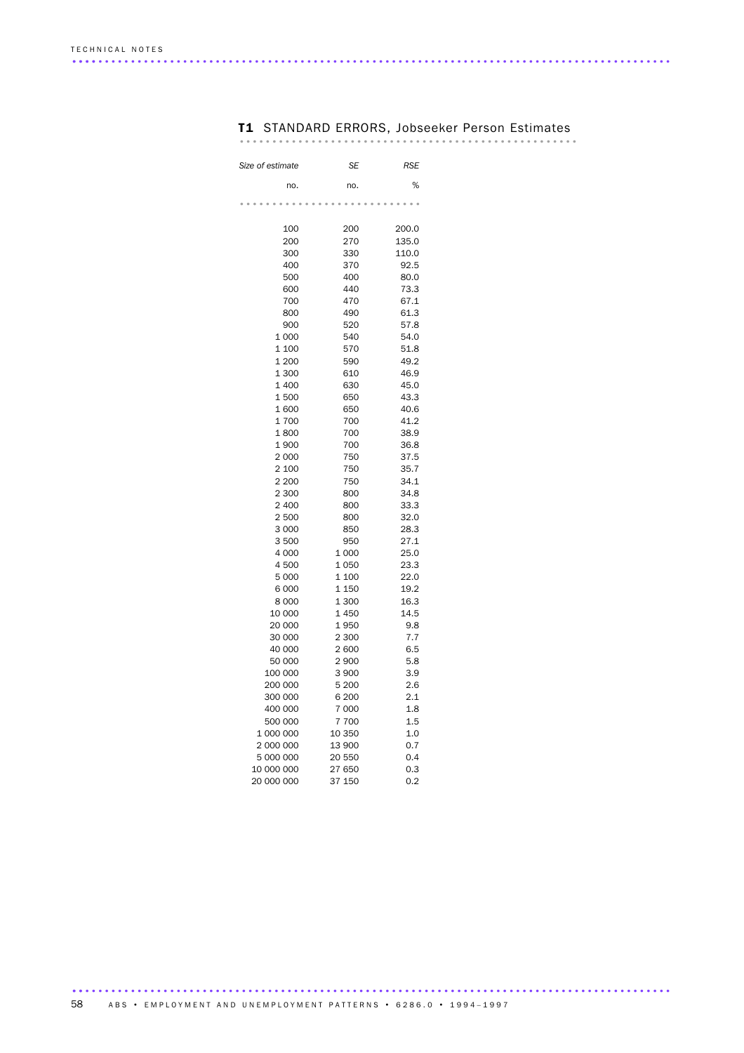## T1 STANDARD ERRORS, Jobseeker Person Estimates

| *Size of estimate* | *SE* | *RSE* |
|---|---|---|
| no. | no. | % |
| 100 | 200 | 200.0 |
| 200 | 270 | 135.0 |
| 300 | 330 | 110.0 |
| 400 | 370 | 92.5 |
| 500 | 400 | 80.0 |
| 600 | 440 | 73.3 |
| 700 | 470 | 67.1 |
| 800 | 490 | 61.3 |
| 900 | 520 | 57.8 |
| 1 000 | 540 | 54.0 |
| 1 100 | 570 | 51.8 |
| 1 200 | 590 | 49.2 |
| 1 300 | 610 | 46.9 |
| 1 400 | 630 | 45.0 |
| 1 500 | 650 | 43.3 |
| 1 600 | 650 | 40.6 |
| 1 700 | 700 | 41.2 |
| 1 800 | 700 | 38.9 |
| 1 900 | 700 | 36.8 |
| 2 000 | 750 | 37.5 |
| 2 100 | 750 | 35.7 |
| 2 200 | 750 | 34.1 |
| 2 300 | 800 | 34.8 |
| 2 400 | 800 | 33.3 |
| 2 500 | 800 | 32.0 |
| 3 000 | 850 | 28.3 |
| 3 500 | 950 | 27.1 |
| 4 000 | 1 000 | 25.0 |
| 4 500 | 1 050 | 23.3 |
| 5 000 | 1 100 | 22.0 |
| 6 000 | 1 150 | 19.2 |
| 8 000 | 1 300 | 16.3 |
| 10 000 | 1 450 | 14.5 |
| 20 000 | 1 950 | 9.8 |
| 30 000 | 2 300 | 7.7 |
| 40 000 | 2 600 | 6.5 |
| 50 000 | 2 900 | 5.8 |
| 100 000 | 3 900 | 3.9 |
| 200 000 | 5 200 | 2.6 |
| 300 000 | 6 200 | 2.1 |
| 400 000 | 7 000 | 1.8 |
| 500 000 | 7 700 | 1.5 |
| 1 000 000 | 10 350 | 1.0 |
| 2 000 000 | 13 900 | 0.7 |
| 5 000 000 | 20 550 | 0.4 |
| 10 000 000 | 27 650 | 0.3 |
| 20 000 000 | 37 150 | 0.2 |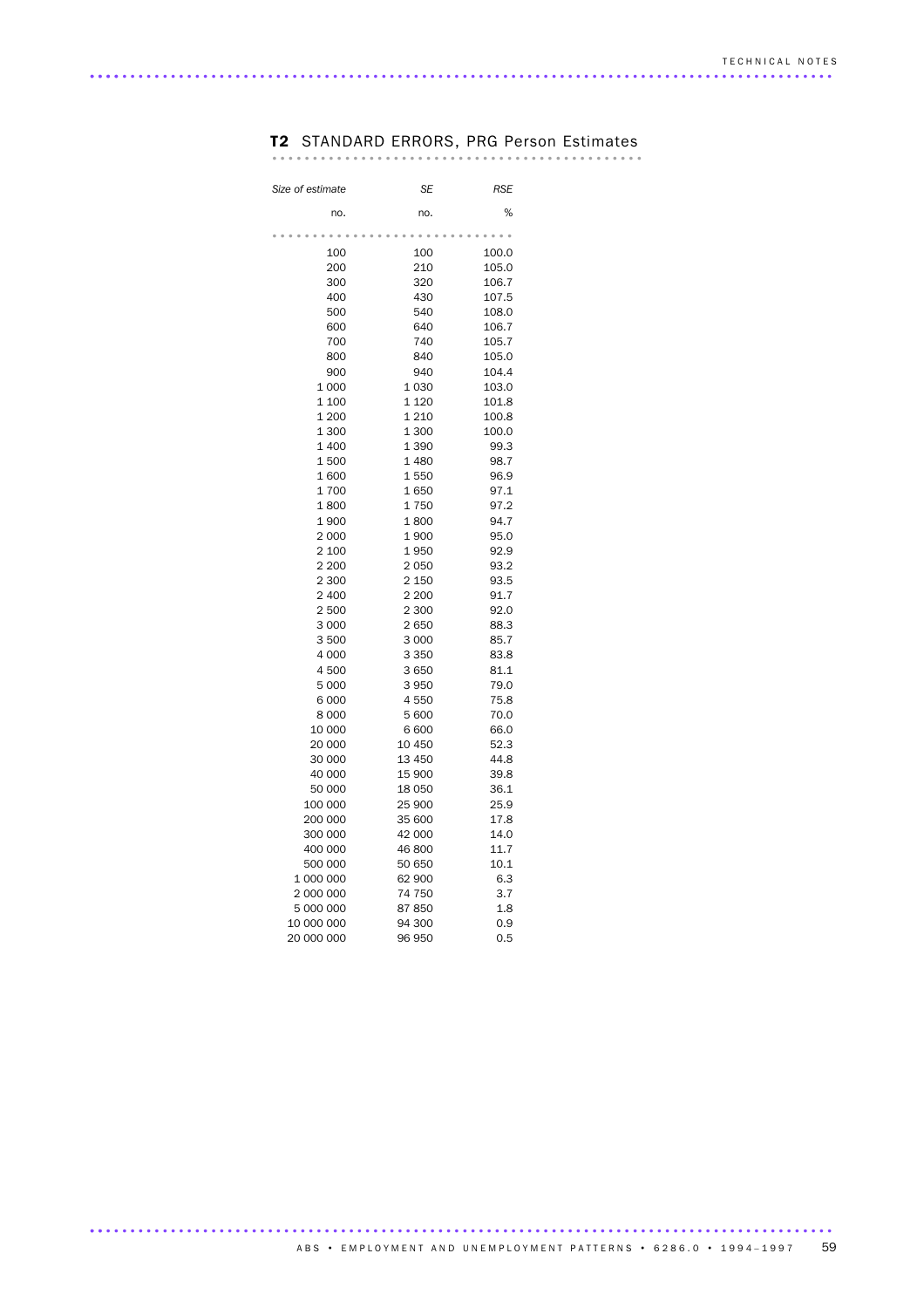## T2 STANDARD ERRORS, PRG Person Estimates

| *Size of estimate* | *SE* | *RSE* |
|---|---|---|
| no. | no. | % |
| 100 | 100 | 100.0 |
| 200 | 210 | 105.0 |
| 300 | 320 | 106.7 |
| 400 | 430 | 107.5 |
| 500 | 540 | 108.0 |
| 600 | 640 | 106.7 |
| 700 | 740 | 105.7 |
| 800 | 840 | 105.0 |
| 900 | 940 | 104.4 |
| 1 000 | 1 030 | 103.0 |
| 1 100 | 1 120 | 101.8 |
| 1 200 | 1 210 | 100.8 |
| 1 300 | 1 300 | 100.0 |
| 1 400 | 1 390 | 99.3 |
| 1 500 | 1 480 | 98.7 |
| 1 600 | 1 550 | 96.9 |
| 1 700 | 1 650 | 97.1 |
| 1 800 | 1 750 | 97.2 |
| 1 900 | 1 800 | 94.7 |
| 2 000 | 1 900 | 95.0 |
| 2 100 | 1 950 | 92.9 |
| 2 200 | 2 050 | 93.2 |
| 2 300 | 2 150 | 93.5 |
| 2 400 | 2 200 | 91.7 |
| 2 500 | 2 300 | 92.0 |
| 3 000 | 2 650 | 88.3 |
| 3 500 | 3 000 | 85.7 |
| 4 000 | 3 350 | 83.8 |
| 4 500 | 3 650 | 81.1 |
| 5 000 | 3 950 | 79.0 |
| 6 000 | 4 550 | 75.8 |
| 8 000 | 5 600 | 70.0 |
| 10 000 | 6 600 | 66.0 |
| 20 000 | 10 450 | 52.3 |
| 30 000 | 13 450 | 44.8 |
| 40 000 | 15 900 | 39.8 |
| 50 000 | 18 050 | 36.1 |
| 100 000 | 25 900 | 25.9 |
| 200 000 | 35 600 | 17.8 |
| 300 000 | 42 000 | 14.0 |
| 400 000 | 46 800 | 11.7 |
| 500 000 | 50 650 | 10.1 |
| 1 000 000 | 62 900 | 6.3 |
| 2 000 000 | 74 750 | 3.7 |
| 5 000 000 | 87 850 | 1.8 |
| 10 000 000 | 94 300 | 0.9 |
| 20 000 000 | 96 950 | 0.5 |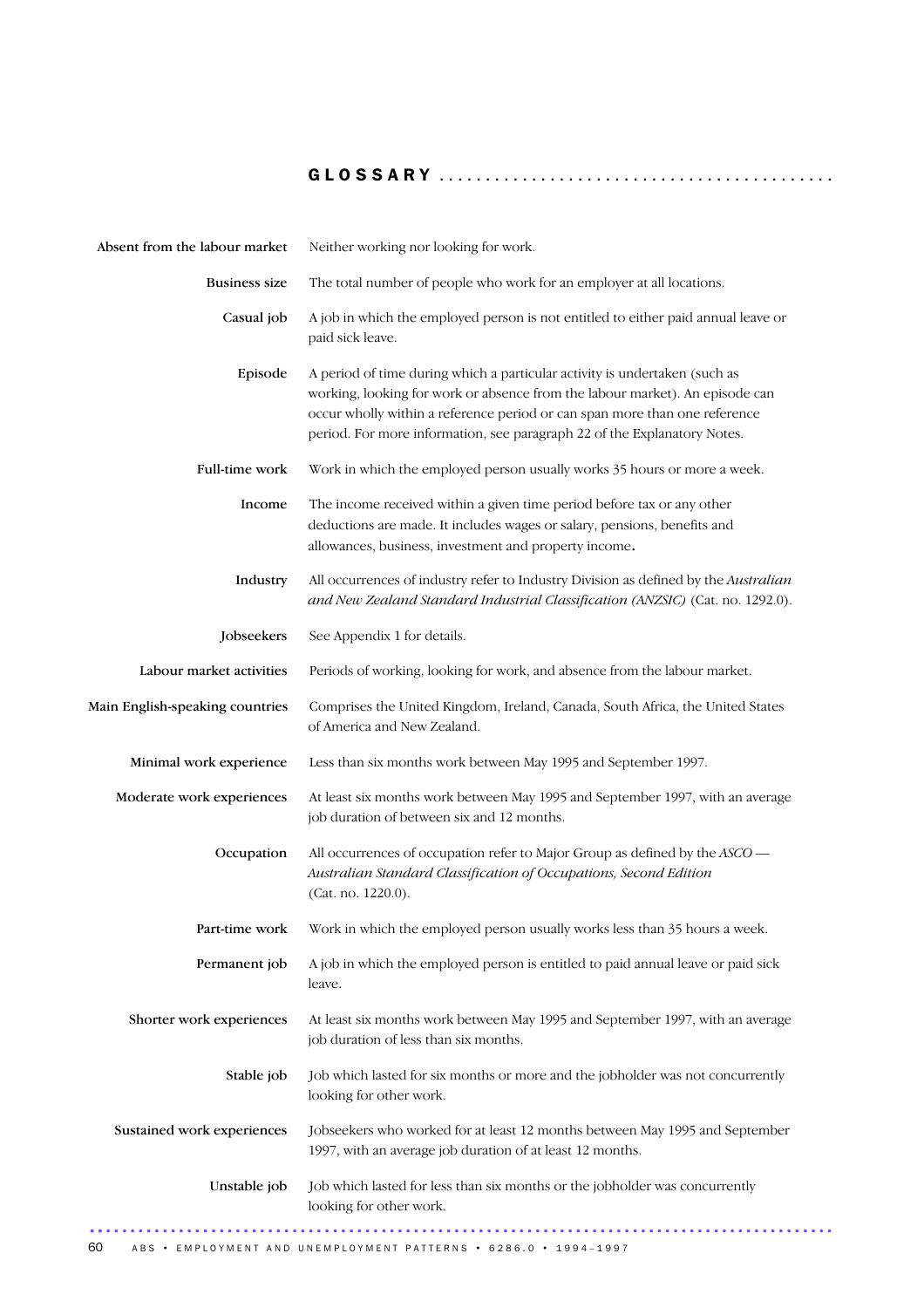# GLOSSARY

**Absent from the labour market**
Neither working nor looking for work.

**Business size**
The total number of people who work for an employer at all locations.

**Casual job**
A job in which the employed person is not entitled to either paid annual leave or paid sick leave.

**Episode**
A period of time during which a particular activity is undertaken (such as working, looking for work or absence from the labour market). An episode can occur wholly within a reference period or can span more than one reference period. For more information, see paragraph 22 of the Explanatory Notes.

**Full-time work**
Work in which the employed person usually works 35 hours or more a week.

**Income**
The income received within a given time period before tax or any other deductions are made. It includes wages or salary, pensions, benefits and allowances, business, investment and property income.

**Industry**
All occurrences of industry refer to Industry Division as defined by the *Australian and New Zealand Standard Industrial Classification (ANZSIC)* (Cat. no. 1292.0).

**Jobseekers**
See Appendix 1 for details.

**Labour market activities**
Periods of working, looking for work, and absence from the labour market.

**Main English-speaking countries**
Comprises the United Kingdom, Ireland, Canada, South Africa, the United States of America and New Zealand.

**Minimal work experience**
Less than six months work between May 1995 and September 1997.

**Moderate work experiences**
At least six months work between May 1995 and September 1997, with an average job duration of between six and 12 months.

**Occupation**
All occurrences of occupation refer to Major Group as defined by the *ASCO — Australian Standard Classification of Occupations, Second Edition* (Cat. no. 1220.0).

**Part-time work**
Work in which the employed person usually works less than 35 hours a week.

**Permanent job**
A job in which the employed person is entitled to paid annual leave or paid sick leave.

**Shorter work experiences**
At least six months work between May 1995 and September 1997, with an average job duration of less than six months.

**Stable job**
Job which lasted for six months or more and the jobholder was not concurrently looking for other work.

**Sustained work experiences**
Jobseekers who worked for at least 12 months between May 1995 and September 1997, with an average job duration of at least 12 months.

**Unstable job**
Job which lasted for less than six months or the jobholder was concurrently looking for other work.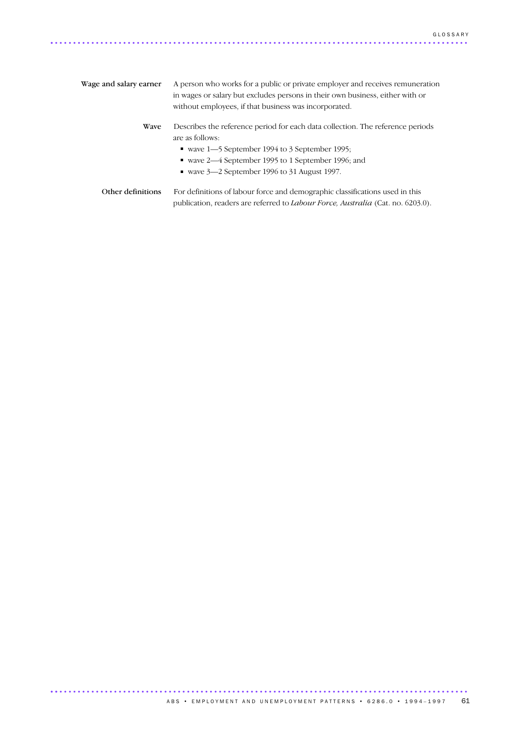**Wage and salary earner** A person who works for a public or private employer and receives remuneration in wages or salary but excludes persons in their own business, either with or without employees, if that business was incorporated.

**Wave** Describes the reference period for each data collection. The reference periods are as follows:

- wave 1—5 September 1994 to 3 September 1995;
- wave 2—4 September 1995 to 1 September 1996; and
- wave 3—2 September 1996 to 31 August 1997.

**Other definitions** For definitions of labour force and demographic classifications used in this publication, readers are referred to *Labour Force, Australia* (Cat. no. 6203.0).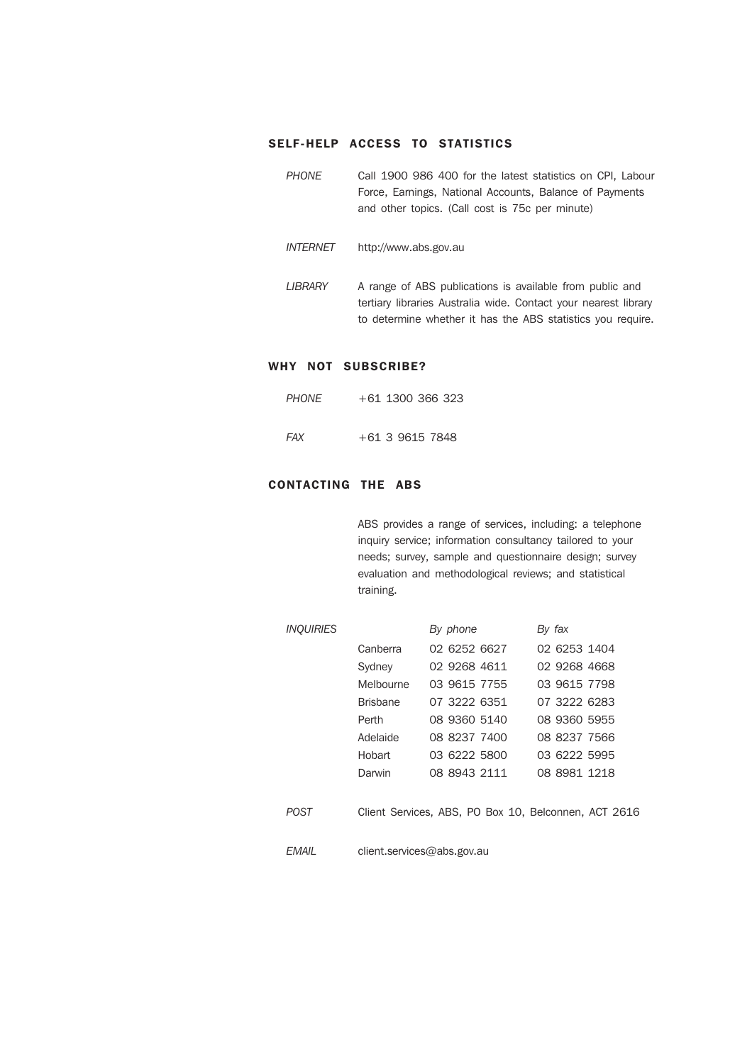## SELF-HELP ACCESS TO STATISTICS

*PHONE* Call 1900 986 400 for the latest statistics on CPI, Labour Force, Earnings, National Accounts, Balance of Payments and other topics. (Call cost is 75c per minute)

*INTERNET* http://www.abs.gov.au

*LIBRARY* A range of ABS publications is available from public and tertiary libraries Australia wide. Contact your nearest library to determine whether it has the ABS statistics you require.

## WHY NOT SUBSCRIBE?

*PHONE* +61 1300 366 323

*FAX* +61 3 9615 7848

## CONTACTING THE ABS

ABS provides a range of services, including: a telephone inquiry service; information consultancy tailored to your needs; survey, sample and questionnaire design; survey evaluation and methodological reviews; and statistical training.

*INQUIRIES*

| | *By phone* | *By fax* |
|---|---|---|
| Canberra | 02 6252 6627 | 02 6253 1404 |
| Sydney | 02 9268 4611 | 02 9268 4668 |
| Melbourne | 03 9615 7755 | 03 9615 7798 |
| Brisbane | 07 3222 6351 | 07 3222 6283 |
| Perth | 08 9360 5140 | 08 9360 5955 |
| Adelaide | 08 8237 7400 | 08 8237 7566 |
| Hobart | 03 6222 5800 | 03 6222 5995 |
| Darwin | 08 8943 2111 | 08 8981 1218 |

*POST* Client Services, ABS, PO Box 10, Belconnen, ACT 2616

*EMAIL* client.services@abs.gov.au